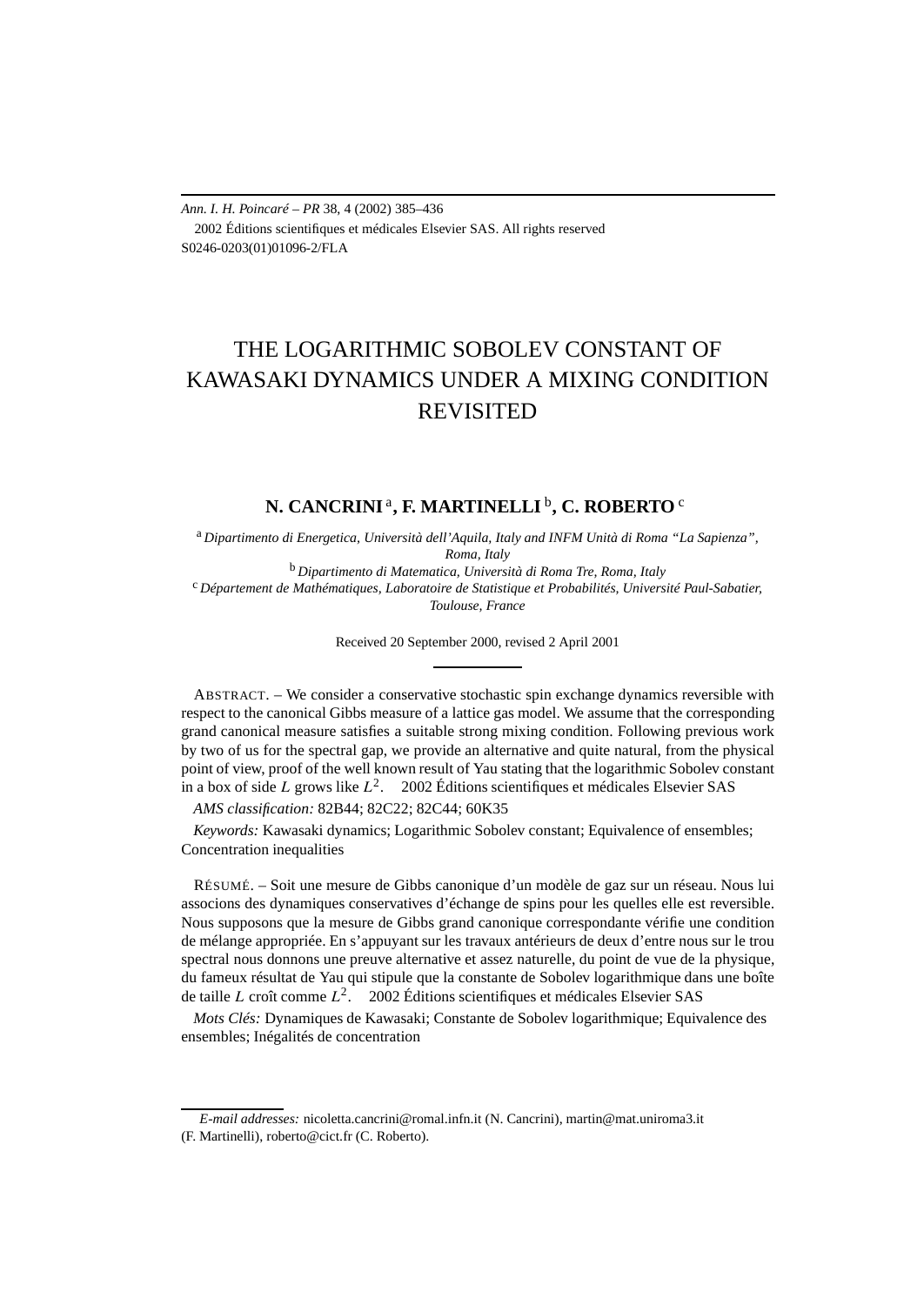Ann. I. H. Poincaré – PR 38, 4 (2002) 385–436

2002 Éditions scientifiques et médicales Elsevier SAS. All rights reserved

S0246-0203(01)01096-2/FLA

# THE LOGARITHMIC SOBOLEV CONSTANT OF KAWASAKI DYNAMICS UNDER A MIXING CONDITION REVISITED

**N. CANCRINI** [a], **F. MARTINELLI** [b], **C. ROBERTO** [c]

[a] *Dipartimento di Energetica, Università dell'Aquila, Italy and INFM Unità di Roma "La Sapienza", Roma, Italy*

[b] *Dipartimento di Matematica, Università di Roma Tre, Roma, Italy*

[c] *Département de Mathématiques, Laboratoire de Statistique et Probabilités, Université Paul-Sabatier, Toulouse, France*

Received 20 September 2000, revised 2 April 2001

ABSTRACT. – We consider a conservative stochastic spin exchange dynamics reversible with respect to the canonical Gibbs measure of a lattice gas model. We assume that the corresponding grand canonical measure satisfies a suitable strong mixing condition. Following previous work by two of us for the spectral gap, we provide an alternative and quite natural, from the physical point of view, proof of the well known result of Yau stating that the logarithmic Sobolev constant in a box of side $L$ grows like $L^2$. 2002 Éditions scientifiques et médicales Elsevier SAS

*AMS classification:* 82B44; 82C22; 82C44; 60K35

*Keywords:* Kawasaki dynamics; Logarithmic Sobolev constant; Equivalence of ensembles; Concentration inequalities

RÉSUMÉ. – Soit une mesure de Gibbs canonique d'un modèle de gaz sur un réseau. Nous lui associons des dynamiques conservatives d'échange de spins pour les quelles elle est reversible. Nous supposons que la mesure de Gibbs grand canonique correspondante vérifie une condition de mélange appropriée. En s'appuyant sur les travaux antérieurs de deux d'entre nous sur le trou spectral nous donnons une preuve alternative et assez naturelle, du point de vue de la physique, du fameux résultat de Yau qui stipule que la constante de Sobolev logarithmique dans une boîte de taille $L$ croît comme $L^2$. 2002 Éditions scientifiques et médicales Elsevier SAS

*Mots Clés:* Dynamiques de Kawasaki; Constante de Sobolev logarithmique; Equivalence des ensembles; Inégalités de concentration

---

*E-mail addresses:* nicoletta.cancrini@romal.infn.it (N. Cancrini), martin@mat.uniroma3.it (F. Martinelli), roberto@cict.fr (C. Roberto).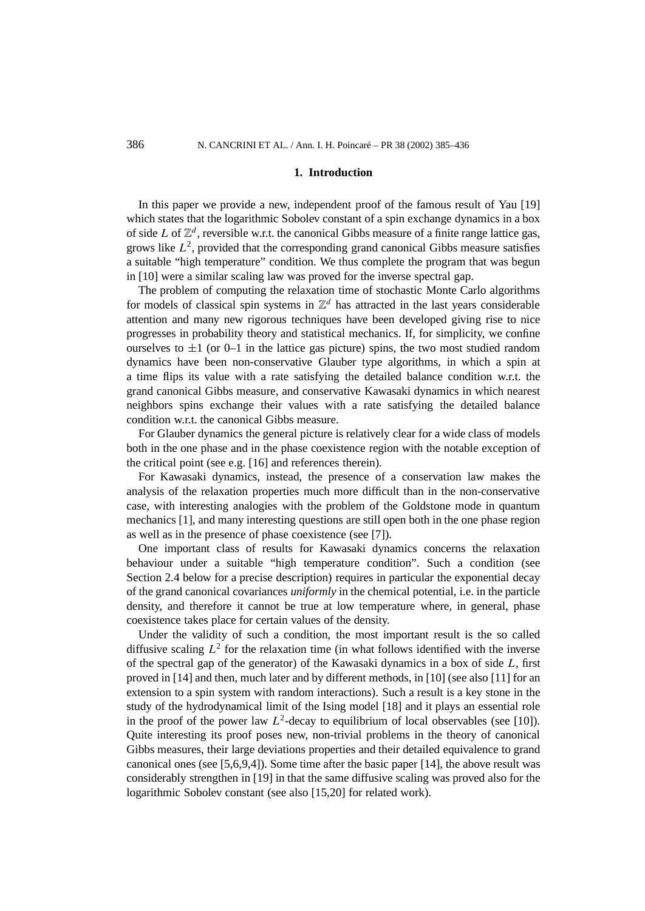## 1. Introduction

In this paper we provide a new, independent proof of the famous result of Yau [19] which states that the logarithmic Sobolev constant of a spin exchange dynamics in a box of side $L$ of $\mathbb{Z}^d$, reversible w.r.t. the canonical Gibbs measure of a finite range lattice gas, grows like $L^2$, provided that the corresponding grand canonical Gibbs measure satisfies a suitable "high temperature" condition. We thus complete the program that was begun in [10] were a similar scaling law was proved for the inverse spectral gap.

The problem of computing the relaxation time of stochastic Monte Carlo algorithms for models of classical spin systems in $\mathbb{Z}^d$ has attracted in the last years considerable attention and many new rigorous techniques have been developed giving rise to nice progresses in probability theory and statistical mechanics. If, for simplicity, we confine ourselves to $\pm 1$ (or 0–1 in the lattice gas picture) spins, the two most studied random dynamics have been non-conservative Glauber type algorithms, in which a spin at a time flips its value with a rate satisfying the detailed balance condition w.r.t. the grand canonical Gibbs measure, and conservative Kawasaki dynamics in which nearest neighbors spins exchange their values with a rate satisfying the detailed balance condition w.r.t. the canonical Gibbs measure.

For Glauber dynamics the general picture is relatively clear for a wide class of models both in the one phase and in the phase coexistence region with the notable exception of the critical point (see e.g. [16] and references therein).

For Kawasaki dynamics, instead, the presence of a conservation law makes the analysis of the relaxation properties much more difficult than in the non-conservative case, with interesting analogies with the problem of the Goldstone mode in quantum mechanics [1], and many interesting questions are still open both in the one phase region as well as in the presence of phase coexistence (see [7]).

One important class of results for Kawasaki dynamics concerns the relaxation behaviour under a suitable "high temperature condition". Such a condition (see Section 2.4 below for a precise description) requires in particular the exponential decay of the grand canonical covariances *uniformly* in the chemical potential, i.e. in the particle density, and therefore it cannot be true at low temperature where, in general, phase coexistence takes place for certain values of the density.

Under the validity of such a condition, the most important result is the so called diffusive scaling $L^2$ for the relaxation time (in what follows identified with the inverse of the spectral gap of the generator) of the Kawasaki dynamics in a box of side $L$, first proved in [14] and then, much later and by different methods, in [10] (see also [11] for an extension to a spin system with random interactions). Such a result is a key stone in the study of the hydrodynamical limit of the Ising model [18] and it plays an essential role in the proof of the power law $L^2$-decay to equilibrium of local observables (see [10]). Quite interesting its proof poses new, non-trivial problems in the theory of canonical Gibbs measures, their large deviations properties and their detailed equivalence to grand canonical ones (see [5,6,9,4]). Some time after the basic paper [14], the above result was considerably strengthen in [19] in that the same diffusive scaling was proved also for the logarithmic Sobolev constant (see also [15,20] for related work).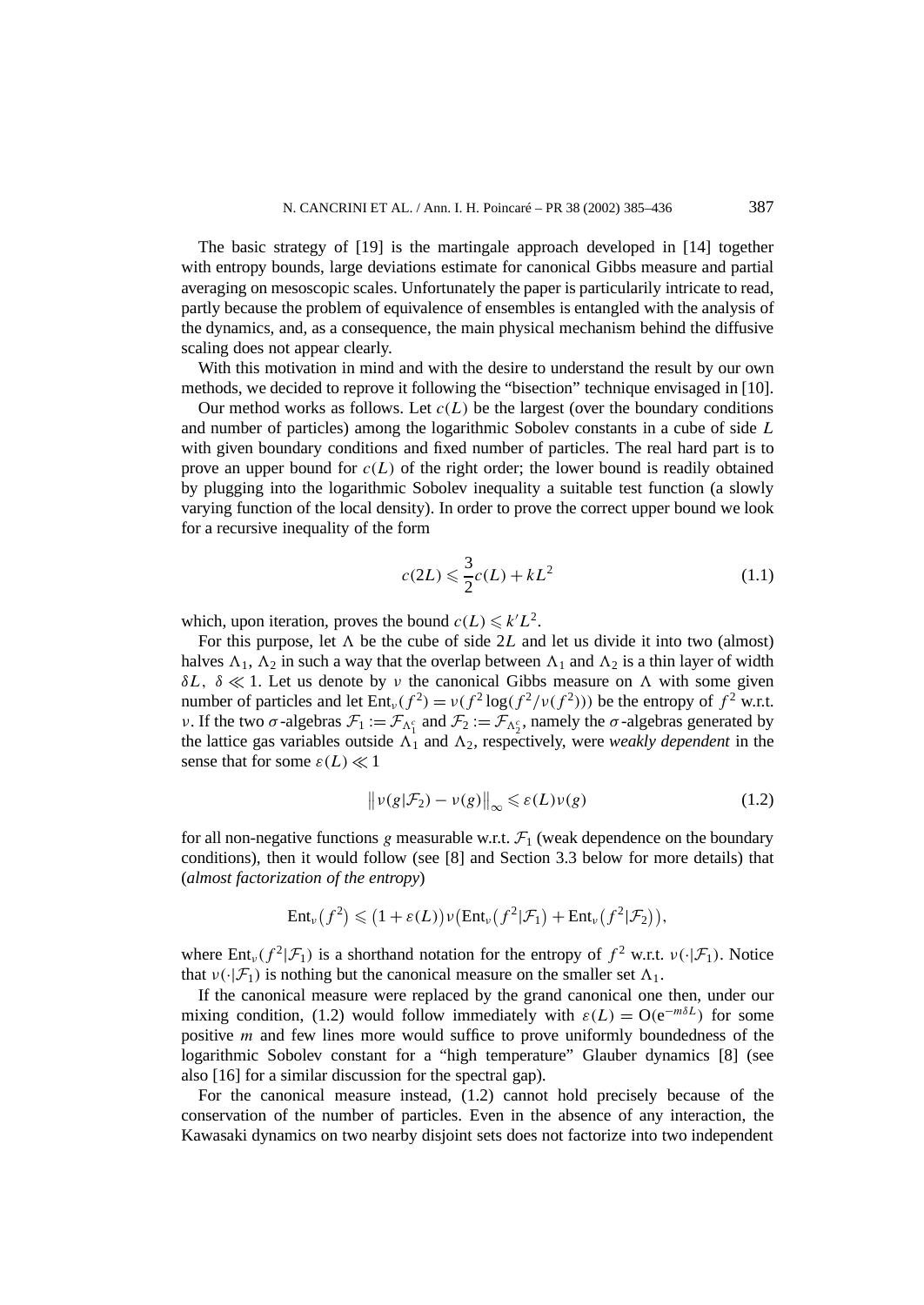The basic strategy of [19] is the martingale approach developed in [14] together with entropy bounds, large deviations estimate for canonical Gibbs measure and partial averaging on mesoscopic scales. Unfortunately the paper is particularily intricate to read, partly because the problem of equivalence of ensembles is entangled with the analysis of the dynamics, and, as a consequence, the main physical mechanism behind the diffusive scaling does not appear clearly.

With this motivation in mind and with the desire to understand the result by our own methods, we decided to reprove it following the "bisection" technique envisaged in [10].

Our method works as follows. Let $c(L)$ be the largest (over the boundary conditions and number of particles) among the logarithmic Sobolev constants in a cube of side $L$ with given boundary conditions and fixed number of particles. The real hard part is to prove an upper bound for $c(L)$ of the right order; the lower bound is readily obtained by plugging into the logarithmic Sobolev inequality a suitable test function (a slowly varying function of the local density). In order to prove the correct upper bound we look for a recursive inequality of the form

$$c(2L) \leqslant \frac{3}{2}c(L) + kL^2 \tag{1.1}$$

which, upon iteration, proves the bound $c(L) \leqslant k'L^2$.

For this purpose, let $\Lambda$ be the cube of side $2L$ and let us divide it into two (almost) halves $\Lambda_1$, $\Lambda_2$ in such a way that the overlap between $\Lambda_1$ and $\Lambda_2$ is a thin layer of width $\delta L$, $\delta \ll 1$. Let us denote by $\nu$ the canonical Gibbs measure on $\Lambda$ with some given number of particles and let $\mathrm{Ent}_\nu(f^2) = \nu(f^2 \log(f^2/\nu(f^2)))$ be the entropy of $f^2$ w.r.t. $\nu$. If the two $\sigma$-algebras $\mathcal{F}_1 := \mathcal{F}_{\Lambda_1^c}$ and $\mathcal{F}_2 := \mathcal{F}_{\Lambda_2^c}$, namely the $\sigma$-algebras generated by the lattice gas variables outside $\Lambda_1$ and $\Lambda_2$, respectively, were *weakly dependent* in the sense that for some $\varepsilon(L) \ll 1$

$$\left\| \nu(g|\mathcal{F}_2) - \nu(g) \right\|_\infty \leqslant \varepsilon(L)\nu(g) \tag{1.2}$$

for all non-negative functions $g$ measurable w.r.t. $\mathcal{F}_1$ (weak dependence on the boundary conditions), then it would follow (see [8] and Section 3.3 below for more details) that (*almost factorization of the entropy*)

$$\mathrm{Ent}_\nu\left(f^2\right) \leqslant \left(1 + \varepsilon(L)\right)\nu\left(\mathrm{Ent}_\nu\left(f^2|\mathcal{F}_1\right) + \mathrm{Ent}_\nu\left(f^2|\mathcal{F}_2\right)\right),$$

where $\mathrm{Ent}_\nu(f^2|\mathcal{F}_1)$ is a shorthand notation for the entropy of $f^2$ w.r.t. $\nu(\cdot|\mathcal{F}_1)$. Notice that $\nu(\cdot|\mathcal{F}_1)$ is nothing but the canonical measure on the smaller set $\Lambda_1$.

If the canonical measure were replaced by the grand canonical one then, under our mixing condition, (1.2) would follow immediately with $\varepsilon(L) = \mathrm{O}(\mathrm{e}^{-m\delta L})$ for some positive $m$ and few lines more would suffice to prove uniformly boundedness of the logarithmic Sobolev constant for a "high temperature" Glauber dynamics [8] (see also [16] for a similar discussion for the spectral gap).

For the canonical measure instead, (1.2) cannot hold precisely because of the conservation of the number of particles. Even in the absence of any interaction, the Kawasaki dynamics on two nearby disjoint sets does not factorize into two independent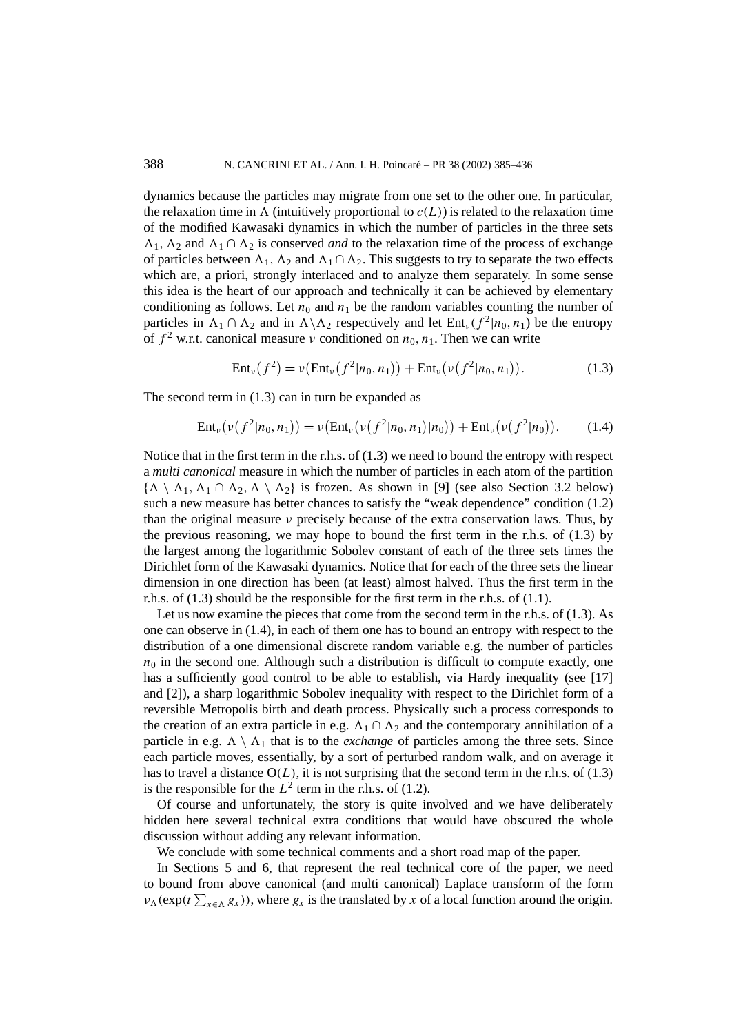dynamics because the particles may migrate from one set to the other one. In particular, the relaxation time in $\Lambda$ (intuitively proportional to $c(L)$) is related to the relaxation time of the modified Kawasaki dynamics in which the number of particles in the three sets $\Lambda_1$, $\Lambda_2$ and $\Lambda_1 \cap \Lambda_2$ is conserved *and* to the relaxation time of the process of exchange of particles between $\Lambda_1$, $\Lambda_2$ and $\Lambda_1 \cap \Lambda_2$. This suggests to try to separate the two effects which are, a priori, strongly interlaced and to analyze them separately. In some sense this idea is the heart of our approach and technically it can be achieved by elementary conditioning as follows. Let $n_0$ and $n_1$ be the random variables counting the number of particles in $\Lambda_1 \cap \Lambda_2$ and in $\Lambda \setminus \Lambda_2$ respectively and let $\mathrm{Ent}_\nu(f^2|n_0, n_1)$ be the entropy of $f^2$ w.r.t. canonical measure $\nu$ conditioned on $n_0, n_1$. Then we can write

$$\mathrm{Ent}_\nu\big(f^2\big) = \nu\big(\mathrm{Ent}_\nu\big(f^2|n_0, n_1\big)\big) + \mathrm{Ent}_\nu\big(\nu\big(f^2|n_0, n_1\big)\big). \tag{1.3}$$

The second term in (1.3) can in turn be expanded as

$$\mathrm{Ent}_\nu\big(\nu\big(f^2|n_0, n_1\big)\big) = \nu\big(\mathrm{Ent}_\nu\big(\nu\big(f^2|n_0, n_1\big)|n_0\big)\big) + \mathrm{Ent}_\nu\big(\nu\big(f^2|n_0\big)\big). \tag{1.4}$$

Notice that in the first term in the r.h.s. of (1.3) we need to bound the entropy with respect a *multi canonical* measure in which the number of particles in each atom of the partition $\{\Lambda \setminus \Lambda_1, \Lambda_1 \cap \Lambda_2, \Lambda \setminus \Lambda_2\}$ is frozen. As shown in [9] (see also Section 3.2 below) such a new measure has better chances to satisfy the "weak dependence" condition (1.2) than the original measure $\nu$ precisely because of the extra conservation laws. Thus, by the previous reasoning, we may hope to bound the first term in the r.h.s. of (1.3) by the largest among the logarithmic Sobolev constant of each of the three sets times the Dirichlet form of the Kawasaki dynamics. Notice that for each of the three sets the linear dimension in one direction has been (at least) almost halved. Thus the first term in the r.h.s. of (1.3) should be the responsible for the first term in the r.h.s. of (1.1).

Let us now examine the pieces that come from the second term in the r.h.s. of (1.3). As one can observe in (1.4), in each of them one has to bound an entropy with respect to the distribution of a one dimensional discrete random variable e.g. the number of particles $n_0$ in the second one. Although such a distribution is difficult to compute exactly, one has a sufficiently good control to be able to establish, via Hardy inequality (see [17] and [2]), a sharp logarithmic Sobolev inequality with respect to the Dirichlet form of a reversible Metropolis birth and death process. Physically such a process corresponds to the creation of an extra particle in e.g. $\Lambda_1 \cap \Lambda_2$ and the contemporary annihilation of a particle in e.g. $\Lambda \setminus \Lambda_1$ that is to the *exchange* of particles among the three sets. Since each particle moves, essentially, by a sort of perturbed random walk, and on average it has to travel a distance $O(L)$, it is not surprising that the second term in the r.h.s. of (1.3) is the responsible for the $L^2$ term in the r.h.s. of (1.2).

Of course and unfortunately, the story is quite involved and we have deliberately hidden here several technical extra conditions that would have obscured the whole discussion without adding any relevant information.

We conclude with some technical comments and a short road map of the paper.

In Sections 5 and 6, that represent the real technical core of the paper, we need to bound from above canonical (and multi canonical) Laplace transform of the form $\nu_\Lambda(\exp(t\sum_{x\in\Lambda} g_x))$, where $g_x$ is the translated by $x$ of a local function around the origin.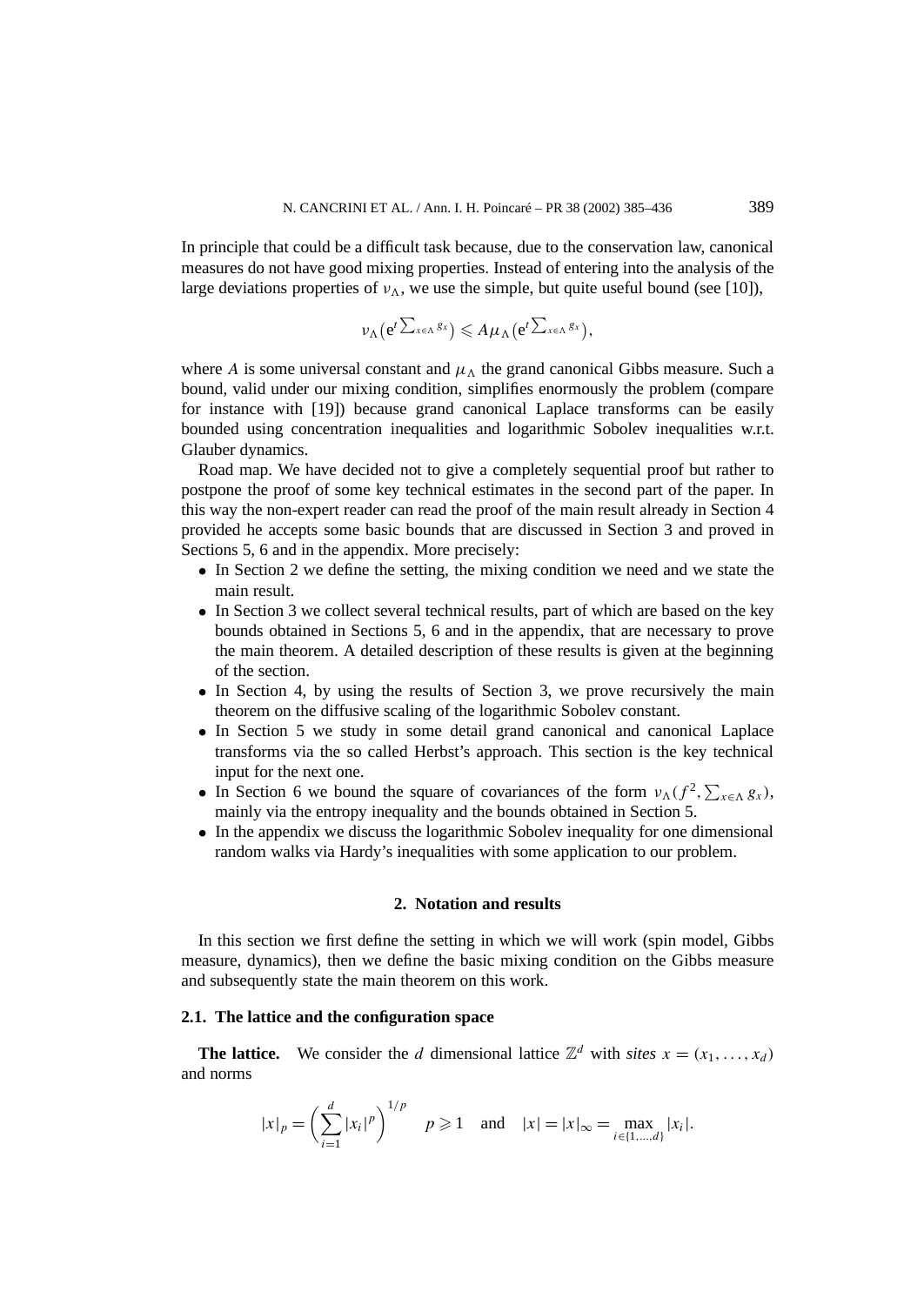In principle that could be a difficult task because, due to the conservation law, canonical measures do not have good mixing properties. Instead of entering into the analysis of the large deviations properties of $\nu_\Lambda$, we use the simple, but quite useful bound (see [10]),

$$\nu_\Lambda\left(\mathrm{e}^{t\sum_{x\in\Lambda} g_x}\right) \leqslant A\mu_\Lambda\left(\mathrm{e}^{t\sum_{x\in\Lambda} g_x}\right),$$

where $A$ is some universal constant and $\mu_\Lambda$ the grand canonical Gibbs measure. Such a bound, valid under our mixing condition, simplifies enormously the problem (compare for instance with [19]) because grand canonical Laplace transforms can be easily bounded using concentration inequalities and logarithmic Sobolev inequalities w.r.t. Glauber dynamics.

Road map. We have decided not to give a completely sequential proof but rather to postpone the proof of some key technical estimates in the second part of the paper. In this way the non-expert reader can read the proof of the main result already in Section 4 provided he accepts some basic bounds that are discussed in Section 3 and proved in Sections 5, 6 and in the appendix. More precisely:

- In Section 2 we define the setting, the mixing condition we need and we state the main result.
- In Section 3 we collect several technical results, part of which are based on the key bounds obtained in Sections 5, 6 and in the appendix, that are necessary to prove the main theorem. A detailed description of these results is given at the beginning of the section.
- In Section 4, by using the results of Section 3, we prove recursively the main theorem on the diffusive scaling of the logarithmic Sobolev constant.
- In Section 5 we study in some detail grand canonical and canonical Laplace transforms via the so called Herbst's approach. This section is the key technical input for the next one.
- In Section 6 we bound the square of covariances of the form $\nu_\Lambda(f^2, \sum_{x\in\Lambda} g_x)$, mainly via the entropy inequality and the bounds obtained in Section 5.
- In the appendix we discuss the logarithmic Sobolev inequality for one dimensional random walks via Hardy's inequalities with some application to our problem.

## 2. Notation and results

In this section we first define the setting in which we will work (spin model, Gibbs measure, dynamics), then we define the basic mixing condition on the Gibbs measure and subsequently state the main theorem on this work.

### 2.1. The lattice and the configuration space

**The lattice.** We consider the $d$ dimensional lattice $\mathbb{Z}^d$ with *sites* $x = (x_1, \ldots, x_d)$ and norms

$$|x|_p = \left(\sum_{i=1}^{d} |x_i|^p\right)^{1/p} \quad p \geqslant 1 \quad \text{and} \quad |x| = |x|_\infty = \max_{i\in\{1,\ldots,d\}} |x_i|.$$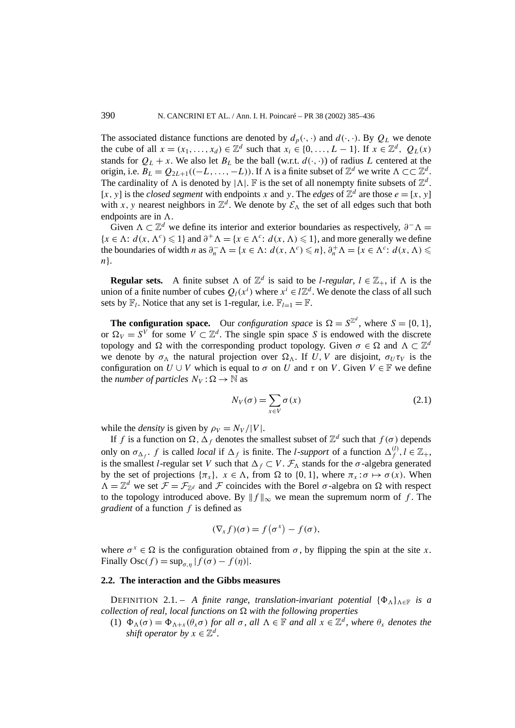The associated distance functions are denoted by $d_p(\cdot,\cdot)$ and $d(\cdot,\cdot)$. By $Q_L$ we denote the cube of all $x = (x_1, \ldots, x_d) \in \mathbb{Z}^d$ such that $x_i \in \{0, \ldots, L-1\}$. If $x \in \mathbb{Z}^d$, $Q_L(x)$ stands for $Q_L + x$. We also let $B_L$ be the ball (w.r.t. $d(\cdot,\cdot)$) of radius $L$ centered at the origin, i.e. $B_L = Q_{2L+1}((-L, \ldots, -L))$. If $\Lambda$ is a finite subset of $\mathbb{Z}^d$ we write $\Lambda \subset\subset \mathbb{Z}^d$. The cardinality of $\Lambda$ is denoted by $|\Lambda|$. $\mathbb{F}$ is the set of all nonempty finite subsets of $\mathbb{Z}^d$. $[x, y]$ is the *closed segment* with endpoints $x$ and $y$. The *edges* of $\mathbb{Z}^d$ are those $e = [x, y]$ with $x, y$ nearest neighbors in $\mathbb{Z}^d$. We denote by $\mathcal{E}_\Lambda$ the set of all edges such that both endpoints are in $\Lambda$.

Given $\Lambda \subset \mathbb{Z}^d$ we define its interior and exterior boundaries as respectively, $\partial^- \Lambda = \{x \in \Lambda \colon d(x, \Lambda^c) \leqslant 1\}$ and $\partial^+ \Lambda = \{x \in \Lambda^c \colon d(x, \Lambda) \leqslant 1\}$, and more generally we define the boundaries of width $n$ as $\partial_n^- \Lambda = \{x \in \Lambda \colon d(x, \Lambda^c) \leqslant n\}$, $\partial_n^+ \Lambda = \{x \in \Lambda^c \colon d(x, \Lambda) \leqslant n\}$.

**Regular sets.** A finite subset $\Lambda$ of $\mathbb{Z}^d$ is said to be *l-regular*, $l \in \mathbb{Z}_+$, if $\Lambda$ is the union of a finite number of cubes $Q_l(x^i)$ where $x^i \in l\mathbb{Z}^d$. We denote the class of all such sets by $\mathbb{F}_l$. Notice that any set is 1-regular, i.e. $\mathbb{F}_{l=1} = \mathbb{F}$.

**The configuration space.** Our *configuration space* is $\Omega = S^{\mathbb{Z}^d}$, where $S = \{0, 1\}$, or $\Omega_V = S^V$ for some $V \subset \mathbb{Z}^d$. The single spin space $S$ is endowed with the discrete topology and $\Omega$ with the corresponding product topology. Given $\sigma \in \Omega$ and $\Lambda \subset \mathbb{Z}^d$ we denote by $\sigma_\Lambda$ the natural projection over $\Omega_\Lambda$. If $U, V$ are disjoint, $\sigma_U \tau_V$ is the configuration on $U \cup V$ which is equal to $\sigma$ on $U$ and $\tau$ on $V$. Given $V \in \mathbb{F}$ we define the *number of particles* $N_V : \Omega \to \mathbb{N}$ as

$$N_V(\sigma) = \sum_{x \in V} \sigma(x) \tag{2.1}$$

while the *density* is given by $\rho_V = N_V/|V|$.

If $f$ is a function on $\Omega$, $\Delta_f$ denotes the smallest subset of $\mathbb{Z}^d$ such that $f(\sigma)$ depends only on $\sigma_{\Delta_f}$. $f$ is called *local* if $\Delta_f$ is finite. The *l-support* of a function $\Delta_f^{(l)}$, $l \in \mathbb{Z}_+$, is the smallest $l$-regular set $V$ such that $\Delta_f \subset V$. $\mathcal{F}_\Lambda$ stands for the $\sigma$-algebra generated by the set of projections $\{\pi_x\}$, $x \in \Lambda$, from $\Omega$ to $\{0, 1\}$, where $\pi_x : \sigma \mapsto \sigma(x)$. When $\Lambda = \mathbb{Z}^d$ we set $\mathcal{F} = \mathcal{F}_{\mathbb{Z}^d}$ and $\mathcal{F}$ coincides with the Borel $\sigma$-algebra on $\Omega$ with respect to the topology introduced above. By $\|f\|_\infty$ we mean the supremum norm of $f$. The *gradient* of a function $f$ is defined as

$$(\nabla_x f)(\sigma) = f(\sigma^x) - f(\sigma),$$

where $\sigma^x \in \Omega$ is the configuration obtained from $\sigma$, by flipping the spin at the site $x$. Finally $\mathrm{Osc}(f) = \sup_{\sigma,\eta} |f(\sigma) - f(\eta)|$.

### 2.2. The interaction and the Gibbs measures

DEFINITION 2.1. – *A finite range, translation-invariant potential* $\{\Phi_\Lambda\}_{\Lambda \in \mathbb{F}}$ *is a collection of real, local functions on* $\Omega$ *with the following properties*

(1) $\Phi_\Lambda(\sigma) = \Phi_{\Lambda + x}(\theta_x \sigma)$ *for all* $\sigma$, *all* $\Lambda \in \mathbb{F}$ *and all* $x \in \mathbb{Z}^d$, *where* $\theta_x$ *denotes the shift operator by* $x \in \mathbb{Z}^d$.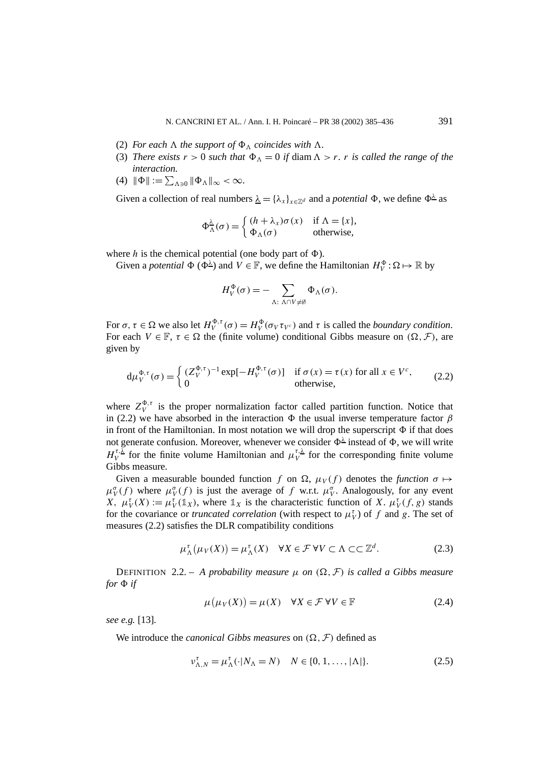(2) *For each* $\Lambda$ *the support of* $\Phi_\Lambda$ *coincides with* $\Lambda$.

(3) *There exists* $r > 0$ *such that* $\Phi_\Lambda = 0$ *if* $\operatorname{diam} \Lambda > r$. $r$ *is called the range of the interaction.*

(4) $\|\Phi\| := \sum_{\Lambda \ni 0} \|\Phi_\Lambda\|_\infty < \infty$.

Given a collection of real numbers $\underline{\lambda} = \{\lambda_x\}_{x \in \mathbb{Z}^d}$ and a *potential* $\Phi$, we define $\Phi^{\underline{\lambda}}$ as

$$\Phi^{\underline{\lambda}}_\Lambda(\sigma) = \begin{cases} (h + \lambda_x)\sigma(x) & \text{if } \Lambda = \{x\}, \\ \Phi_\Lambda(\sigma) & \text{otherwise,} \end{cases}$$

where $h$ is the chemical potential (one body part of $\Phi$).

Given a *potential* $\Phi$ ($\Phi^{\underline{\lambda}}$) and $V \in \mathbb{F}$, we define the Hamiltonian $H_V^\Phi : \Omega \mapsto \mathbb{R}$ by

$$H_V^\Phi(\sigma) = - \sum_{\Lambda:\ \Lambda \cap V \neq \emptyset} \Phi_\Lambda(\sigma).$$

For $\sigma, \tau \in \Omega$ we also let $H_V^{\Phi,\tau}(\sigma) = H_V^\Phi(\sigma_V \tau_{V^c})$ and $\tau$ is called the *boundary condition*. For each $V \in \mathbb{F}$, $\tau \in \Omega$ the (finite volume) conditional Gibbs measure on $(\Omega, \mathcal{F})$, are given by

$$\mathrm{d}\mu_V^{\Phi,\tau}(\sigma) = \begin{cases} (Z_V^{\Phi,\tau})^{-1} \exp[-H_V^{\Phi,\tau}(\sigma)] & \text{if } \sigma(x) = \tau(x) \text{ for all } x \in V^c, \\ 0 & \text{otherwise,} \end{cases} \tag{2.2}$$

where $Z_V^{\Phi,\tau}$ is the proper normalization factor called partition function. Notice that in (2.2) we have absorbed in the interaction $\Phi$ the usual inverse temperature factor $\beta$ in front of the Hamiltonian. In most notation we will drop the superscript $\Phi$ if that does not generate confusion. Moreover, whenever we consider $\Phi^{\underline{\lambda}}$ instead of $\Phi$, we will write $H_V^{\tau,\underline{\lambda}}$ for the finite volume Hamiltonian and $\mu_V^{\tau,\underline{\lambda}}$ for the corresponding finite volume Gibbs measure.

Given a measurable bounded function $f$ on $\Omega$, $\mu_V(f)$ denotes the *function* $\sigma \mapsto \mu_V^\sigma(f)$ where $\mu_V^\sigma(f)$ is just the average of $f$ w.r.t. $\mu_V^\sigma$. Analogously, for any event $X$, $\mu_V^\tau(X) := \mu_V^\tau(\mathbb{1}_X)$, where $\mathbb{1}_X$ is the characteristic function of $X$. $\mu_V^\tau(f, g)$ stands for the covariance or *truncated correlation* (with respect to $\mu_V^\tau$) of $f$ and $g$. The set of measures (2.2) satisfies the DLR compatibility conditions

$$\mu_\Lambda^\tau\big(\mu_V(X)\big) = \mu_\Lambda^\tau(X) \quad \forall X \in \mathcal{F}\ \forall V \subset \Lambda \subset\subset \mathbb{Z}^d. \tag{2.3}$$

DEFINITION 2.2. – *A probability measure* $\mu$ *on* $(\Omega, \mathcal{F})$ *is called a Gibbs measure for* $\Phi$ *if*

$$\mu\big(\mu_V(X)\big) = \mu(X) \quad \forall X \in \mathcal{F}\ \forall V \in \mathbb{F} \tag{2.4}$$

*see e.g.* [13].

We introduce the *canonical Gibbs measures* on $(\Omega, \mathcal{F})$ defined as

$$\nu_{\Lambda,N}^\tau = \mu_\Lambda^\tau(\cdot \mid N_\Lambda = N) \quad N \in \{0, 1, \ldots, |\Lambda|\}. \tag{2.5}$$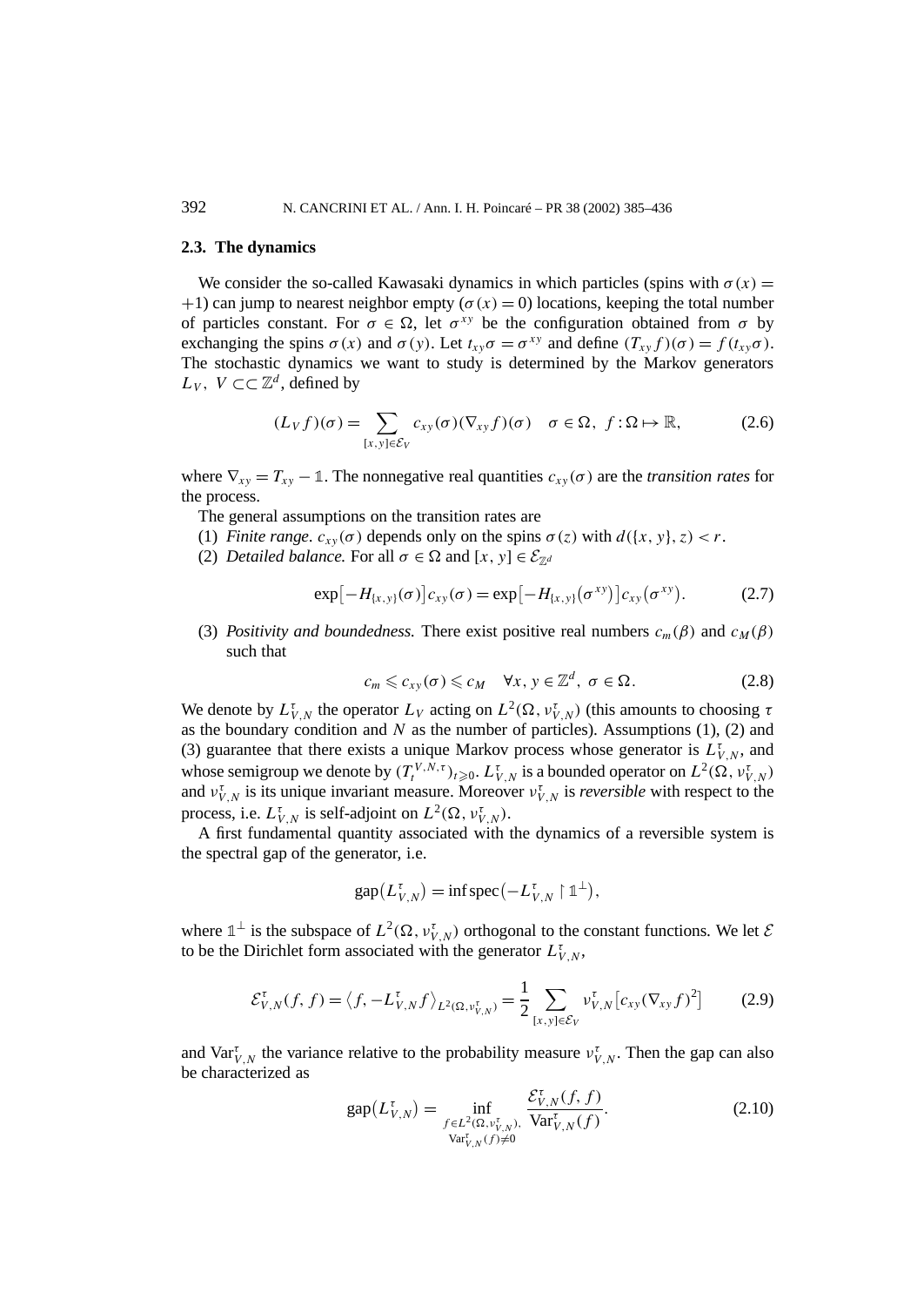### 2.3. The dynamics

We consider the so-called Kawasaki dynamics in which particles (spins with $\sigma(x) = +1$) can jump to nearest neighbor empty ($\sigma(x) = 0$) locations, keeping the total number of particles constant. For $\sigma \in \Omega$, let $\sigma^{xy}$ be the configuration obtained from $\sigma$ by exchanging the spins $\sigma(x)$ and $\sigma(y)$. Let $t_{xy}\sigma = \sigma^{xy}$ and define $(T_{xy} f)(\sigma) = f(t_{xy}\sigma)$. The stochastic dynamics we want to study is determined by the Markov generators $L_V$, $V \subset\subset \mathbb{Z}^d$, defined by

$$(L_V f)(\sigma) = \sum_{[x,y]\in\mathcal{E}_V} c_{xy}(\sigma)(\nabla_{xy} f)(\sigma) \quad \sigma \in \Omega,\ f : \Omega \mapsto \mathbb{R}, \tag{2.6}$$

where $\nabla_{xy} = T_{xy} - \mathbb{1}$. The nonnegative real quantities $c_{xy}(\sigma)$ are the *transition rates* for the process.

The general assumptions on the transition rates are

(1) *Finite range*. $c_{xy}(\sigma)$ depends only on the spins $\sigma(z)$ with $d(\{x, y\}, z) < r$.

(2) *Detailed balance.* For all $\sigma \in \Omega$ and $[x, y] \in \mathcal{E}_{\mathbb{Z}^d}$

$$\exp\bigl[-H_{\{x,y\}}(\sigma)\bigr] c_{xy}(\sigma) = \exp\bigl[-H_{\{x,y\}}\bigl(\sigma^{xy}\bigr)\bigr] c_{xy}\bigl(\sigma^{xy}\bigr). \tag{2.7}$$

(3) *Positivity and boundedness.* There exist positive real numbers $c_m(\beta)$ and $c_M(\beta)$ such that

$$c_m \leqslant c_{xy}(\sigma) \leqslant c_M \quad \forall x, y \in \mathbb{Z}^d,\ \sigma \in \Omega. \tag{2.8}$$

We denote by $L^\tau_{V,N}$ the operator $L_V$ acting on $L^2(\Omega, \nu^\tau_{V,N})$ (this amounts to choosing $\tau$ as the boundary condition and $N$ as the number of particles). Assumptions (1), (2) and (3) guarantee that there exists a unique Markov process whose generator is $L^\tau_{V,N}$, and whose semigroup we denote by $(T^{V,N,\tau}_t)_{t\geqslant 0}$. $L^\tau_{V,N}$ is a bounded operator on $L^2(\Omega, \nu^\tau_{V,N})$ and $\nu^\tau_{V,N}$ is its unique invariant measure. Moreover $\nu^\tau_{V,N}$ is *reversible* with respect to the process, i.e. $L^\tau_{V,N}$ is self-adjoint on $L^2(\Omega, \nu^\tau_{V,N})$.

A first fundamental quantity associated with the dynamics of a reversible system is the spectral gap of the generator, i.e.

$$\operatorname{gap}\bigl(L^\tau_{V,N}\bigr) = \inf \operatorname{spec}\bigl(-L^\tau_{V,N} \upharpoonright \mathbb{1}^\perp\bigr),$$

where $\mathbb{1}^\perp$ is the subspace of $L^2(\Omega, \nu^\tau_{V,N})$ orthogonal to the constant functions. We let $\mathcal{E}$ to be the Dirichlet form associated with the generator $L^\tau_{V,N}$,

$$\mathcal{E}^\tau_{V,N}(f, f) = \bigl\langle f, -L^\tau_{V,N} f\bigr\rangle_{L^2(\Omega,\nu^\tau_{V,N})} = \frac{1}{2} \sum_{[x,y]\in\mathcal{E}_V} \nu^\tau_{V,N}\bigl[c_{xy}(\nabla_{xy} f)^2\bigr] \tag{2.9}$$

and $\operatorname{Var}^\tau_{V,N}$ the variance relative to the probability measure $\nu^\tau_{V,N}$. Then the gap can also be characterized as

$$\operatorname{gap}\bigl(L^\tau_{V,N}\bigr) = \inf_{\substack{f\in L^2(\Omega,\nu^\tau_{V,N}),\\ \operatorname{Var}^\tau_{V,N}(f)\neq 0}} \frac{\mathcal{E}^\tau_{V,N}(f, f)}{\operatorname{Var}^\tau_{V,N}(f)}. \tag{2.10}$$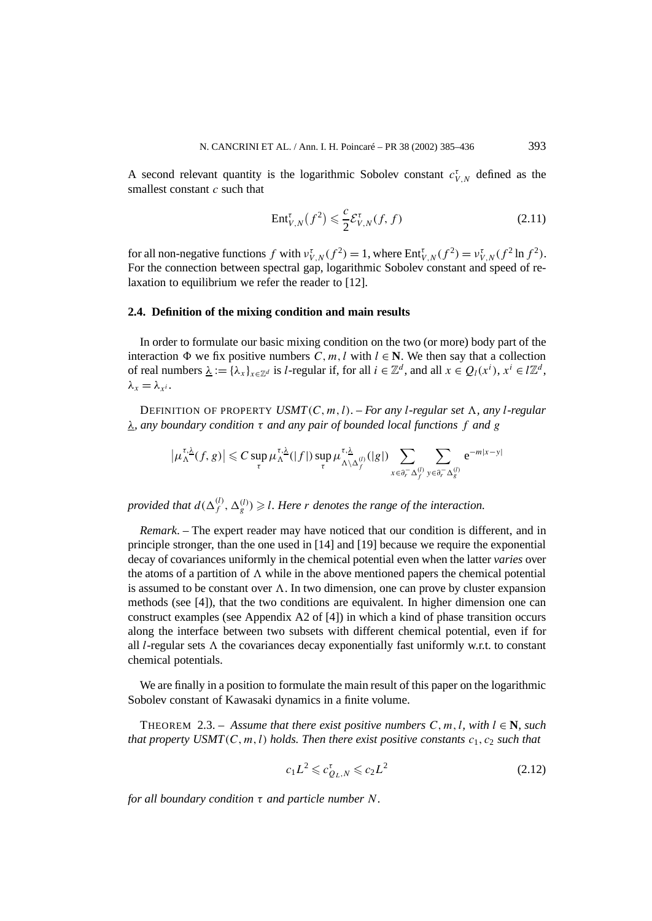A second relevant quantity is the logarithmic Sobolev constant $c^{\tau}_{V,N}$ defined as the smallest constant $c$ such that

$$\mathrm{Ent}^{\tau}_{V,N}\big(f^2\big) \leqslant \frac{c}{2}\mathcal{E}^{\tau}_{V,N}(f,f) \tag{2.11}$$

for all non-negative functions $f$ with $\nu^{\tau}_{V,N}(f^2)=1$, where $\mathrm{Ent}^{\tau}_{V,N}(f^2)=\nu^{\tau}_{V,N}(f^2\ln f^2)$. For the connection between spectral gap, logarithmic Sobolev constant and speed of relaxation to equilibrium we refer the reader to [12].

### 2.4. Definition of the mixing condition and main results

In order to formulate our basic mixing condition on the two (or more) body part of the interaction $\Phi$ we fix positive numbers $C, m, l$ with $l \in \mathbf{N}$. We then say that a collection of real numbers $\underline{\lambda} := \{\lambda_x\}_{x\in\mathbb{Z}^d}$ is $l$-regular if, for all $i \in \mathbb{Z}^d$, and all $x \in Q_l(x^i)$, $x^i \in l\mathbb{Z}^d$, $\lambda_x = \lambda_{x^i}$.

DEFINITION OF PROPERTY *USMT*$(C,m,l)$. – *For any $l$-regular set $\Lambda$, any $l$-regular $\underline{\lambda}$, any boundary condition $\tau$ and any pair of bounded local functions $f$ and $g$*

$$\big|\mu^{\tau,\underline{\lambda}}_{\Lambda}(f,g)\big| \leqslant C\sup_{\tau}\mu^{\tau,\underline{\lambda}}_{\Lambda}(|f|)\sup_{\tau}\mu^{\tau,\underline{\lambda}}_{\Lambda\setminus\Delta^{(l)}_f}(|g|)\sum_{x\in\partial^-_r\Delta^{(l)}_f}\sum_{y\in\partial^-_r\Delta^{(l)}_g}\mathrm{e}^{-m|x-y|}$$

*provided that $d(\Delta^{(l)}_f,\Delta^{(l)}_g)\geqslant l$. Here $r$ denotes the range of the interaction.*

*Remark*. – The expert reader may have noticed that our condition is different, and in principle stronger, than the one used in [14] and [19] because we require the exponential decay of covariances uniformly in the chemical potential even when the latter *varies* over the atoms of a partition of $\Lambda$ while in the above mentioned papers the chemical potential is assumed to be constant over $\Lambda$. In two dimension, one can prove by cluster expansion methods (see [4]), that the two conditions are equivalent. In higher dimension one can construct examples (see Appendix A2 of [4]) in which a kind of phase transition occurs along the interface between two subsets with different chemical potential, even if for all $l$-regular sets $\Lambda$ the covariances decay exponentially fast uniformly w.r.t. to constant chemical potentials.

We are finally in a position to formulate the main result of this paper on the logarithmic Sobolev constant of Kawasaki dynamics in a finite volume.

THEOREM 2.3. – *Assume that there exist positive numbers $C, m, l$, with $l \in \mathbf{N}$, such that property USMT$(C,m,l)$ holds. Then there exist positive constants $c_1, c_2$ such that*

$$c_1L^2 \leqslant c^{\tau}_{Q_L,N} \leqslant c_2L^2 \tag{2.12}$$

*for all boundary condition $\tau$ and particle number $N$.*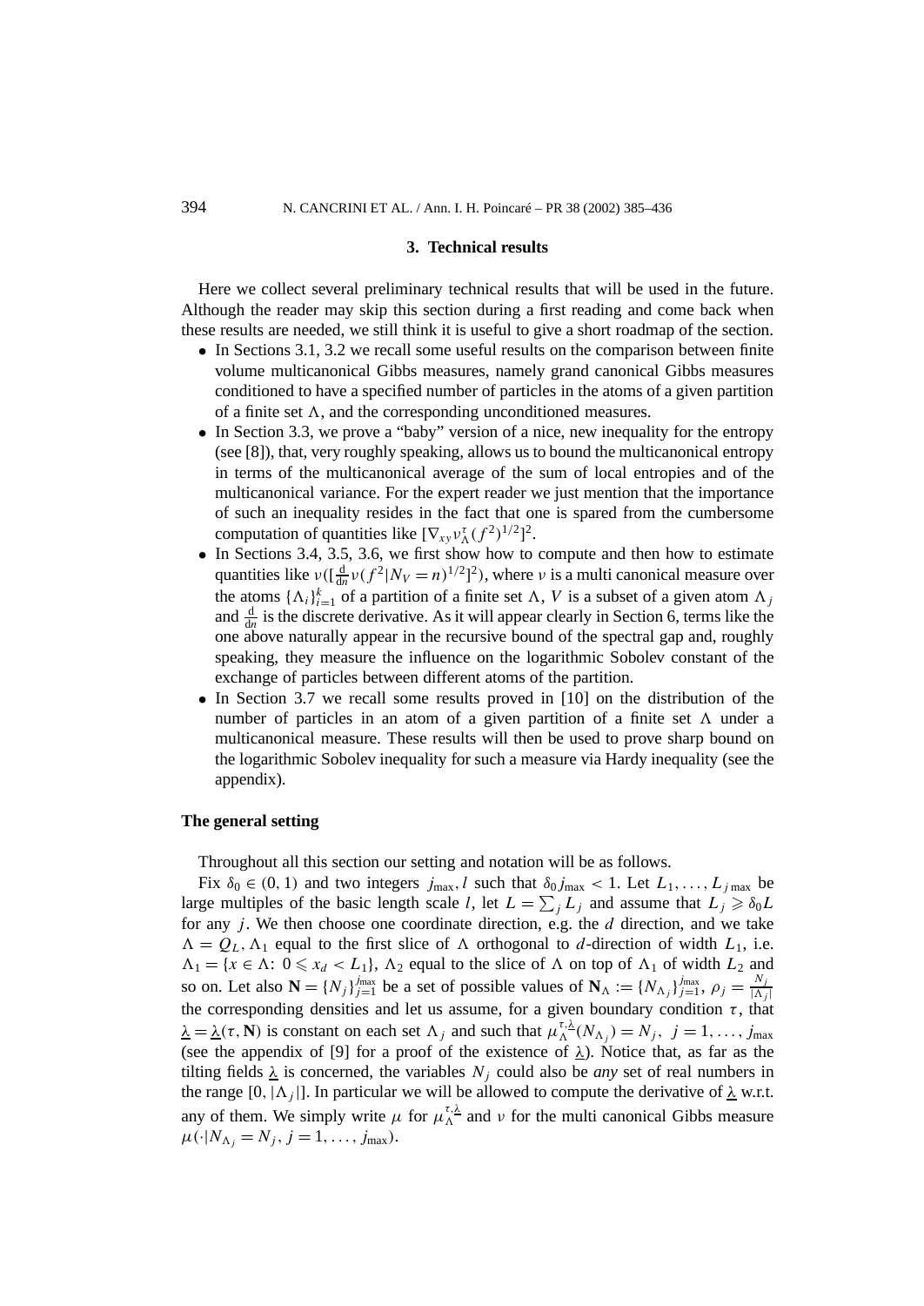## 3. Technical results

Here we collect several preliminary technical results that will be used in the future. Although the reader may skip this section during a first reading and come back when these results are needed, we still think it is useful to give a short roadmap of the section.

- In Sections 3.1, 3.2 we recall some useful results on the comparison between finite volume multicanonical Gibbs measures, namely grand canonical Gibbs measures conditioned to have a specified number of particles in the atoms of a given partition of a finite set $\Lambda$, and the corresponding unconditioned measures.
- In Section 3.3, we prove a "baby" version of a nice, new inequality for the entropy (see [8]), that, very roughly speaking, allows us to bound the multicanonical entropy in terms of the multicanonical average of the sum of local entropies and of the multicanonical variance. For the expert reader we just mention that the importance of such an inequality resides in the fact that one is spared from the cumbersome computation of quantities like $[\nabla_{xy}\nu_\Lambda^\tau(f^2)^{1/2}]^2$.
- In Sections 3.4, 3.5, 3.6, we first show how to compute and then how to estimate quantities like $\nu([\frac{\mathrm{d}}{\mathrm{d}n}\nu(f^2|N_V=n)^{1/2}]^2)$, where $\nu$ is a multi canonical measure over the atoms $\{\Lambda_i\}_{i=1}^k$ of a partition of a finite set $\Lambda$, $V$ is a subset of a given atom $\Lambda_j$ and $\frac{\mathrm{d}}{\mathrm{d}n}$ is the discrete derivative. As it will appear clearly in Section 6, terms like the one above naturally appear in the recursive bound of the spectral gap and, roughly speaking, they measure the influence on the logarithmic Sobolev constant of the exchange of particles between different atoms of the partition.
- In Section 3.7 we recall some results proved in [10] on the distribution of the number of particles in an atom of a given partition of a finite set $\Lambda$ under a multicanonical measure. These results will then be used to prove sharp bound on the logarithmic Sobolev inequality for such a measure via Hardy inequality (see the appendix).

### The general setting

Throughout all this section our setting and notation will be as follows.

Fix $\delta_0 \in (0,1)$ and two integers $j_{\max}, l$ such that $\delta_0 j_{\max} < 1$. Let $L_1, \dots, L_{j\max}$ be large multiples of the basic length scale $l$, let $L = \sum_j L_j$ and assume that $L_j \geqslant \delta_0 L$ for any $j$. We then choose one coordinate direction, e.g. the $d$ direction, and we take $\Lambda = Q_L$, $\Lambda_1$ equal to the first slice of $\Lambda$ orthogonal to $d$-direction of width $L_1$, i.e. $\Lambda_1 = \{x \in \Lambda\colon\ 0 \leqslant x_d < L_1\}$, $\Lambda_2$ equal to the slice of $\Lambda$ on top of $\Lambda_1$ of width $L_2$ and so on. Let also $\mathbf{N} = \{N_j\}_{j=1}^{j_{\max}}$ be a set of possible values of $\mathbf{N}_\Lambda := \{N_{\Lambda_j}\}_{j=1}^{j_{\max}}$, $\rho_j = \frac{N_j}{|\Lambda_j|}$ the corresponding densities and let us assume, for a given boundary condition $\tau$, that $\underline{\lambda} = \underline{\lambda}(\tau, \mathbf{N})$ is constant on each set $\Lambda_j$ and such that $\mu_\Lambda^{\tau,\underline{\lambda}}(N_{\Lambda_j}) = N_j,\ j = 1, \dots, j_{\max}$ (see the appendix of [9] for a proof of the existence of $\underline{\lambda}$). Notice that, as far as the tilting fields $\underline{\lambda}$ is concerned, the variables $N_j$ could also be *any* set of real numbers in the range $[0, |\Lambda_j|]$. In particular we will be allowed to compute the derivative of $\underline{\lambda}$ w.r.t. any of them. We simply write $\mu$ for $\mu_\Lambda^{\tau,\underline{\lambda}}$ and $\nu$ for the multi canonical Gibbs measure $\mu(\cdot|N_{\Lambda_j} = N_j,\, j = 1, \dots, j_{\max})$.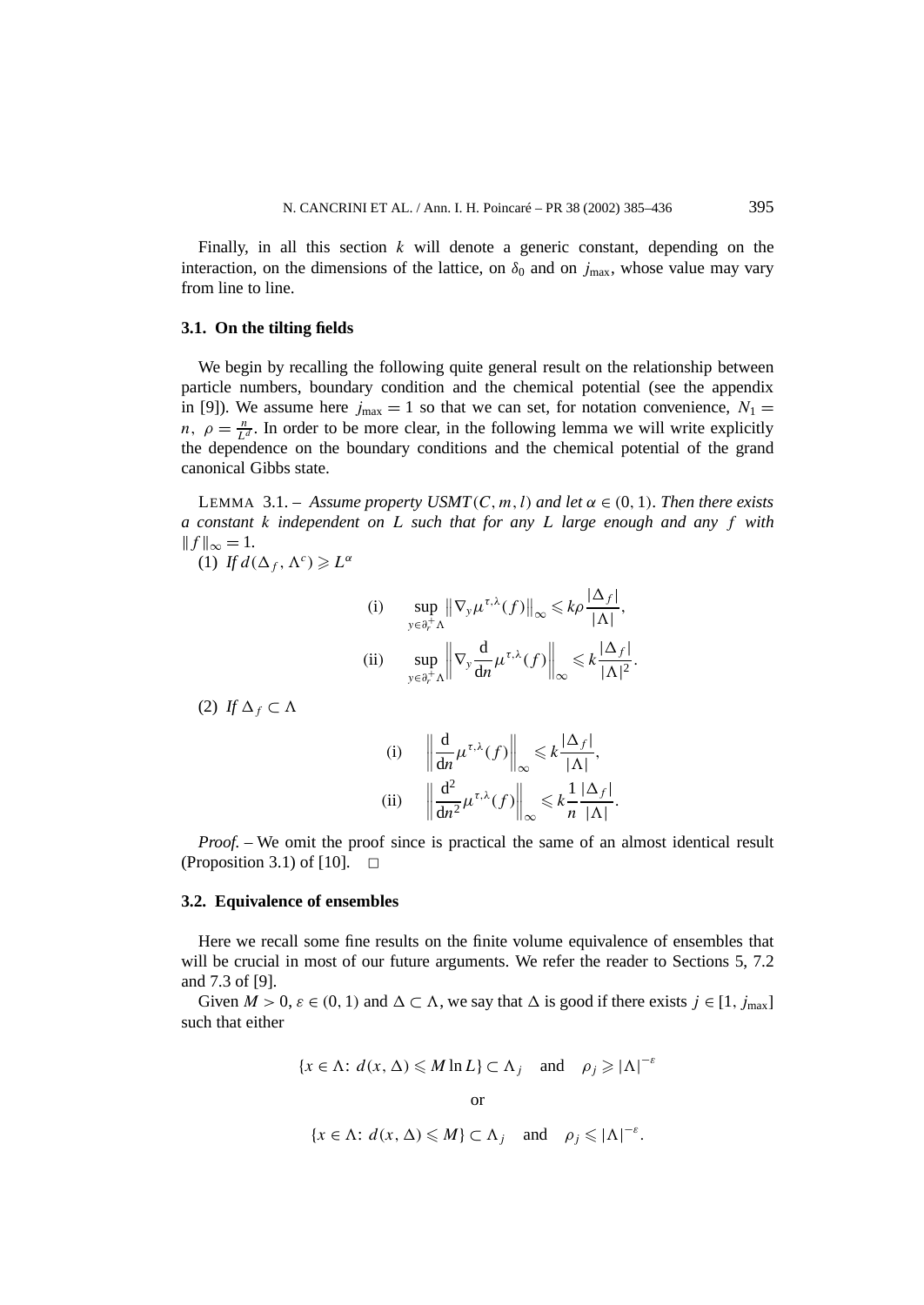Finally, in all this section $k$ will denote a generic constant, depending on the interaction, on the dimensions of the lattice, on $\delta_0$ and on $j_{\max}$, whose value may vary from line to line.

### 3.1. On the tilting fields

We begin by recalling the following quite general result on the relationship between particle numbers, boundary condition and the chemical potential (see the appendix in [9]). We assume here $j_{\max} = 1$ so that we can set, for notation convenience, $N_1 = n$, $\rho = \frac{n}{L^d}$. In order to be more clear, in the following lemma we will write explicitly the dependence on the boundary conditions and the chemical potential of the grand canonical Gibbs state.

LEMMA 3.1. – *Assume property USMT$(C, m, l)$ and let $\alpha \in (0, 1)$. Then there exists a constant $k$ independent on $L$ such that for any $L$ large enough and any $f$ with $\|f\|_\infty = 1$.*

(1) *If $d(\Delta_f, \Lambda^c) \geqslant L^\alpha$*

$$\text{(i)} \quad \sup_{y \in \partial_r^+ \Lambda} \left\| \nabla_y \mu^{\tau,\lambda}(f) \right\|_\infty \leqslant k\rho \frac{|\Delta_f|}{|\Lambda|},$$

$$\text{(ii)} \quad \sup_{y \in \partial_r^+ \Lambda} \left\| \nabla_y \frac{\mathrm{d}}{\mathrm{d}n} \mu^{\tau,\lambda}(f) \right\|_\infty \leqslant k \frac{|\Delta_f|}{|\Lambda|^2}.$$

(2) *If $\Delta_f \subset \Lambda$*

$$\text{(i)} \quad \left\| \frac{\mathrm{d}}{\mathrm{d}n} \mu^{\tau,\lambda}(f) \right\|_\infty \leqslant k \frac{|\Delta_f|}{|\Lambda|},$$

$$\text{(ii)} \quad \left\| \frac{\mathrm{d}^2}{\mathrm{d}n^2} \mu^{\tau,\lambda}(f) \right\|_\infty \leqslant k \frac{1}{n} \frac{|\Delta_f|}{|\Lambda|}.$$

*Proof.* – We omit the proof since is practical the same of an almost identical result (Proposition 3.1) of [10]. □

### 3.2. Equivalence of ensembles

Here we recall some fine results on the finite volume equivalence of ensembles that will be crucial in most of our future arguments. We refer the reader to Sections 5, 7.2 and 7.3 of [9].

Given $M > 0$, $\varepsilon \in (0, 1)$ and $\Delta \subset \Lambda$, we say that $\Delta$ is good if there exists $j \in [1, j_{\max}]$ such that either

$$\{x \in \Lambda \colon d(x, \Delta) \leqslant M \ln L\} \subset \Lambda_j \quad \text{and} \quad \rho_j \geqslant |\Lambda|^{-\varepsilon}$$

or

$$\{x \in \Lambda \colon d(x, \Delta) \leqslant M\} \subset \Lambda_j \quad \text{and} \quad \rho_j \leqslant |\Lambda|^{-\varepsilon}.$$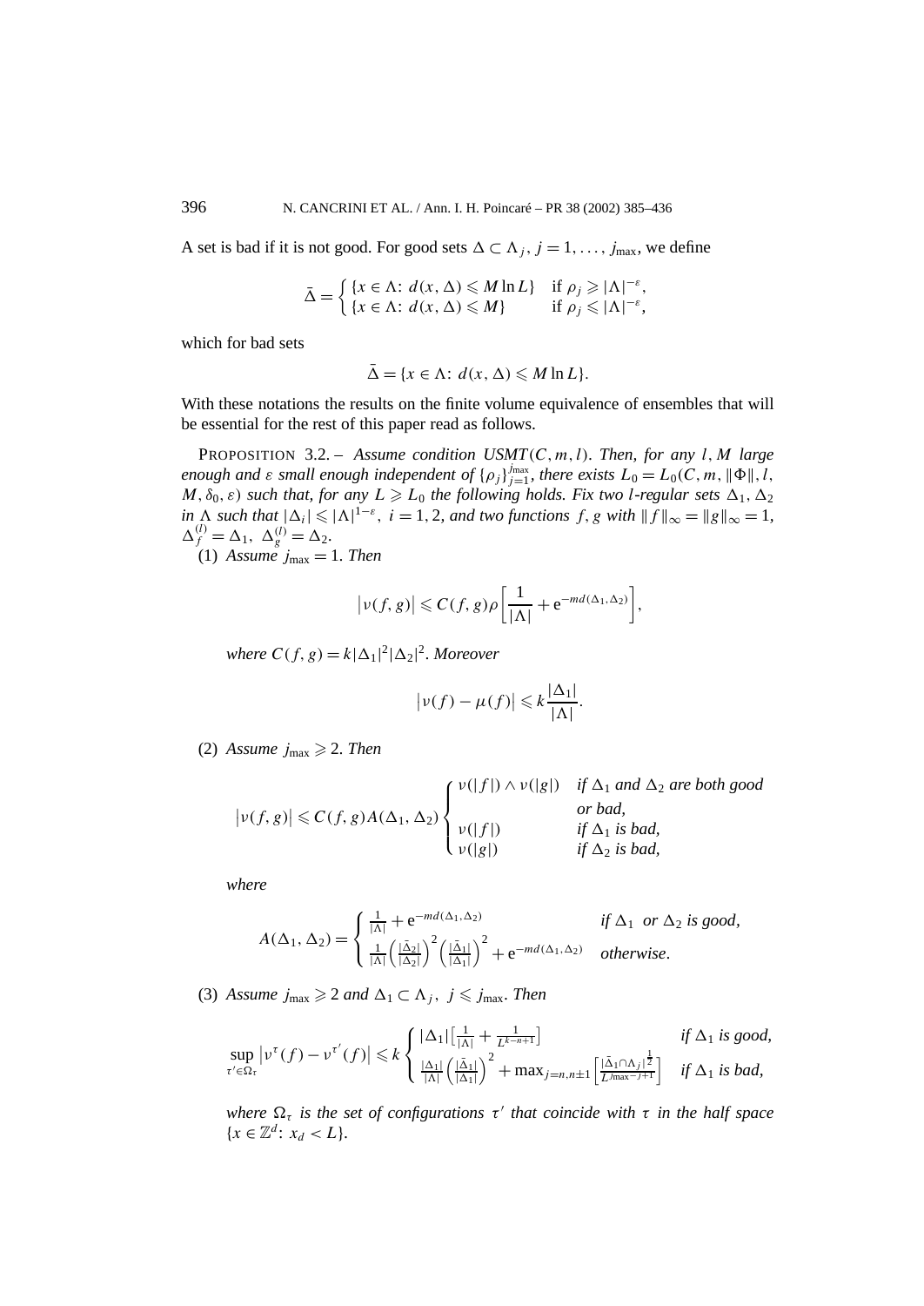A set is bad if it is not good. For good sets $\Delta \subset \Lambda_j$, $j = 1, \ldots, j_{\max}$, we define

$$\bar{\Delta} = \begin{cases} \{x \in \Lambda\colon d(x, \Delta) \leqslant M \ln L\} & \text{if } \rho_j \geqslant |\Lambda|^{-\varepsilon}, \\ \{x \in \Lambda\colon d(x, \Delta) \leqslant M\} & \text{if } \rho_j \leqslant |\Lambda|^{-\varepsilon}, \end{cases}$$

which for bad sets

$$\bar{\Delta} = \{x \in \Lambda\colon d(x, \Delta) \leqslant M \ln L\}.$$

With these notations the results on the finite volume equivalence of ensembles that will be essential for the rest of this paper read as follows.

PROPOSITION 3.2. – *Assume condition USMT$(C, m, l)$. Then, for any $l, M$ large enough and $\varepsilon$ small enough independent of $\{\rho_j\}_{j=1}^{j_{\max}}$, there exists $L_0 = L_0(C, m, \|\Phi\|, l, M, \delta_0, \varepsilon)$ such that, for any $L \geqslant L_0$ the following holds. Fix two $l$-regular sets $\Delta_1, \Delta_2$ in $\Lambda$ such that $|\Delta_i| \leqslant |\Lambda|^{1-\varepsilon}$, $i = 1, 2$, and two functions $f, g$ with $\|f\|_\infty = \|g\|_\infty = 1$, $\Delta_f^{(l)} = \Delta_1$, $\Delta_g^{(l)} = \Delta_2$.*

(1) *Assume $j_{\max} = 1$. Then*

$$\left|\nu(f, g)\right| \leqslant C(f, g)\rho \left[\frac{1}{|\Lambda|} + \mathrm{e}^{-md(\Delta_1, \Delta_2)}\right],$$

*where $C(f, g) = k|\Delta_1|^2|\Delta_2|^2$. Moreover*

$$\left|\nu(f) - \mu(f)\right| \leqslant k\frac{|\Delta_1|}{|\Lambda|}.$$

(2) *Assume $j_{\max} \geqslant 2$. Then*

$$\left|\nu(f, g)\right| \leqslant C(f, g)A(\Delta_1, \Delta_2) \begin{cases} \nu(|f|) \wedge \nu(|g|) & \text{if } \Delta_1 \text{ and } \Delta_2 \text{ are both good} \\ & \text{or bad,} \\ \nu(|f|) & \text{if } \Delta_1 \text{ is bad,} \\ \nu(|g|) & \text{if } \Delta_2 \text{ is bad,} \end{cases}$$

*where*

$$A(\Delta_1, \Delta_2) = \begin{cases} \frac{1}{|\Lambda|} + \mathrm{e}^{-md(\Delta_1, \Delta_2)} & \text{if } \Delta_1 \text{ or } \Delta_2 \text{ is good,} \\ \frac{1}{|\Lambda|}\left(\frac{|\bar{\Delta}_2|}{|\Delta_2|}\right)^2\left(\frac{|\bar{\Delta}_1|}{|\Delta_1|}\right)^2 + \mathrm{e}^{-md(\Delta_1, \Delta_2)} & \text{otherwise.} \end{cases}$$

(3) *Assume $j_{\max} \geqslant 2$ and $\Delta_1 \subset \Lambda_j$, $j \leqslant j_{\max}$. Then*

$$\sup_{\tau' \in \Omega_\tau} \left|\nu^\tau(f) - \nu^{\tau'}(f)\right| \leqslant k \begin{cases} |\Delta_1|\left[\frac{1}{|\Lambda|} + \frac{1}{L^{k-n+1}}\right] & \text{if } \Delta_1 \text{ is good,} \\ \frac{|\Delta_1|}{|\Lambda|}\left(\frac{|\bar{\Delta}_1|}{|\Delta_1|}\right)^2 + \max_{j=n,n\pm 1}\left[\frac{|\bar{\Delta}_1 \cap \Lambda_j|^{\frac{1}{2}}}{L^{j_{\max}-j+1}}\right] & \text{if } \Delta_1 \text{ is bad,} \end{cases}$$

*where $\Omega_\tau$ is the set of configurations $\tau'$ that coincide with $\tau$ in the half space $\{x \in \mathbb{Z}^d\colon x_d < L\}$.*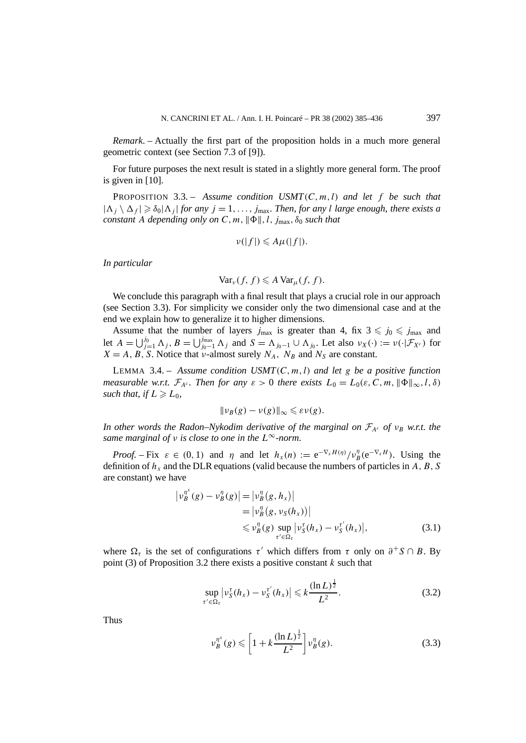*Remark.* – Actually the first part of the proposition holds in a much more general geometric context (see Section 7.3 of [9]).

For future purposes the next result is stated in a slightly more general form. The proof is given in [10].

PROPOSITION 3.3. – *Assume condition USMT$(C, m, l)$ and let $f$ be such that $|\Lambda_j \setminus \Delta_f| \geqslant \delta_0 |\Lambda_j|$ for any $j = 1, \ldots, j_{\max}$. Then, for any $l$ large enough, there exists a constant $A$ depending only on $C, m, \|\Phi\|, l, j_{\max}, \delta_0$ such that*

$$\nu(|f|) \leqslant A\mu(|f|).$$

*In particular*

$$\mathrm{Var}_\nu(f, f) \leqslant A\,\mathrm{Var}_\mu(f, f).$$

We conclude this paragraph with a final result that plays a crucial role in our approach (see Section 3.3). For simplicity we consider only the two dimensional case and at the end we explain how to generalize it to higher dimensions.

Assume that the number of layers $j_{\max}$ is greater than 4, fix $3 \leqslant j_0 \leqslant j_{\max}$ and let $A = \bigcup_{j=1}^{j_0} \Lambda_j$, $B = \bigcup_{j_0-1}^{j_{\max}} \Lambda_j$ and $S = \Lambda_{j_0-1} \cup \Lambda_{j_0}$. Let also $\nu_X(\cdot) := \nu(\cdot|\mathcal{F}_{X^c})$ for $X = A, B, S$. Notice that $\nu$-almost surely $N_A$, $N_B$ and $N_S$ are constant.

LEMMA 3.4. – *Assume condition USMT$(C, m, l)$ and let $g$ be a positive function measurable w.r.t. $\mathcal{F}_{A^c}$. Then for any $\varepsilon > 0$ there exists $L_0 = L_0(\varepsilon, C, m, \|\Phi\|_\infty, l, \delta)$ such that, if $L \geqslant L_0$,*

$$\|\nu_B(g) - \nu(g)\|_\infty \leqslant \varepsilon \nu(g).$$

*In other words the Radon–Nykodim derivative of the marginal on $\mathcal{F}_{A^c}$ of $\nu_B$ w.r.t. the same marginal of $\nu$ is close to one in the $L^\infty$-norm.*

*Proof.* – Fix $\varepsilon \in (0, 1)$ and $\eta$ and let $h_x(n) := \mathrm{e}^{-\nabla_x H(\eta)}/\nu_B^\eta(\mathrm{e}^{-\nabla_x H})$. Using the definition of $h_x$ and the DLR equations (valid because the numbers of particles in $A$, $B$, $S$ are constant) we have

$$\begin{aligned}
\left|\nu_B^{\eta^x}(g) - \nu_B^\eta(g)\right| &= \left|\nu_B^\eta(g, h_x)\right| \\
&= \left|\nu_B^\eta(g, \nu_S(h_x))\right| \\
&\leqslant \nu_B^\eta(g) \sup_{\tau' \in \Omega_\tau} \left|\nu_S^\tau(h_x) - \nu_S^{\tau'}(h_x)\right|,
\end{aligned} \tag{3.1}$$

where $\Omega_\tau$ is the set of configurations $\tau'$ which differs from $\tau$ only on $\partial^+ S \cap B$. By point (3) of Proposition 3.2 there exists a positive constant $k$ such that

$$\sup_{\tau' \in \Omega_\tau} \left|\nu_S^\tau(h_x) - \nu_S^{\tau'}(h_x)\right| \leqslant k \frac{(\ln L)^{\frac{1}{2}}}{L^2}. \tag{3.2}$$

Thus

$$\nu_B^{\eta^x}(g) \leqslant \left[1 + k \frac{(\ln L)^{\frac{1}{2}}}{L^2}\right] \nu_B^\eta(g). \tag{3.3}$$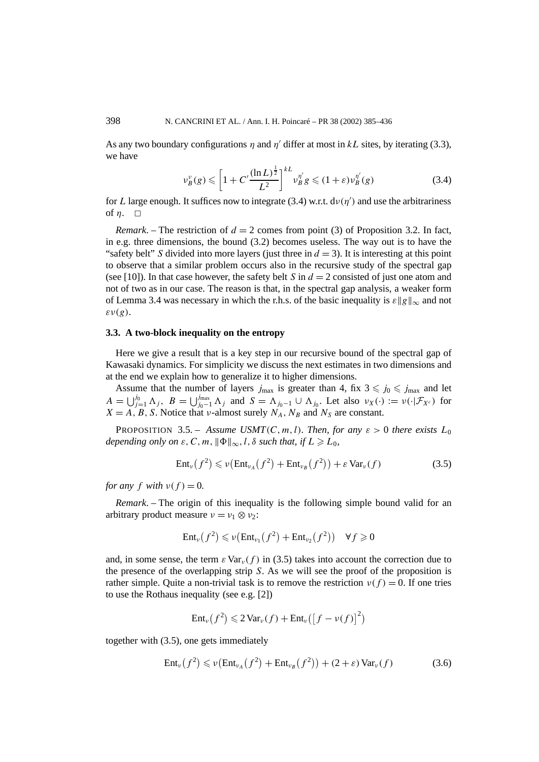As any two boundary configurations $\eta$ and $\eta'$ differ at most in $kL$ sites, by iterating (3.3), we have

$$\nu_B^{\nu}(g) \leqslant \left[1 + C' \frac{(\ln L)^{\frac{1}{2}}}{L^2}\right]^{kL} \nu_B^{\eta'} g \leqslant (1+\varepsilon)\nu_B^{\eta'}(g) \tag{3.4}$$

for $L$ large enough. It suffices now to integrate (3.4) w.r.t. $d\nu(\eta')$ and use the arbitrariness of $\eta$. $\square$

*Remark.* – The restriction of $d = 2$ comes from point (3) of Proposition 3.2. In fact, in e.g. three dimensions, the bound (3.2) becomes useless. The way out is to have the "safety belt" $S$ divided into more layers (just three in $d = 3$). It is interesting at this point to observe that a similar problem occurs also in the recursive study of the spectral gap (see [10]). In that case however, the safety belt $S$ in $d = 2$ consisted of just one atom and not of two as in our case. The reason is that, in the spectral gap analysis, a weaker form of Lemma 3.4 was necessary in which the r.h.s. of the basic inequality is $\varepsilon\|g\|_\infty$ and not $\varepsilon\nu(g)$.

### 3.3. A two-block inequality on the entropy

Here we give a result that is a key step in our recursive bound of the spectral gap of Kawasaki dynamics. For simplicity we discuss the next estimates in two dimensions and at the end we explain how to generalize it to higher dimensions.

Assume that the number of layers $j_{\max}$ is greater than 4, fix $3 \leqslant j_0 \leqslant j_{\max}$ and let $A = \bigcup_{j=1}^{j_0} \Lambda_j$, $B = \bigcup_{j_0-1}^{j_{\max}} \Lambda_j$ and $S = \Lambda_{j_0-1} \cup \Lambda_{j_0}$. Let also $\nu_X(\cdot) := \nu(\cdot|\mathcal{F}_{X^c})$ for $X = A, B, S$. Notice that $\nu$-almost surely $N_A$, $N_B$ and $N_S$ are constant.

PROPOSITION 3.5. – *Assume $USMT(C, m, l)$. Then, for any $\varepsilon > 0$ there exists $L_0$ depending only on $\varepsilon, C, m, \|\Phi\|_\infty, l, \delta$ such that, if $L \geqslant L_0$,*

$$\mathrm{Ent}_\nu(f^2) \leqslant \nu\big(\mathrm{Ent}_{\nu_A}(f^2) + \mathrm{Ent}_{\nu_B}(f^2)\big) + \varepsilon \operatorname{Var}_\nu(f) \tag{3.5}$$

*for any $f$ with $\nu(f) = 0$.*

*Remark.* – The origin of this inequality is the following simple bound valid for an arbitrary product measure $\nu = \nu_1 \otimes \nu_2$:

$$\mathrm{Ent}_\nu(f^2) \leqslant \nu\big(\mathrm{Ent}_{\nu_1}(f^2) + \mathrm{Ent}_{\nu_2}(f^2)\big) \quad \forall f \geqslant 0$$

and, in some sense, the term $\varepsilon \operatorname{Var}_\nu(f)$ in (3.5) takes into account the correction due to the presence of the overlapping strip $S$. As we will see the proof of the proposition is rather simple. Quite a non-trivial task is to remove the restriction $\nu(f) = 0$. If one tries to use the Rothaus inequality (see e.g. [2])

$$\mathrm{Ent}_\nu(f^2) \leqslant 2\operatorname{Var}_\nu(f) + \mathrm{Ent}_\nu\big(\big[f - \nu(f)\big]^2\big)$$

together with (3.5), one gets immediately

$$\mathrm{Ent}_\nu(f^2) \leqslant \nu\big(\mathrm{Ent}_{\nu_A}(f^2) + \mathrm{Ent}_{\nu_B}(f^2)\big) + (2+\varepsilon)\operatorname{Var}_\nu(f) \tag{3.6}$$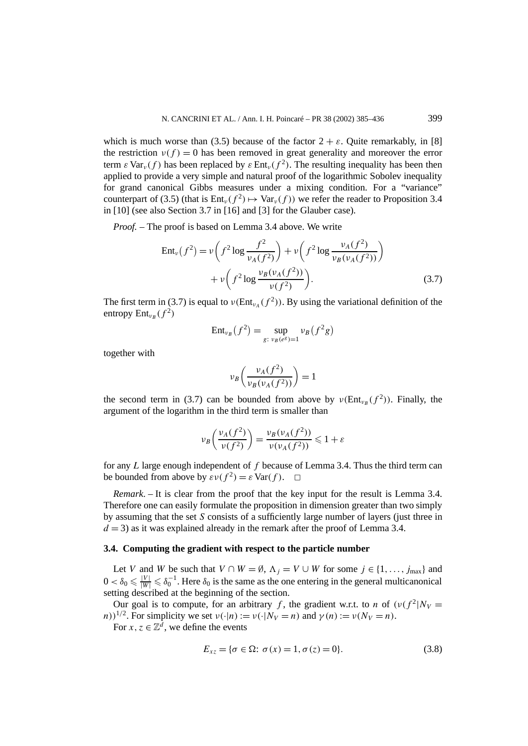which is much worse than (3.5) because of the factor $2 + \varepsilon$. Quite remarkably, in [8] the restriction $\nu(f) = 0$ has been removed in great generality and moreover the error term $\varepsilon \operatorname{Var}_\nu(f)$ has been replaced by $\varepsilon \operatorname{Ent}_\nu(f^2)$. The resulting inequality has been then applied to provide a very simple and natural proof of the logarithmic Sobolev inequality for grand canonical Gibbs measures under a mixing condition. For a "variance" counterpart of (3.5) (that is $\operatorname{Ent}_\nu(f^2) \mapsto \operatorname{Var}_\nu(f)$) we refer the reader to Proposition 3.4 in [10] (see also Section 3.7 in [16] and [3] for the Glauber case).

*Proof.* – The proof is based on Lemma 3.4 above. We write

$$\operatorname{Ent}_\nu(f^2) = \nu\left(f^2 \log \frac{f^2}{\nu_A(f^2)}\right) + \nu\left(f^2 \log \frac{\nu_A(f^2)}{\nu_B(\nu_A(f^2))}\right) + \nu\left(f^2 \log \frac{\nu_B(\nu_A(f^2))}{\nu(f^2)}\right). \tag{3.7}$$

The first term in (3.7) is equal to $\nu(\operatorname{Ent}_{\nu_A}(f^2))$. By using the variational definition of the entropy $\operatorname{Ent}_{\nu_B}(f^2)$

$$\operatorname{Ent}_{\nu_B}(f^2) = \sup_{g:\ \nu_B(e^g)=1} \nu_B(f^2 g)$$

together with

$$\nu_B\left(\frac{\nu_A(f^2)}{\nu_B(\nu_A(f^2))}\right) = 1$$

the second term in (3.7) can be bounded from above by $\nu(\operatorname{Ent}_{\nu_B}(f^2))$. Finally, the argument of the logarithm in the third term is smaller than

$$\nu_B\left(\frac{\nu_A(f^2)}{\nu(f^2)}\right) = \frac{\nu_B(\nu_A(f^2))}{\nu(\nu_A(f^2))} \leqslant 1 + \varepsilon$$

for any $L$ large enough independent of $f$ because of Lemma 3.4. Thus the third term can be bounded from above by $\varepsilon \nu(f^2) = \varepsilon \operatorname{Var}(f)$. □

*Remark.* – It is clear from the proof that the key input for the result is Lemma 3.4. Therefore one can easily formulate the proposition in dimension greater than two simply by assuming that the set $S$ consists of a sufficiently large number of layers (just three in $d = 3$) as it was explained already in the remark after the proof of Lemma 3.4.

### 3.4. Computing the gradient with respect to the particle number

Let $V$ and $W$ be such that $V \cap W = \emptyset$, $\Lambda_j = V \cup W$ for some $j \in \{1, \ldots, j_{\max}\}$ and $0 < \delta_0 \leqslant \frac{|V|}{|W|} \leqslant \delta_0^{-1}$. Here $\delta_0$ is the same as the one entering in the general multicanonical setting described at the beginning of the section.

Our goal is to compute, for an arbitrary $f$, the gradient w.r.t. to $n$ of $(\nu(f^2 | N_V = n))^{1/2}$. For simplicity we set $\nu(\cdot | n) := \nu(\cdot | N_V = n)$ and $\gamma(n) := \nu(N_V = n)$.

For $x, z \in \mathbb{Z}^d$, we define the events

$$E_{xz} = \{\sigma \in \Omega \colon\ \sigma(x) = 1, \sigma(z) = 0\}. \tag{3.8}$$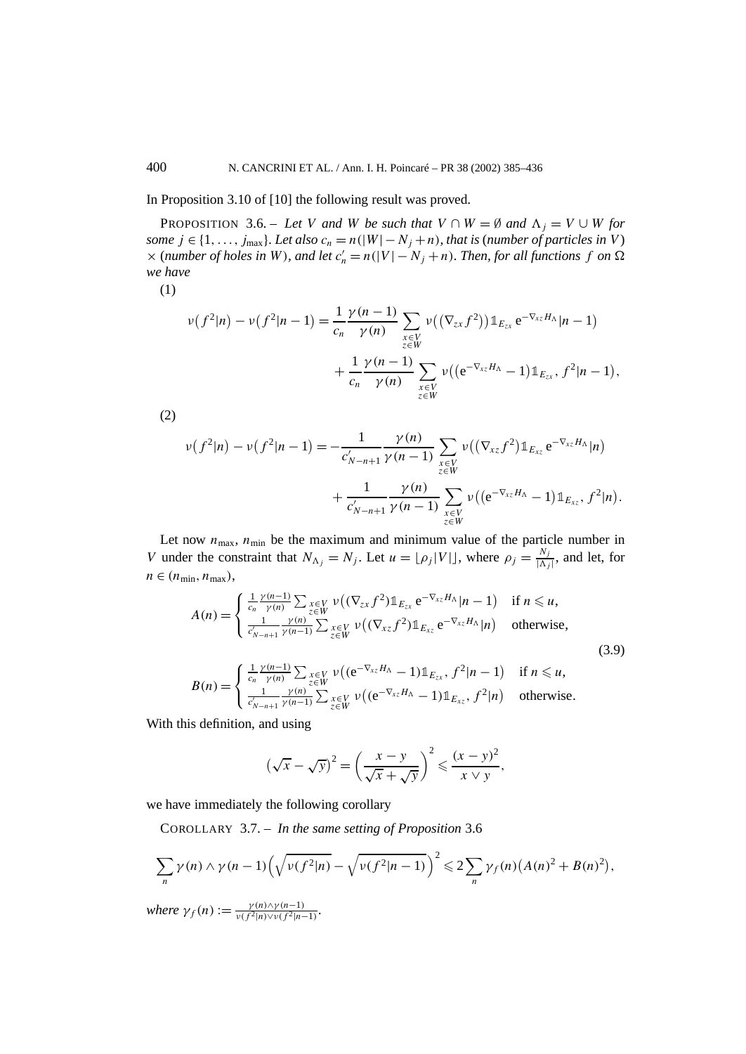In Proposition 3.10 of [10] the following result was proved.

PROPOSITION 3.6. – *Let $V$ and $W$ be such that $V \cap W = \emptyset$ and $\Lambda_j = V \cup W$ for some $j \in \{1, \ldots, j_{\max}\}$. Let also $c_n = n(|W| - N_j + n)$, that is (number of particles in $V$) $\times$ (number of holes in $W$), and let $c'_n = n(|V| - N_j + n)$. Then, for all functions $f$ on $\Omega$ we have*

(1)

$$
\begin{aligned}
\nu\big(f^2|n\big) - \nu\big(f^2|n-1\big) &= \frac{1}{c_n}\frac{\gamma(n-1)}{\gamma(n)} \sum_{\substack{x\in V\\ z\in W}} \nu\big(\big(\nabla_{zx} f^2\big)\big)\mathbb{1}_{E_{zx}}\,\mathrm{e}^{-\nabla_{xz}H_\Lambda}|n-1\big) \\
&\quad + \frac{1}{c_n}\frac{\gamma(n-1)}{\gamma(n)} \sum_{\substack{x\in V\\ z\in W}} \nu\big(\big(\mathrm{e}^{-\nabla_{xz}H_\Lambda}-1\big)\mathbb{1}_{E_{zx}}, f^2|n-1\big),
\end{aligned}
$$

(2)

$$
\begin{aligned}
\nu\big(f^2|n\big) - \nu\big(f^2|n-1\big) &= -\frac{1}{c'_{N-n+1}}\frac{\gamma(n)}{\gamma(n-1)} \sum_{\substack{x\in V\\ z\in W}} \nu\big(\big(\nabla_{xz} f^2\big)\mathbb{1}_{E_{xz}}\,\mathrm{e}^{-\nabla_{xz}H_\Lambda}|n\big) \\
&\quad + \frac{1}{c'_{N-n+1}}\frac{\gamma(n)}{\gamma(n-1)} \sum_{\substack{x\in V\\ z\in W}} \nu\big(\big(\mathrm{e}^{-\nabla_{xz}H_\Lambda}-1\big)\mathbb{1}_{E_{xz}}, f^2|n\big).
\end{aligned}
$$

Let now $n_{\max}$, $n_{\min}$ be the maximum and minimum value of the particle number in $V$ under the constraint that $N_{\Lambda_j} = N_j$. Let $u = \lfloor \rho_j |V| \rfloor$, where $\rho_j = \frac{N_j}{|\Lambda_j|}$, and let, for $n \in (n_{\min}, n_{\max})$,

$$
\begin{aligned}
A(n) &= \begin{cases} \frac{1}{c_n}\frac{\gamma(n-1)}{\gamma(n)} \sum_{\substack{x\in V\\ z\in W}} \nu\big((\nabla_{zx} f^2)\mathbb{1}_{E_{zx}}\,\mathrm{e}^{-\nabla_{xz}H_\Lambda}|n-1\big) & \text{if } n \leqslant u, \\ \frac{1}{c'_{N-n+1}}\frac{\gamma(n)}{\gamma(n-1)} \sum_{\substack{x\in V\\ z\in W}} \nu\big((\nabla_{xz} f^2)\mathbb{1}_{E_{xz}}\,\mathrm{e}^{-\nabla_{xz}H_\Lambda}|n\big) & \text{otherwise,} \end{cases} \\
B(n) &= \begin{cases} \frac{1}{c_n}\frac{\gamma(n-1)}{\gamma(n)} \sum_{\substack{x\in V\\ z\in W}} \nu\big((\mathrm{e}^{-\nabla_{xz}H_\Lambda}-1)\mathbb{1}_{E_{zx}}, f^2|n-1\big) & \text{if } n \leqslant u, \\ \frac{1}{c'_{N-n+1}}\frac{\gamma(n)}{\gamma(n-1)} \sum_{\substack{x\in V\\ z\in W}} \nu\big((\mathrm{e}^{-\nabla_{xz}H_\Lambda}-1)\mathbb{1}_{E_{xz}}, f^2|n\big) & \text{otherwise.} \end{cases}
\end{aligned}
\tag{3.9}
$$

With this definition, and using

$$
\big(\sqrt{x}-\sqrt{y}\big)^2 = \left(\frac{x-y}{\sqrt{x}+\sqrt{y}}\right)^2 \leqslant \frac{(x-y)^2}{x \vee y},
$$

we have immediately the following corollary

COROLLARY 3.7. – *In the same setting of Proposition 3.6*

$$
\sum_n \gamma(n)\wedge\gamma(n-1)\Big(\sqrt{\nu(f^2|n)} - \sqrt{\nu(f^2|n-1)}\Big)^2 \leqslant 2\sum_n \gamma_f(n)\big(A(n)^2 + B(n)^2\big),
$$

*where* $\gamma_f(n) := \frac{\gamma(n)\wedge\gamma(n-1)}{\nu(f^2|n)\vee\nu(f^2|n-1)}$.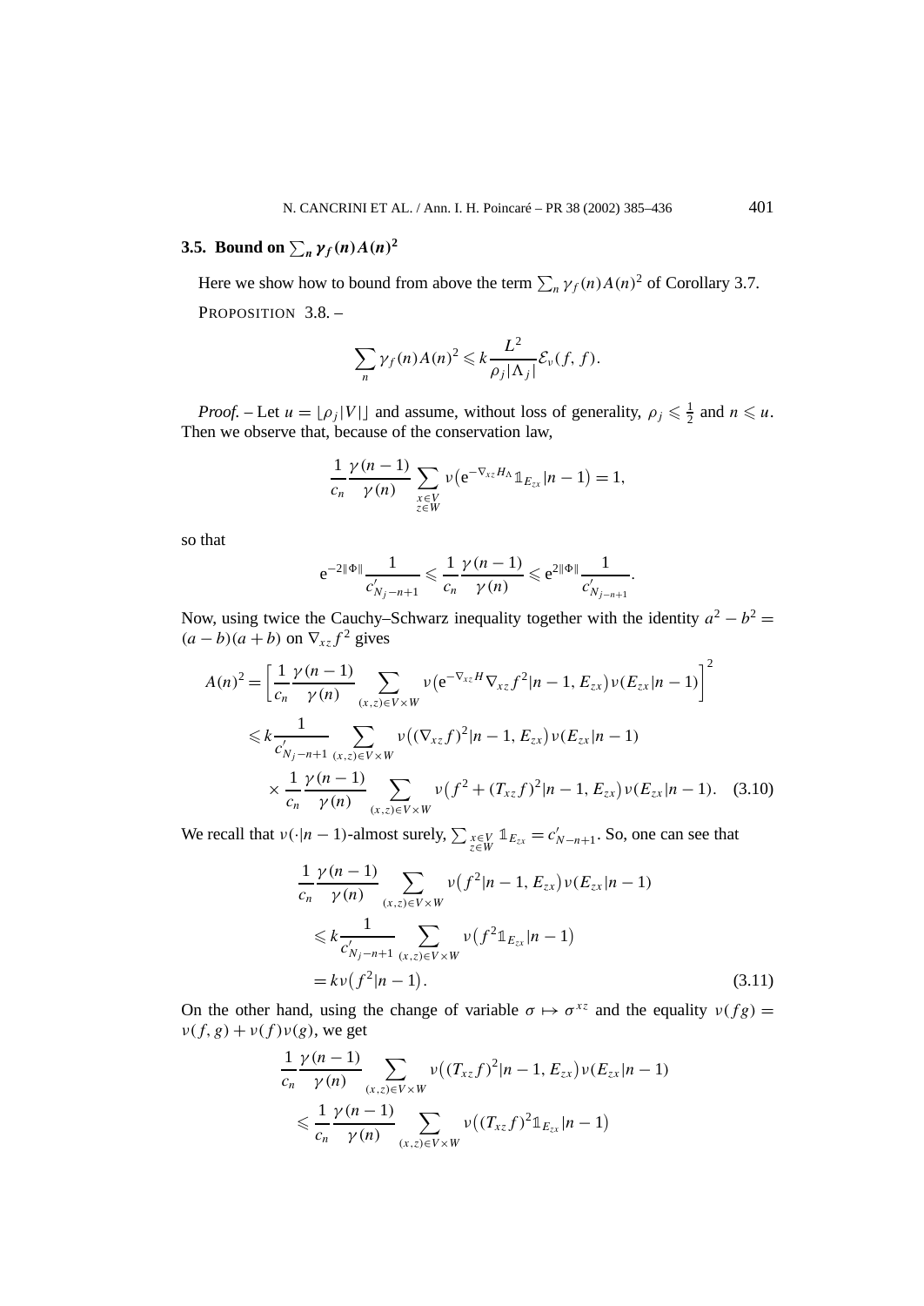### 3.5. Bound on $\sum_n \gamma_f(n) A(n)^2$

Here we show how to bound from above the term $\sum_n \gamma_f(n) A(n)^2$ of Corollary 3.7.

PROPOSITION 3.8. –

$$\sum_n \gamma_f(n) A(n)^2 \leqslant k \frac{L^2}{\rho_j |\Lambda_j|} \mathcal{E}_\nu(f, f).$$

*Proof.* – Let $u = \lfloor \rho_j |V| \rfloor$ and assume, without loss of generality, $\rho_j \leqslant \frac{1}{2}$ and $n \leqslant u$. Then we observe that, because of the conservation law,

$$\frac{1}{c_n} \frac{\gamma(n-1)}{\gamma(n)} \sum_{\substack{x \in V \\ z \in W}} \nu\big(\mathrm{e}^{-\nabla_{xz} H_\Lambda} \mathbb{1}_{E_{zx}} | n-1\big) = 1,$$

so that

$$\mathrm{e}^{-2\|\Phi\|} \frac{1}{c'_{N_j - n+1}} \leqslant \frac{1}{c_n} \frac{\gamma(n-1)}{\gamma(n)} \leqslant \mathrm{e}^{2\|\Phi\|} \frac{1}{c'_{N_{j-n+1}}}.$$

Now, using twice the Cauchy–Schwarz inequality together with the identity $a^2 - b^2 = (a-b)(a+b)$ on $\nabla_{xz} f^2$ gives

$$\begin{aligned}
A(n)^2 &= \left[ \frac{1}{c_n} \frac{\gamma(n-1)}{\gamma(n)} \sum_{(x,z) \in V \times W} \nu\big(\mathrm{e}^{-\nabla_{xz} H} \nabla_{xz} f^2 | n-1, E_{zx}\big) \nu(E_{zx} | n-1) \right]^2 \\
&\leqslant k \frac{1}{c'_{N_j - n+1}} \sum_{(x,z) \in V \times W} \nu\big((\nabla_{xz} f)^2 | n-1, E_{zx}\big) \nu(E_{zx} | n-1) \\
&\quad \times \frac{1}{c_n} \frac{\gamma(n-1)}{\gamma(n)} \sum_{(x,z) \in V \times W} \nu\big(f^2 + (T_{xz} f)^2 | n-1, E_{zx}\big) \nu(E_{zx} | n-1). \quad (3.10)
\end{aligned}$$

We recall that $\nu(\cdot | n-1)$-almost surely, $\sum_{\substack{x \in V \\ z \in W}} \mathbb{1}_{E_{zx}} = c'_{N-n+1}$. So, one can see that

$$\begin{aligned}
&\frac{1}{c_n} \frac{\gamma(n-1)}{\gamma(n)} \sum_{(x,z) \in V \times W} \nu\big(f^2 | n-1, E_{zx}\big) \nu(E_{zx} | n-1) \\
&\quad \leqslant k \frac{1}{c'_{N_j - n+1}} \sum_{(x,z) \in V \times W} \nu\big(f^2 \mathbb{1}_{E_{zx}} | n-1\big) \\
&\quad = k \nu\big(f^2 | n-1\big). \quad (3.11)
\end{aligned}$$

On the other hand, using the change of variable $\sigma \mapsto \sigma^{xz}$ and the equality $\nu(fg) = \nu(f, g) + \nu(f)\nu(g)$, we get

$$\begin{aligned}
&\frac{1}{c_n} \frac{\gamma(n-1)}{\gamma(n)} \sum_{(x,z) \in V \times W} \nu\big((T_{xz} f)^2 | n-1, E_{zx}\big) \nu(E_{zx} | n-1) \\
&\quad \leqslant \frac{1}{c_n} \frac{\gamma(n-1)}{\gamma(n)} \sum_{(x,z) \in V \times W} \nu\big((T_{xz} f)^2 \mathbb{1}_{E_{zx}} | n-1\big)
\end{aligned}$$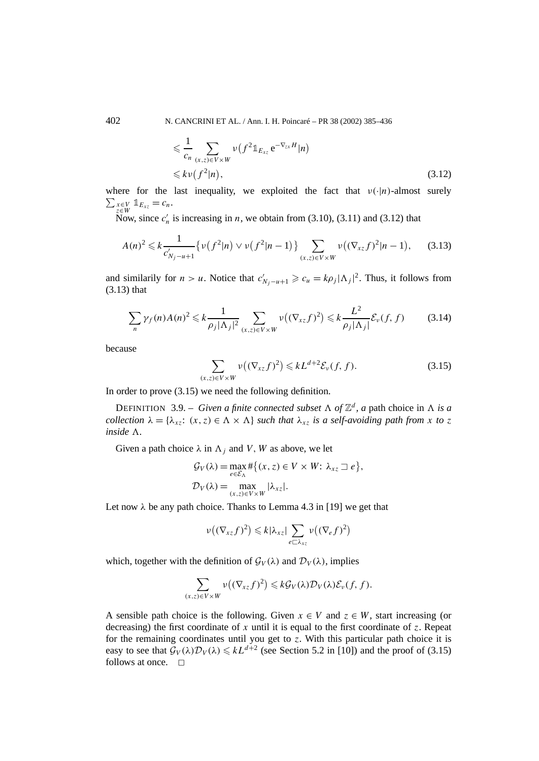$$
\begin{aligned}
&\leqslant \frac{1}{c_n} \sum_{(x,z)\in V\times W} \nu\big(f^2 \mathbb{1}_{E_{xz}} \mathrm{e}^{-\nabla_{zx} H} | n\big) \\
&\leqslant k\nu\big(f^2|n\big),
\end{aligned}
\tag{3.12}
$$

where for the last inequality, we exploited the fact that $\nu(\cdot|n)$-almost surely $\sum_{\substack{x\in V\\ z\in W}} \mathbb{1}_{E_{xz}} = c_n$.

Now, since $c'_n$ is increasing in $n$, we obtain from (3.10), (3.11) and (3.12) that

$$
A(n)^2 \leqslant k \frac{1}{c'_{N_j-u+1}} \big\{\nu\big(f^2|n\big) \vee \nu\big(f^2|n-1\big)\big\} \sum_{(x,z)\in V\times W} \nu\big((\nabla_{xz} f)^2|n-1\big), \tag{3.13}
$$

and similarily for $n > u$. Notice that $c'_{N_j-u+1} \geqslant c_u = k\rho_j|\Lambda_j|^2$. Thus, it follows from (3.13) that

$$
\sum_n \gamma_f(n) A(n)^2 \leqslant k \frac{1}{\rho_j|\Lambda_j|^2} \sum_{(x,z)\in V\times W} \nu\big((\nabla_{xz} f)^2\big) \leqslant k \frac{L^2}{\rho_j|\Lambda_j|} \mathcal{E}_\nu(f,f) \tag{3.14}
$$

because

$$
\sum_{(x,z)\in V\times W} \nu\big((\nabla_{xz} f)^2\big) \leqslant kL^{d+2} \mathcal{E}_\nu(f,f). \tag{3.15}
$$

In order to prove (3.15) we need the following definition.

DEFINITION 3.9. – *Given a finite connected subset $\Lambda$ of $\mathbb{Z}^d$, a* path choice in $\Lambda$ *is a collection $\lambda = \{\lambda_{xz}\colon (x,z)\in\Lambda\times\Lambda\}$ such that $\lambda_{xz}$ is a self-avoiding path from $x$ to $z$ inside $\Lambda$.*

Given a path choice $\lambda$ in $\Lambda_j$ and $V, W$ as above, we let

$$
\begin{aligned}
\mathcal{G}_V(\lambda) &= \max_{e\in\mathcal{E}_\Lambda} \#\big\{(x,z)\in V\times W\colon \lambda_{xz} \sqsupset e\big\}, \\
\mathcal{D}_V(\lambda) &= \max_{(x,z)\in V\times W} |\lambda_{xz}|.
\end{aligned}
$$

Let now $\lambda$ be any path choice. Thanks to Lemma 4.3 in [19] we get that

$$
\nu\big((\nabla_{xz} f)^2\big) \leqslant k|\lambda_{xz}| \sum_{e\sqsubset\lambda_{xz}} \nu\big((\nabla_e f)^2\big)
$$

which, together with the definition of $\mathcal{G}_V(\lambda)$ and $\mathcal{D}_V(\lambda)$, implies

$$
\sum_{(x,z)\in V\times W} \nu\big((\nabla_{xz} f)^2\big) \leqslant k\mathcal{G}_V(\lambda)\mathcal{D}_V(\lambda)\mathcal{E}_\nu(f,f).
$$

A sensible path choice is the following. Given $x\in V$ and $z\in W$, start increasing (or decreasing) the first coordinate of $x$ until it is equal to the first coordinate of $z$. Repeat for the remaining coordinates until you get to $z$. With this particular path choice it is easy to see that $\mathcal{G}_V(\lambda)\mathcal{D}_V(\lambda) \leqslant kL^{d+2}$ (see Section 5.2 in [10]) and the proof of (3.15) follows at once. □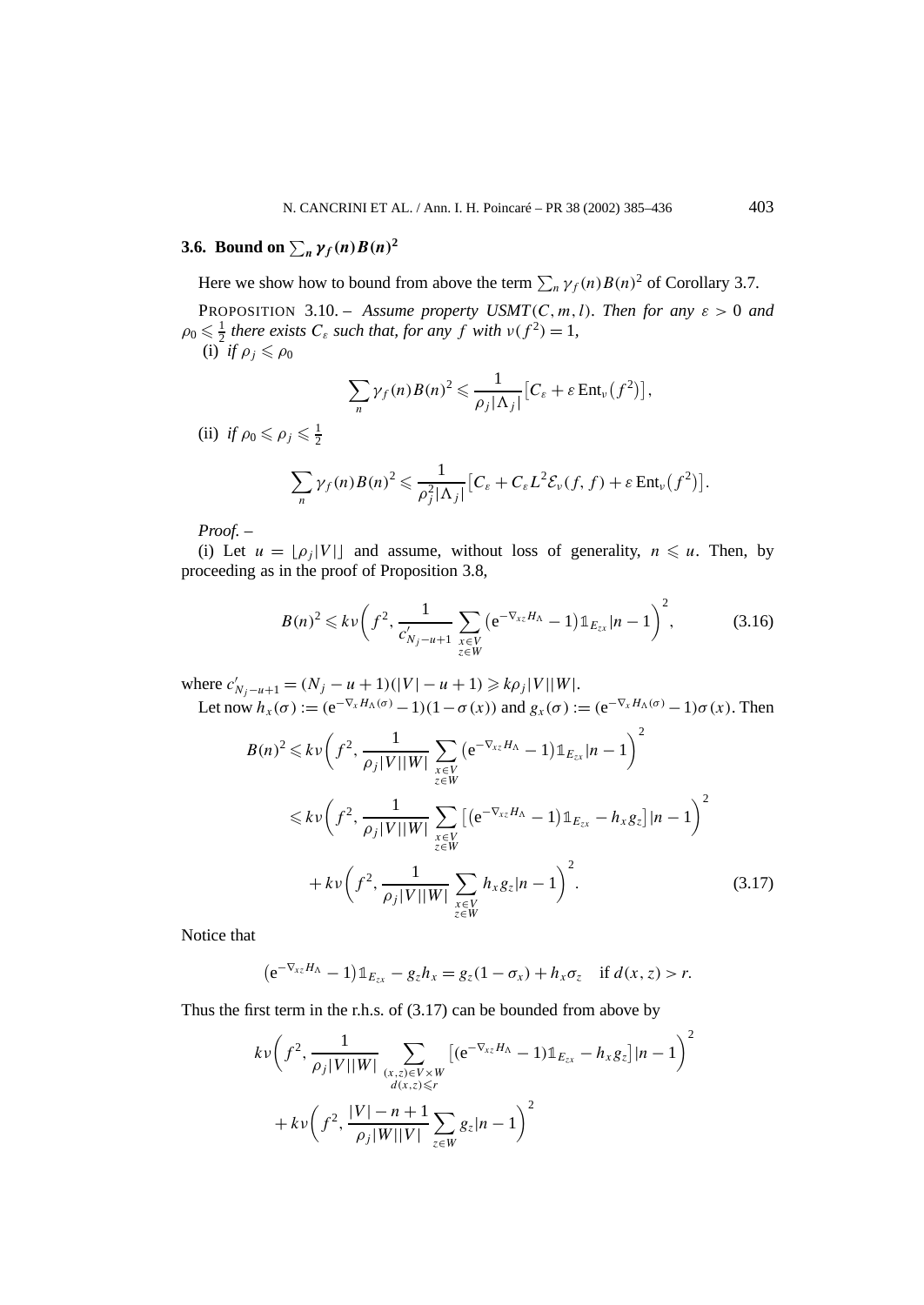### 3.6. Bound on $\sum_n \gamma_f(n) B(n)^2$

Here we show how to bound from above the term $\sum_n \gamma_f(n) B(n)^2$ of Corollary 3.7.

PROPOSITION 3.10. – *Assume property USMT$(C, m, l)$. Then for any $\varepsilon > 0$ and $\rho_0 \leqslant \frac{1}{2}$ there exists $C_\varepsilon$ such that, for any $f$ with $\nu(f^2) = 1$,*

(i) *if $\rho_j \leqslant \rho_0$*

$$\sum_n \gamma_f(n) B(n)^2 \leqslant \frac{1}{\rho_j |\Lambda_j|} \big[ C_\varepsilon + \varepsilon \operatorname{Ent}_\nu(f^2) \big],$$

(ii) *if $\rho_0 \leqslant \rho_j \leqslant \frac{1}{2}$*

$$\sum_n \gamma_f(n) B(n)^2 \leqslant \frac{1}{\rho_j^2 |\Lambda_j|} \big[ C_\varepsilon + C_\varepsilon L^2 \mathcal{E}_\nu(f, f) + \varepsilon \operatorname{Ent}_\nu(f^2) \big].$$

*Proof.* –

(i) Let $u = \lfloor \rho_j |V| \rfloor$ and assume, without loss of generality, $n \leqslant u$. Then, by proceeding as in the proof of Proposition 3.8,

$$B(n)^2 \leqslant k\nu\bigg( f^2, \frac{1}{c'_{N_j - u + 1}} \sum_{\substack{x \in V \\ z \in W}} \big( \mathrm{e}^{-\nabla_{xz} H_\Lambda} - 1 \big) \mathbb{1}_{E_{zx}} | n - 1 \bigg)^2, \tag{3.16}$$

where $c'_{N_j - u + 1} = (N_j - u + 1)(|V| - u + 1) \geqslant k \rho_j |V||W|$.

Let now $h_x(\sigma) := (\mathrm{e}^{-\nabla_x H_\Lambda(\sigma)} - 1)(1 - \sigma(x))$ and $g_x(\sigma) := (\mathrm{e}^{-\nabla_x H_\Lambda(\sigma)} - 1)\sigma(x)$. Then

$$\begin{aligned}
B(n)^2 &\leqslant k\nu\bigg( f^2, \frac{1}{\rho_j |V||W|} \sum_{\substack{x \in V \\ z \in W}} \big( \mathrm{e}^{-\nabla_{xz} H_\Lambda} - 1 \big) \mathbb{1}_{E_{zx}} | n - 1 \bigg)^2 \\
&\leqslant k\nu\bigg( f^2, \frac{1}{\rho_j |V||W|} \sum_{\substack{x \in V \\ z \in W}} \big[ \big( \mathrm{e}^{-\nabla_{xz} H_\Lambda} - 1 \big) \mathbb{1}_{E_{zx}} - h_x g_z \big] | n - 1 \bigg)^2 \\
&\quad + k\nu\bigg( f^2, \frac{1}{\rho_j |V||W|} \sum_{\substack{x \in V \\ z \in W}} h_x g_z | n - 1 \bigg)^2.
\end{aligned} \tag{3.17}$$

Notice that

$$\big( \mathrm{e}^{-\nabla_{xz} H_\Lambda} - 1 \big) \mathbb{1}_{E_{zx}} - g_z h_x = g_z (1 - \sigma_x) + h_x \sigma_z \quad \text{if } d(x, z) > r.$$

Thus the first term in the r.h.s. of (3.17) can be bounded from above by

$$\begin{aligned}
&k\nu\bigg( f^2, \frac{1}{\rho_j |V||W|} \sum_{\substack{(x,z) \in V \times W \\ d(x,z) \leqslant r}} \big[ (\mathrm{e}^{-\nabla_{xz} H_\Lambda} - 1) \mathbb{1}_{E_{zx}} - h_x g_z \big] | n - 1 \bigg)^2 \\
&\quad + k\nu\bigg( f^2, \frac{|V| - n + 1}{\rho_j |W||V|} \sum_{z \in W} g_z | n - 1 \bigg)^2
\end{aligned}$$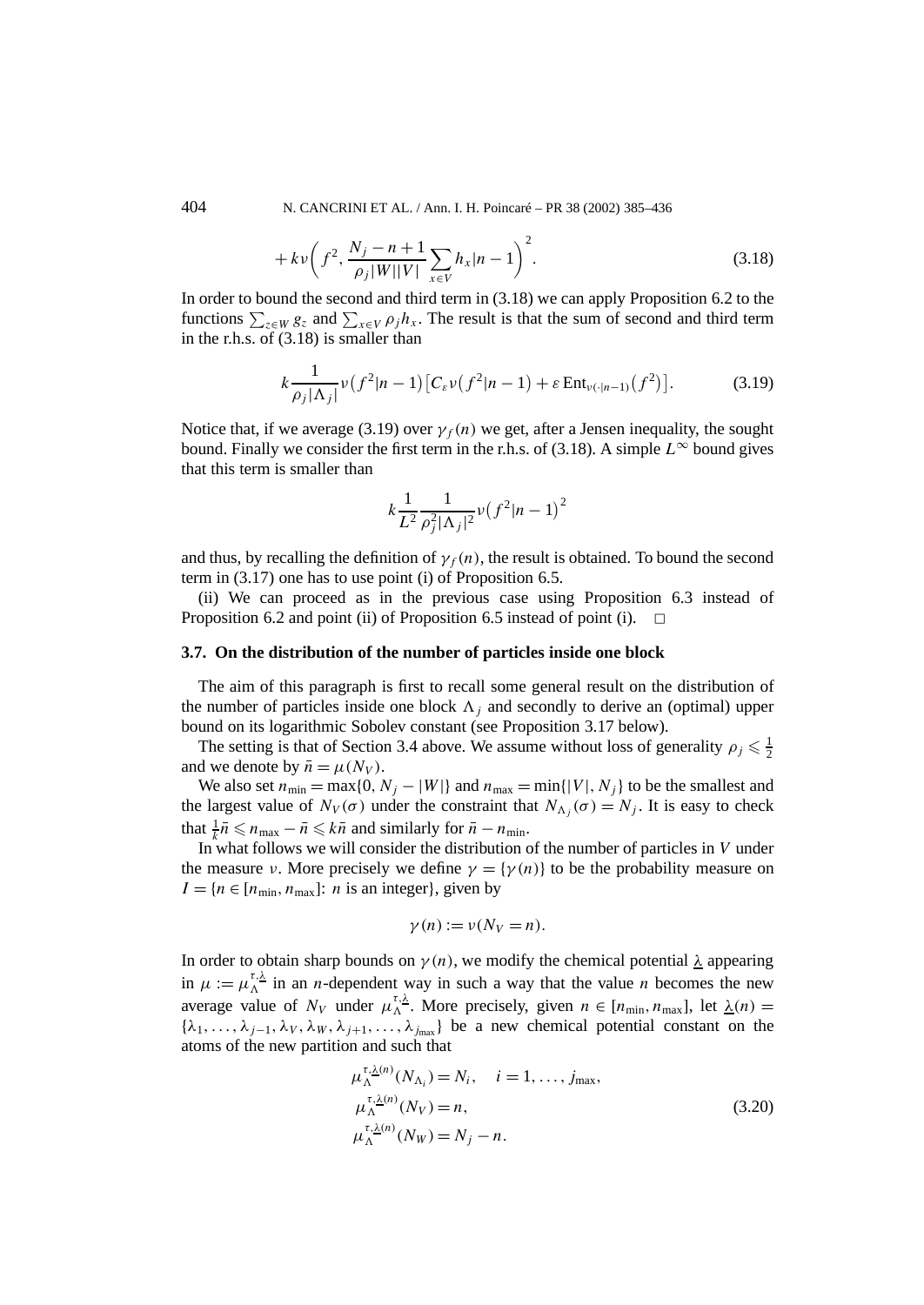$$+ k\nu\left(f^2, \frac{N_j - n + 1}{\rho_j |W||V|} \sum_{x \in V} h_x | n - 1\right)^2. \tag{3.18}$$

In order to bound the second and third term in (3.18) we can apply Proposition 6.2 to the functions $\sum_{z \in W} g_z$ and $\sum_{x \in V} \rho_j h_x$. The result is that the sum of second and third term in the r.h.s. of (3.18) is smaller than

$$k \frac{1}{\rho_j |\Lambda_j|} \nu\left(f^2 | n - 1\right)\left[C_\varepsilon \nu\left(f^2 | n - 1\right) + \varepsilon \operatorname{Ent}_{\nu(\cdot|n-1)}\left(f^2\right)\right]. \tag{3.19}$$

Notice that, if we average (3.19) over $\gamma_f(n)$ we get, after a Jensen inequality, the sought bound. Finally we consider the first term in the r.h.s. of (3.18). A simple $L^\infty$ bound gives that this term is smaller than

$$k \frac{1}{L^2} \frac{1}{\rho_j^2 |\Lambda_j|^2} \nu\left(f^2 | n - 1\right)^2$$

and thus, by recalling the definition of $\gamma_f(n)$, the result is obtained. To bound the second term in (3.17) one has to use point (i) of Proposition 6.5.

(ii) We can proceed as in the previous case using Proposition 6.3 instead of Proposition 6.2 and point (ii) of Proposition 6.5 instead of point (i). $\square$

### 3.7. On the distribution of the number of particles inside one block

The aim of this paragraph is first to recall some general result on the distribution of the number of particles inside one block $\Lambda_j$ and secondly to derive an (optimal) upper bound on its logarithmic Sobolev constant (see Proposition 3.17 below).

The setting is that of Section 3.4 above. We assume without loss of generality $\rho_j \leqslant \frac{1}{2}$ and we denote by $\bar{n} = \mu(N_V)$.

We also set $n_{\min} = \max\{0, N_j - |W|\}$ and $n_{\max} = \min\{|V|, N_j\}$ to be the smallest and the largest value of $N_V(\sigma)$ under the constraint that $N_{\Lambda_j}(\sigma) = N_j$. It is easy to check that $\frac{1}{k}\bar{n} \leqslant n_{\max} - \bar{n} \leqslant k\bar{n}$ and similarly for $\bar{n} - n_{\min}$.

In what follows we will consider the distribution of the number of particles in $V$ under the measure $\nu$. More precisely we define $\gamma = \{\gamma(n)\}$ to be the probability measure on $I = \{n \in [n_{\min}, n_{\max}]$: $n$ is an integer$\}$, given by

$$\gamma(n) := \nu(N_V = n).$$

In order to obtain sharp bounds on $\gamma(n)$, we modify the chemical potential $\underline{\lambda}$ appearing in $\mu := \mu_\Lambda^{\tau,\underline{\lambda}}$ in an $n$-dependent way in such a way that the value $n$ becomes the new average value of $N_V$ under $\mu_\Lambda^{\tau,\underline{\lambda}}$. More precisely, given $n \in [n_{\min}, n_{\max}]$, let $\underline{\lambda}(n) = \{\lambda_1, \ldots, \lambda_{j-1}, \lambda_V, \lambda_W, \lambda_{j+1}, \ldots, \lambda_{j_{\max}}\}$ be a new chemical potential constant on the atoms of the new partition and such that

$$\begin{aligned}
&\mu_\Lambda^{\tau,\underline{\lambda}(n)}(N_{\Lambda_i}) = N_i, \quad i = 1, \ldots, j_{\max}, \\
&\mu_\Lambda^{\tau,\underline{\lambda}(n)}(N_V) = n, \\
&\mu_\Lambda^{\tau,\underline{\lambda}(n)}(N_W) = N_j - n.
\end{aligned} \tag{3.20}$$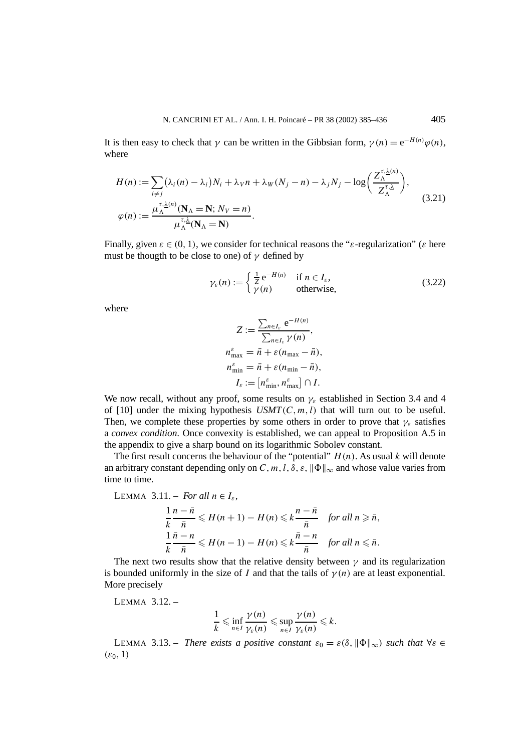It is then easy to check that $\gamma$ can be written in the Gibbsian form, $\gamma(n) = e^{-H(n)}\varphi(n)$, where

$$
\begin{aligned}
H(n) &:= \sum_{i \neq j} \big(\lambda_i(n) - \lambda_i\big) N_i + \lambda_V n + \lambda_W (N_j - n) - \lambda_j N_j - \log\left(\frac{Z_\Lambda^{\tau,\underline{\lambda}(n)}}{Z_\Lambda^{\tau,\underline{\lambda}}}\right), \\
\varphi(n) &:= \frac{\mu_\Lambda^{\tau,\underline{\lambda}(n)}(\mathbf{N}_\Lambda = \mathbf{N};\, N_V = n)}{\mu_\Lambda^{\tau,\underline{\lambda}}(\mathbf{N}_\Lambda = \mathbf{N})}.
\end{aligned}
\tag{3.21}
$$

Finally, given $\varepsilon \in (0,1)$, we consider for technical reasons the "$\varepsilon$-regularization" ($\varepsilon$ here must be thougth to be close to one) of $\gamma$ defined by

$$
\gamma_\varepsilon(n) := \begin{cases} \frac{1}{Z} e^{-H(n)} & \text{if } n \in I_\varepsilon, \\ \gamma(n) & \text{otherwise}, \end{cases}
\tag{3.22}
$$

where

$$
\begin{aligned}
Z &:= \frac{\sum_{n \in I_\varepsilon} e^{-H(n)}}{\sum_{n \in I_\varepsilon} \gamma(n)}, \\
n_{\max}^\varepsilon &= \bar{n} + \varepsilon(n_{\max} - \bar{n}), \\
n_{\min}^\varepsilon &= \bar{n} + \varepsilon(n_{\min} - \bar{n}), \\
I_\varepsilon &:= \big[n_{\min}^\varepsilon, n_{\max}^\varepsilon\big] \cap I.
\end{aligned}
$$

We now recall, without any proof, some results on $\gamma_\varepsilon$ established in Section 3.4 and 4 of [10] under the mixing hypothesis $USMT(C,m,l)$ that will turn out to be useful. Then, we complete these properties by some others in order to prove that $\gamma_\varepsilon$ satisfies a *convex condition*. Once convexity is established, we can appeal to Proposition A.5 in the appendix to give a sharp bound on its logarithmic Sobolev constant.

The first result concerns the behaviour of the "potential" $H(n)$. As usual $k$ will denote an arbitrary constant depending only on $C, m, l, \delta, \varepsilon, \|\Phi\|_\infty$ and whose value varies from time to time.

LEMMA 3.11. – *For all $n \in I_\varepsilon$,*

$$
\begin{aligned}
\frac{1}{k}\frac{n - \bar{n}}{\bar{n}} &\leqslant H(n+1) - H(n) \leqslant k \frac{n - \bar{n}}{\bar{n}} \quad \text{for all } n \geqslant \bar{n}, \\
\frac{1}{k}\frac{\bar{n} - n}{\bar{n}} &\leqslant H(n-1) - H(n) \leqslant k \frac{\bar{n} - n}{\bar{n}} \quad \text{for all } n \leqslant \bar{n}.
\end{aligned}
$$

The next two results show that the relative density between $\gamma$ and its regularization is bounded uniformly in the size of $I$ and that the tails of $\gamma(n)$ are at least exponential. More precisely

LEMMA 3.12. –

$$
\frac{1}{k} \leqslant \inf_{n \in I} \frac{\gamma(n)}{\gamma_\varepsilon(n)} \leqslant \sup_{n \in I} \frac{\gamma(n)}{\gamma_\varepsilon(n)} \leqslant k.
$$

LEMMA 3.13. – *There exists a positive constant $\varepsilon_0 = \varepsilon(\delta, \|\Phi\|_\infty)$ such that $\forall \varepsilon \in (\varepsilon_0, 1)$*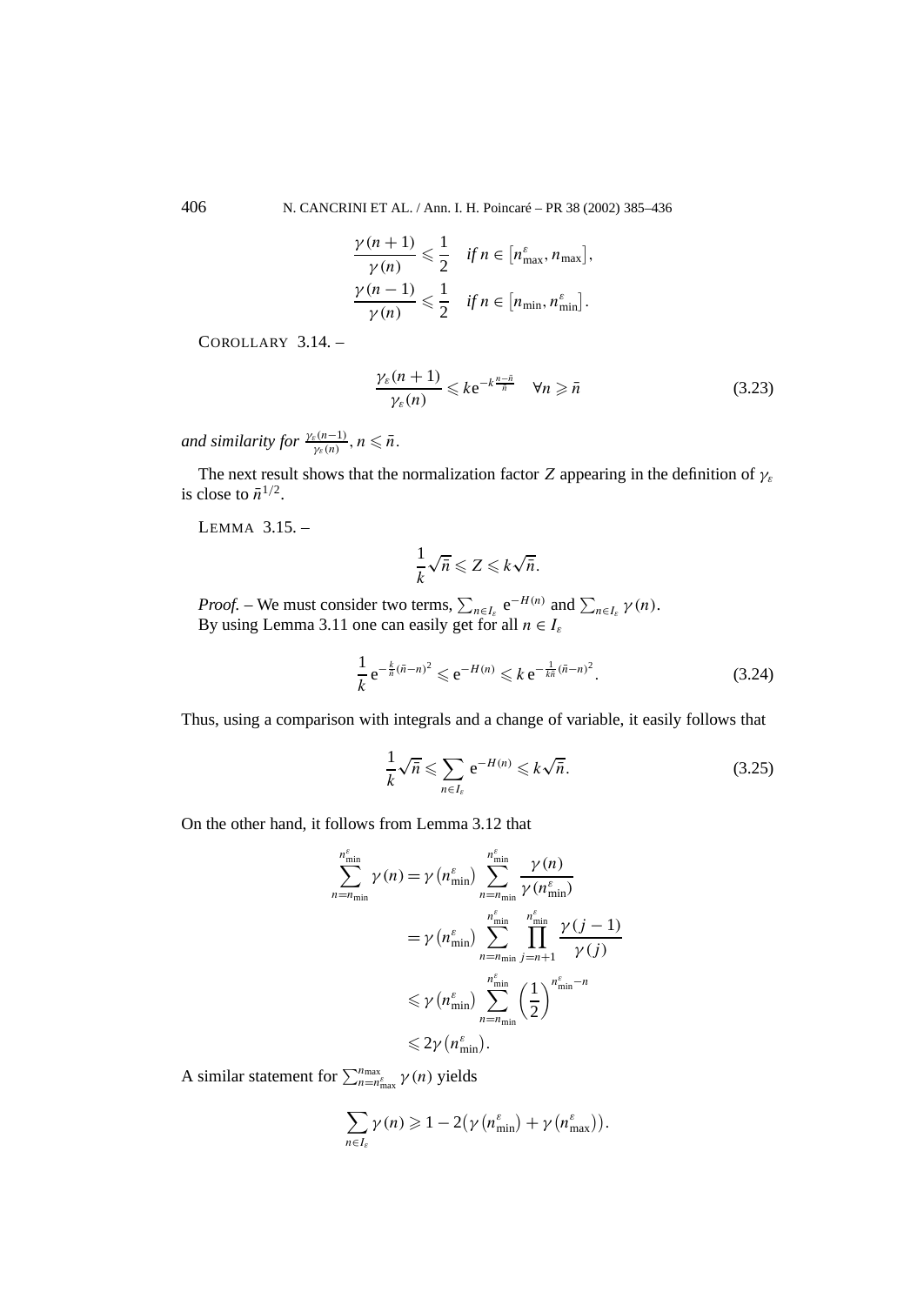$$\frac{\gamma(n+1)}{\gamma(n)} \leqslant \frac{1}{2} \quad \textit{if } n \in [n^{\varepsilon}_{\max}, n_{\max}],$$
$$\frac{\gamma(n-1)}{\gamma(n)} \leqslant \frac{1}{2} \quad \textit{if } n \in [n_{\min}, n^{\varepsilon}_{\min}].$$

COROLLARY 3.14. –

$$\frac{\gamma_{\varepsilon}(n+1)}{\gamma_{\varepsilon}(n)} \leqslant k \mathrm{e}^{-k\frac{n-\bar{n}}{\bar{n}}} \quad \forall n \geqslant \bar{n} \tag{3.23}$$

*and similarity for* $\frac{\gamma_{\varepsilon}(n-1)}{\gamma_{\varepsilon}(n)}$, $n \leqslant \bar{n}$.

The next result shows that the normalization factor $Z$ appearing in the definition of $\gamma_{\varepsilon}$ is close to $\bar{n}^{1/2}$.

LEMMA 3.15. –

$$\frac{1}{k}\sqrt{\bar{n}} \leqslant Z \leqslant k\sqrt{\bar{n}}.$$

*Proof.* – We must consider two terms, $\sum_{n\in I_{\varepsilon}} \mathrm{e}^{-H(n)}$ and $\sum_{n\in I_{\varepsilon}} \gamma(n)$.
By using Lemma 3.11 one can easily get for all $n \in I_{\varepsilon}$

$$\frac{1}{k}\, \mathrm{e}^{-\frac{k}{\bar{n}}(\bar{n}-n)^2} \leqslant \mathrm{e}^{-H(n)} \leqslant k\, \mathrm{e}^{-\frac{1}{k\bar{n}}(\bar{n}-n)^2}. \tag{3.24}$$

Thus, using a comparison with integrals and a change of variable, it easily follows that

$$\frac{1}{k}\sqrt{\bar{n}} \leqslant \sum_{n\in I_{\varepsilon}} \mathrm{e}^{-H(n)} \leqslant k\sqrt{\bar{n}}. \tag{3.25}$$

On the other hand, it follows from Lemma 3.12 that

$$\begin{aligned}
\sum_{n=n_{\min}}^{n^{\varepsilon}_{\min}} \gamma(n) &= \gamma\big(n^{\varepsilon}_{\min}\big) \sum_{n=n_{\min}}^{n^{\varepsilon}_{\min}} \frac{\gamma(n)}{\gamma(n^{\varepsilon}_{\min})} \\
&= \gamma\big(n^{\varepsilon}_{\min}\big) \sum_{n=n_{\min}}^{n^{\varepsilon}_{\min}} \prod_{j=n+1}^{n^{\varepsilon}_{\min}} \frac{\gamma(j-1)}{\gamma(j)} \\
&\leqslant \gamma\big(n^{\varepsilon}_{\min}\big) \sum_{n=n_{\min}}^{n^{\varepsilon}_{\min}} \left(\frac{1}{2}\right)^{n^{\varepsilon}_{\min}-n} \\
&\leqslant 2\gamma\big(n^{\varepsilon}_{\min}\big).
\end{aligned}$$

A similar statement for $\sum_{n=n^{\varepsilon}_{\max}}^{n_{\max}} \gamma(n)$ yields

$$\sum_{n\in I_{\varepsilon}} \gamma(n) \geqslant 1 - 2\big(\gamma\big(n^{\varepsilon}_{\min}\big) + \gamma\big(n^{\varepsilon}_{\max}\big)\big).$$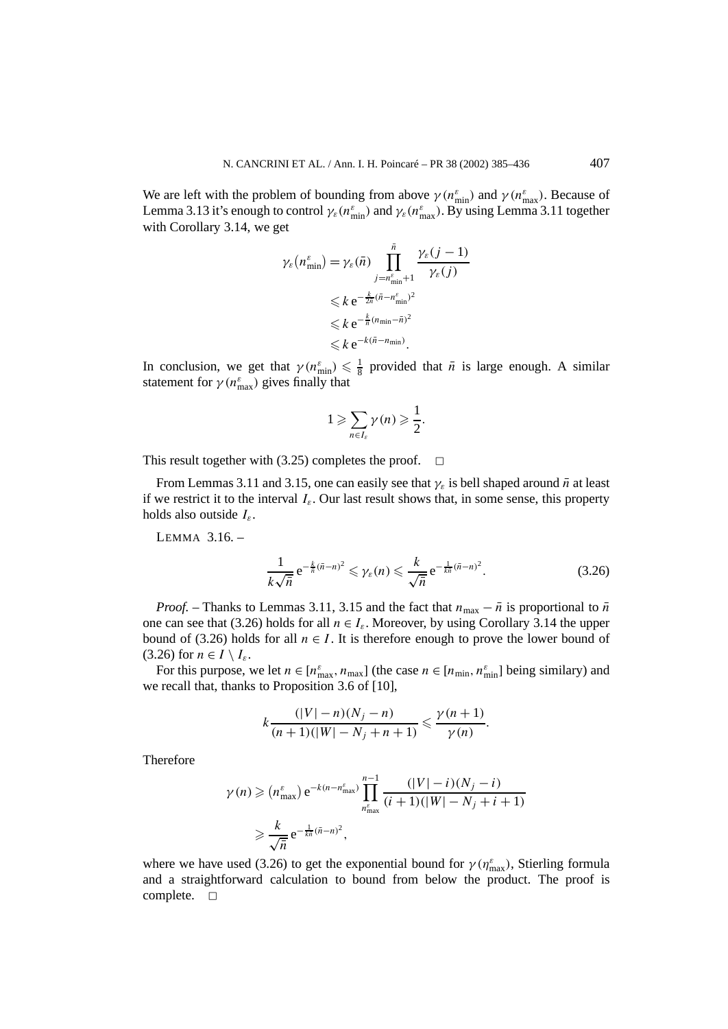We are left with the problem of bounding from above $\gamma(n^{\varepsilon}_{\min})$ and $\gamma(n^{\varepsilon}_{\max})$. Because of Lemma 3.13 it's enough to control $\gamma_{\varepsilon}(n^{\varepsilon}_{\min})$ and $\gamma_{\varepsilon}(n^{\varepsilon}_{\max})$. By using Lemma 3.11 together with Corollary 3.14, we get

$$
\begin{aligned}
\gamma_{\varepsilon}\big(n^{\varepsilon}_{\min}\big) &= \gamma_{\varepsilon}(\bar{n}) \prod_{j=n^{\varepsilon}_{\min}+1}^{\bar{n}} \frac{\gamma_{\varepsilon}(j-1)}{\gamma_{\varepsilon}(j)} \\
&\leqslant k\, \mathrm{e}^{-\frac{k}{2\bar{n}}(\bar{n}-n^{\varepsilon}_{\min})^2} \\
&\leqslant k\, \mathrm{e}^{-\frac{k}{\bar{n}}(n_{\min}-\bar{n})^2} \\
&\leqslant k\, \mathrm{e}^{-k(\bar{n}-n_{\min})}.
\end{aligned}
$$

In conclusion, we get that $\gamma(n^{\varepsilon}_{\min}) \leqslant \frac{1}{8}$ provided that $\bar{n}$ is large enough. A similar statement for $\gamma(n^{\varepsilon}_{\max})$ gives finally that

$$
1 \geqslant \sum_{n \in I_{\varepsilon}} \gamma(n) \geqslant \frac{1}{2}.
$$

This result together with (3.25) completes the proof. $\square$

From Lemmas 3.11 and 3.15, one can easily see that $\gamma_{\varepsilon}$ is bell shaped around $\bar{n}$ at least if we restrict it to the interval $I_{\varepsilon}$. Our last result shows that, in some sense, this property holds also outside $I_{\varepsilon}$.

LEMMA 3.16. –

$$
\frac{1}{k\sqrt{\bar{n}}}\, \mathrm{e}^{-\frac{k}{\bar{n}}(\bar{n}-n)^2} \leqslant \gamma_{\varepsilon}(n) \leqslant \frac{k}{\sqrt{\bar{n}}}\, \mathrm{e}^{-\frac{1}{k\bar{n}}(\bar{n}-n)^2}. \tag{3.26}
$$

*Proof.* – Thanks to Lemmas 3.11, 3.15 and the fact that $n_{\max} - \bar{n}$ is proportional to $\bar{n}$ one can see that (3.26) holds for all $n \in I_{\varepsilon}$. Moreover, by using Corollary 3.14 the upper bound of (3.26) holds for all $n \in I$. It is therefore enough to prove the lower bound of (3.26) for $n \in I \setminus I_{\varepsilon}$.

For this purpose, we let $n \in [n^{\varepsilon}_{\max}, n_{\max}]$ (the case $n \in [n_{\min}, n^{\varepsilon}_{\min}]$ being similary) and we recall that, thanks to Proposition 3.6 of [10],

$$
k \frac{(|V|-n)(N_j - n)}{(n+1)(|W| - N_j + n + 1)} \leqslant \frac{\gamma(n+1)}{\gamma(n)}.
$$

Therefore

$$
\begin{aligned}
\gamma(n) &\geqslant \big(n^{\varepsilon}_{\max}\big)\, \mathrm{e}^{-k(n-n^{\varepsilon}_{\max})} \prod_{n^{\varepsilon}_{\max}}^{n-1} \frac{(|V|-i)(N_j-i)}{(i+1)(|W|-N_j+i+1)} \\
&\geqslant \frac{k}{\sqrt{\bar{n}}}\, \mathrm{e}^{-\frac{1}{k\bar{n}}(\bar{n}-n)^2},
\end{aligned}
$$

where we have used (3.26) to get the exponential bound for $\gamma(\eta^{\varepsilon}_{\max})$, Stierling formula and a straightforward calculation to bound from below the product. The proof is complete. $\square$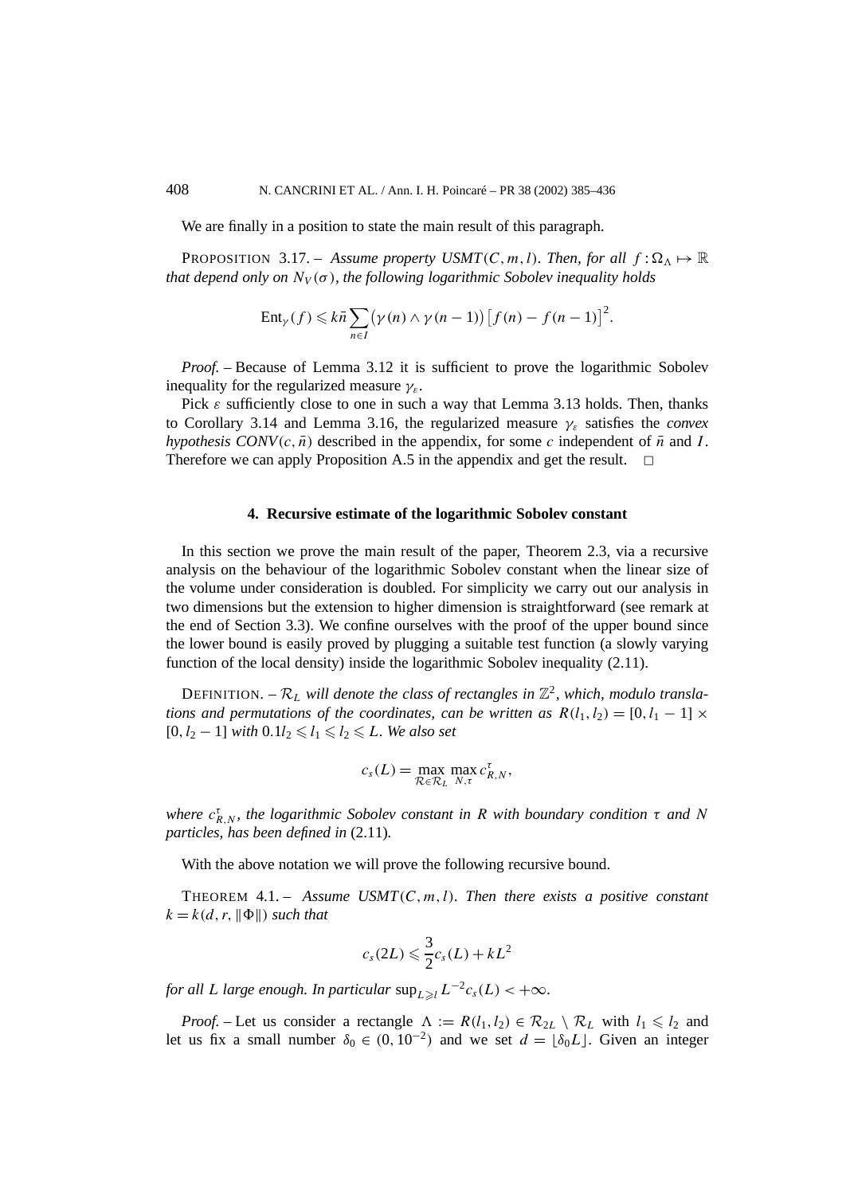We are finally in a position to state the main result of this paragraph.

PROPOSITION 3.17. – *Assume property USMT$(C, m, l)$. Then, for all $f : \Omega_\Lambda \mapsto \mathbb{R}$ that depend only on $N_V(\sigma)$, the following logarithmic Sobolev inequality holds*

$$\mathrm{Ent}_\gamma(f) \leqslant k\bar{n} \sum_{n \in I} \big(\gamma(n) \wedge \gamma(n-1)\big) \big[f(n) - f(n-1)\big]^2.$$

*Proof.* – Because of Lemma 3.12 it is sufficient to prove the logarithmic Sobolev inequality for the regularized measure $\gamma_\varepsilon$.

Pick $\varepsilon$ sufficiently close to one in such a way that Lemma 3.13 holds. Then, thanks to Corollary 3.14 and Lemma 3.16, the regularized measure $\gamma_\varepsilon$ satisfies the *convex hypothesis CONV$(c, \bar{n})$* described in the appendix, for some $c$ independent of $\bar{n}$ and $I$. Therefore we can apply Proposition A.5 in the appendix and get the result. □

## 4. Recursive estimate of the logarithmic Sobolev constant

In this section we prove the main result of the paper, Theorem 2.3, via a recursive analysis on the behaviour of the logarithmic Sobolev constant when the linear size of the volume under consideration is doubled. For simplicity we carry out our analysis in two dimensions but the extension to higher dimension is straightforward (see remark at the end of Section 3.3). We confine ourselves with the proof of the upper bound since the lower bound is easily proved by plugging a suitable test function (a slowly varying function of the local density) inside the logarithmic Sobolev inequality (2.11).

DEFINITION. – *$\mathcal{R}_L$ will denote the class of rectangles in $\mathbb{Z}^2$, which, modulo translations and permutations of the coordinates, can be written as $R(l_1, l_2) = [0, l_1 - 1] \times [0, l_2 - 1]$ with $0.1 l_2 \leqslant l_1 \leqslant l_2 \leqslant L$. We also set*

$$c_s(L) = \max_{\mathcal{R} \in \mathcal{R}_L} \max_{N, \tau} c^\tau_{R,N},$$

*where $c^\tau_{R,N}$, the logarithmic Sobolev constant in $R$ with boundary condition $\tau$ and $N$ particles, has been defined in* (2.11)*.*

With the above notation we will prove the following recursive bound.

THEOREM 4.1. – *Assume USMT$(C, m, l)$. Then there exists a positive constant $k = k(d, r, \|\Phi\|)$ such that*

$$c_s(2L) \leqslant \frac{3}{2} c_s(L) + kL^2$$

*for all $L$ large enough. In particular $\sup_{L \geqslant l} L^{-2} c_s(L) < +\infty$.*

*Proof.* – Let us consider a rectangle $\Lambda := R(l_1, l_2) \in \mathcal{R}_{2L} \setminus \mathcal{R}_L$ with $l_1 \leqslant l_2$ and let us fix a small number $\delta_0 \in (0, 10^{-2})$ and we set $d = \lfloor \delta_0 L \rfloor$. Given an integer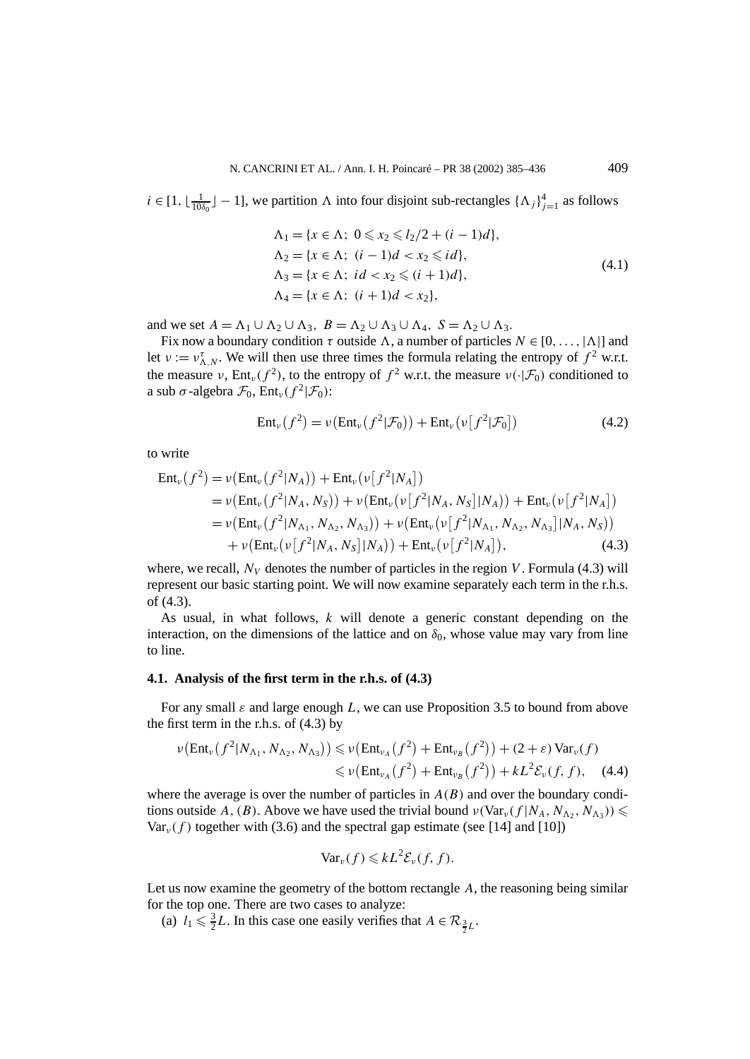$i \in [1, \lfloor \frac{1}{10\delta_0} \rfloor - 1]$, we partition $\Lambda$ into four disjoint sub-rectangles $\{\Lambda_j\}_{j=1}^4$ as follows

$$\begin{aligned}
\Lambda_1 &= \{x \in \Lambda;\ 0 \leqslant x_2 \leqslant l_2/2 + (i-1)d\},\\
\Lambda_2 &= \{x \in \Lambda;\ (i-1)d < x_2 \leqslant id\},\\
\Lambda_3 &= \{x \in \Lambda;\ id < x_2 \leqslant (i+1)d\},\\
\Lambda_4 &= \{x \in \Lambda;\ (i+1)d < x_2\},
\end{aligned} \tag{4.1}$$

and we set $A = \Lambda_1 \cup \Lambda_2 \cup \Lambda_3,\ B = \Lambda_2 \cup \Lambda_3 \cup \Lambda_4,\ S = \Lambda_2 \cup \Lambda_3$.

Fix now a boundary condition $\tau$ outside $\Lambda$, a number of particles $N \in [0, \ldots, |\Lambda|]$ and let $\nu := \nu^\tau_{\Lambda,N}$. We will then use three times the formula relating the entropy of $f^2$ w.r.t. the measure $\nu$, $\mathrm{Ent}_\nu(f^2)$, to the entropy of $f^2$ w.r.t. the measure $\nu(\cdot|\mathcal{F}_0)$ conditioned to a sub $\sigma$-algebra $\mathcal{F}_0$, $\mathrm{Ent}_\nu(f^2|\mathcal{F}_0)$:

$$\mathrm{Ent}_\nu(f^2) = \nu\big(\mathrm{Ent}_\nu(f^2|\mathcal{F}_0)\big) + \mathrm{Ent}_\nu\big(\nu[f^2|\mathcal{F}_0]\big) \tag{4.2}$$

to write

$$\begin{aligned}
\mathrm{Ent}_\nu(f^2) &= \nu\big(\mathrm{Ent}_\nu(f^2|N_A)\big) + \mathrm{Ent}_\nu\big(\nu[f^2|N_A]\big)\\
&= \nu\big(\mathrm{Ent}_\nu(f^2|N_A, N_S)\big) + \nu\big(\mathrm{Ent}_\nu(\nu[f^2|N_A, N_S]|N_A)\big) + \mathrm{Ent}_\nu\big(\nu[f^2|N_A]\big)\\
&= \nu\big(\mathrm{Ent}_\nu(f^2|N_{\Lambda_1}, N_{\Lambda_2}, N_{\Lambda_3})\big) + \nu\big(\mathrm{Ent}_\nu(\nu[f^2|N_{\Lambda_1}, N_{\Lambda_2}, N_{\Lambda_3}]|N_A, N_S)\big)\\
&\quad + \nu\big(\mathrm{Ent}_\nu(\nu[f^2|N_A, N_S]|N_A)\big) + \mathrm{Ent}_\nu\big(\nu[f^2|N_A]\big),
\end{aligned} \tag{4.3}$$

where, we recall, $N_V$ denotes the number of particles in the region $V$. Formula (4.3) will represent our basic starting point. We will now examine separately each term in the r.h.s. of (4.3).

As usual, in what follows, $k$ will denote a generic constant depending on the interaction, on the dimensions of the lattice and on $\delta_0$, whose value may vary from line to line.

### 4.1. Analysis of the first term in the r.h.s. of (4.3)

For any small $\varepsilon$ and large enough $L$, we can use Proposition 3.5 to bound from above the first term in the r.h.s. of (4.3) by

$$\begin{aligned}
\nu\big(\mathrm{Ent}_\nu(f^2|N_{\Lambda_1}, N_{\Lambda_2}, N_{\Lambda_3})\big) &\leqslant \nu\big(\mathrm{Ent}_{\nu_A}(f^2) + \mathrm{Ent}_{\nu_B}(f^2)\big) + (2+\varepsilon)\,\mathrm{Var}_\nu(f)\\
&\leqslant \nu\big(\mathrm{Ent}_{\nu_A}(f^2) + \mathrm{Ent}_{\nu_B}(f^2)\big) + kL^2\mathcal{E}_\nu(f,f),
\end{aligned} \tag{4.4}$$

where the average is over the number of particles in $A(B)$ and over the boundary conditions outside $A$, $(B)$. Above we have used the trivial bound $\nu(\mathrm{Var}_\nu(f|N_A, N_{\Lambda_2}, N_{\Lambda_3})) \leqslant \mathrm{Var}_\nu(f)$ together with (3.6) and the spectral gap estimate (see [14] and [10])

$$\mathrm{Var}_\nu(f) \leqslant kL^2\mathcal{E}_\nu(f,f).$$

Let us now examine the geometry of the bottom rectangle $A$, the reasoning being similar for the top one. There are two cases to analyze:

(a) $l_1 \leqslant \frac{3}{2}L$. In this case one easily verifies that $A \in \mathcal{R}_{\frac{3}{2}L}$.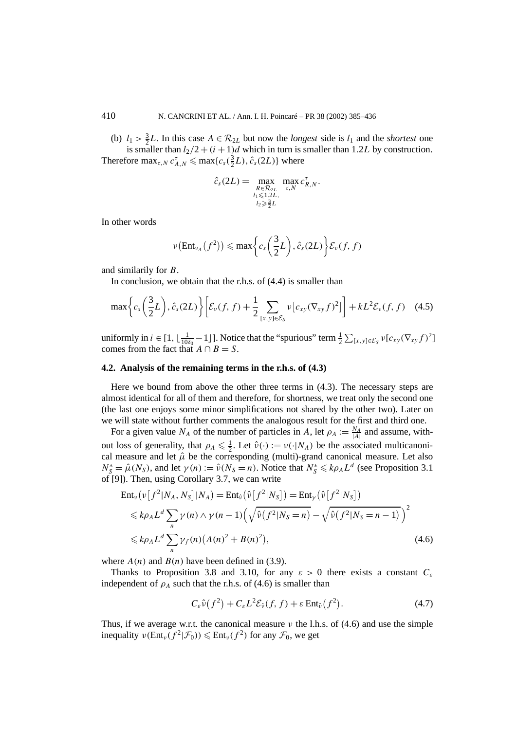(b) $l_1 > \frac{3}{2}L$. In this case $A \in \mathcal{R}_{2L}$ but now the *longest* side is $l_1$ and the *shortest* one is smaller than $l_2/2 + (i+1)d$ which in turn is smaller than $1.2L$ by construction.

Therefore $\max_{\tau,N} c^\tau_{A,N} \leqslant \max\{c_s(\frac{3}{2}L), \hat{c}_s(2L)\}$ where

$$\hat{c}_s(2L) = \max_{\substack{R\in\mathcal{R}_{2L}\\ l_1\leqslant 1.2L,\\ l_2\geqslant \frac{3}{2}L}} \max_{\tau,N} c^\tau_{R,N}.$$

In other words

$$\nu\big(\mathrm{Ent}_{\nu_A}\big(f^2\big)\big) \leqslant \max\left\{c_s\left(\frac{3}{2}L\right), \hat{c}_s(2L)\right\}\mathcal{E}_\nu(f,f)$$

and similarily for $B$.

In conclusion, we obtain that the r.h.s. of (4.4) is smaller than

$$\max\left\{c_s\left(\frac{3}{2}L\right), \hat{c}_s(2L)\right\}\left[\mathcal{E}_\nu(f,f) + \frac{1}{2}\sum_{[x,y]\in\mathcal{E}_S}\nu\big[c_{xy}(\nabla_{xy}f)^2\big]\right] + kL^2\mathcal{E}_\nu(f,f) \quad (4.5)$$

uniformly in $i \in [1, \lfloor\frac{1}{10\delta_0} - 1\rfloor]$. Notice that the "spurious" term $\frac{1}{2}\sum_{[x,y]\in\mathcal{E}_S}\nu[c_{xy}(\nabla_{xy}f)^2]$ comes from the fact that $A\cap B = S$.

### 4.2. Analysis of the remaining terms in the r.h.s. of (4.3)

Here we bound from above the other three terms in (4.3). The necessary steps are almost identical for all of them and therefore, for shortness, we treat only the second one (the last one enjoys some minor simplifications not shared by the other two). Later on we will state without further comments the analogous result for the first and third one.

For a given value $N_A$ of the number of particles in $A$, let $\rho_A := \frac{N_A}{|A|}$ and assume, without loss of generality, that $\rho_A \leqslant \frac{1}{2}$. Let $\hat{\nu}(\cdot) := \nu(\cdot|N_A)$ be the associated multicanonical measure and let $\hat{\mu}$ be the corresponding (multi)-grand canonical measure. Let also $N^*_S = \hat{\mu}(N_S)$, and let $\gamma(n) := \hat{\nu}(N_S = n)$. Notice that $N^*_S \leqslant k\rho_A L^d$ (see Proposition 3.1 of [9]). Then, using Corollary 3.7, we can write

$$\begin{aligned}
\mathrm{Ent}_\nu\big(\nu\big[f^2|N_A,N_S\big]|N_A\big) &= \mathrm{Ent}_{\hat{\nu}}\big(\hat{\nu}\big[f^2|N_S\big]\big) = \mathrm{Ent}_\gamma\big(\hat{\nu}\big[f^2|N_S\big]\big)\\
&\leqslant k\rho_A L^d\sum_n \gamma(n)\wedge\gamma(n-1)\Big(\sqrt{\hat{\nu}\big(f^2|N_S=n\big)} - \sqrt{\hat{\nu}\big(f^2|N_S=n-1\big)}\Big)^2\\
&\leqslant k\rho_A L^d\sum_n \gamma_f(n)\big(A(n)^2 + B(n)^2\big),
\end{aligned} \quad (4.6)$$

where $A(n)$ and $B(n)$ have been defined in (3.9).

Thanks to Proposition 3.8 and 3.10, for any $\varepsilon > 0$ there exists a constant $C_\varepsilon$ independent of $\rho_A$ such that the r.h.s. of (4.6) is smaller than

$$C_\varepsilon\hat{\nu}\big(f^2\big) + C_\varepsilon L^2\mathcal{E}_{\hat{\nu}}(f,f) + \varepsilon\,\mathrm{Ent}_{\hat{\nu}}\big(f^2\big). \quad (4.7)$$

Thus, if we average w.r.t. the canonical measure $\nu$ the l.h.s. of (4.6) and use the simple inequality $\nu(\mathrm{Ent}_\nu(f^2|\mathcal{F}_0)) \leqslant \mathrm{Ent}_\nu(f^2)$ for any $\mathcal{F}_0$, we get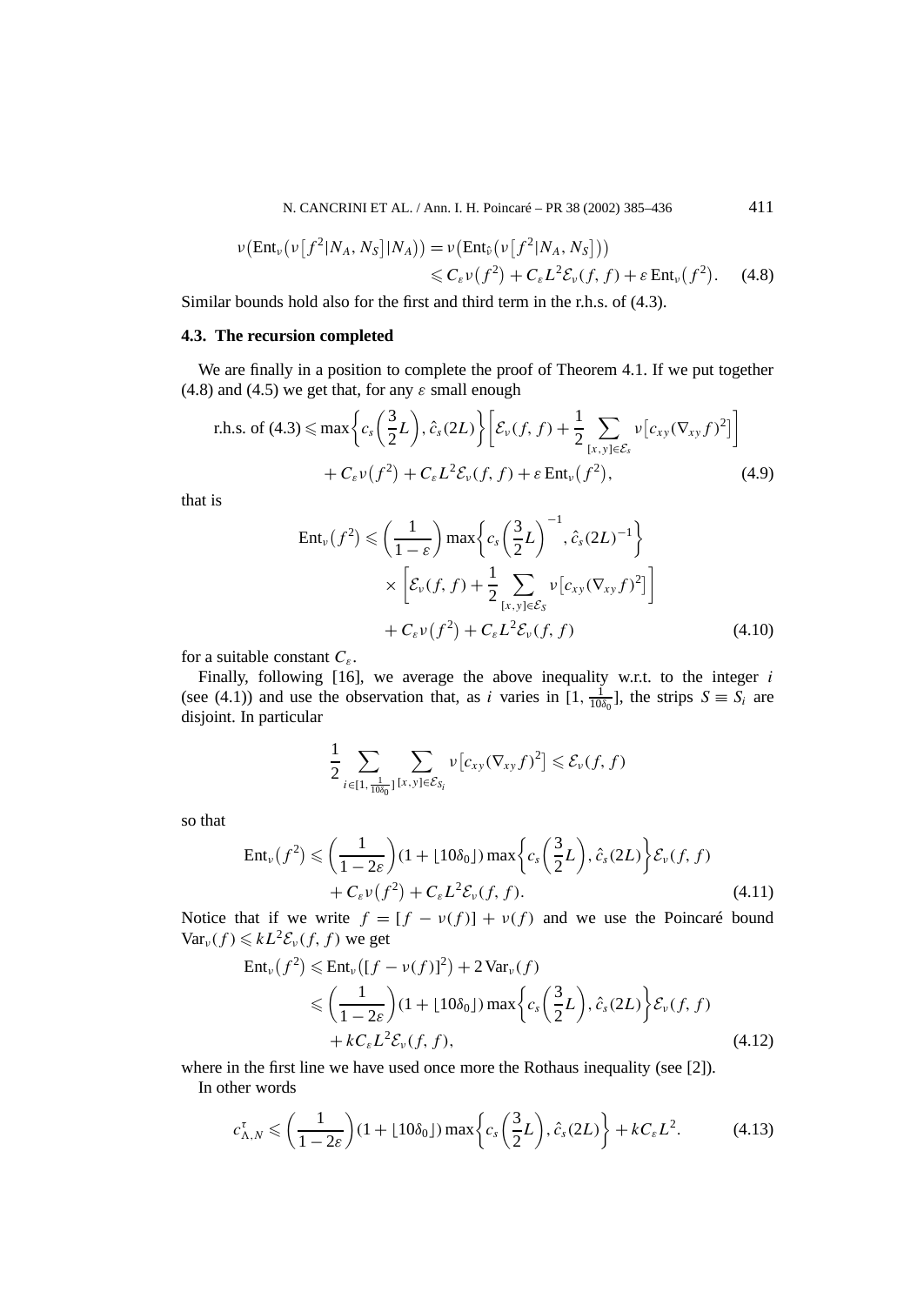$$\nu\big(\mathrm{Ent}_\nu\big(\nu\big[f^2|N_A,N_S\big]|N_A\big)\big)=\nu\big(\mathrm{Ent}_{\hat\nu}\big(\nu\big[f^2|N_A,N_S\big]\big)\big)$$
$$\leqslant C_\varepsilon\nu\big(f^2\big)+C_\varepsilon L^2\mathcal{E}_\nu(f,f)+\varepsilon\,\mathrm{Ent}_\nu\big(f^2\big). \tag{4.8}$$

Similar bounds hold also for the first and third term in the r.h.s. of (4.3).

### 4.3. The recursion completed

We are finally in a position to complete the proof of Theorem 4.1. If we put together (4.8) and (4.5) we get that, for any $\varepsilon$ small enough

$$\text{r.h.s. of (4.3)}\leqslant\max\left\{c_s\left(\frac{3}{2}L\right),\hat c_s(2L)\right\}\left[\mathcal{E}_\nu(f,f)+\frac{1}{2}\sum_{[x,y]\in\mathcal{E}_s}\nu\big[c_{xy}(\nabla_{xy}f)^2\big]\right]$$
$$+C_\varepsilon\nu\big(f^2\big)+C_\varepsilon L^2\mathcal{E}_\nu(f,f)+\varepsilon\,\mathrm{Ent}_\nu\big(f^2\big), \tag{4.9}$$

that is

$$\mathrm{Ent}_\nu\big(f^2\big)\leqslant\left(\frac{1}{1-\varepsilon}\right)\max\left\{c_s\left(\frac{3}{2}L\right)^{-1},\hat c_s(2L)^{-1}\right\}$$
$$\times\left[\mathcal{E}_\nu(f,f)+\frac{1}{2}\sum_{[x,y]\in\mathcal{E}_S}\nu\big[c_{xy}(\nabla_{xy}f)^2\big]\right]$$
$$+C_\varepsilon\nu\big(f^2\big)+C_\varepsilon L^2\mathcal{E}_\nu(f,f) \tag{4.10}$$

for a suitable constant $C_\varepsilon$.

Finally, following [16], we average the above inequality w.r.t. to the integer $i$ (see (4.1)) and use the observation that, as $i$ varies in $[1,\frac{1}{10\delta_0}]$, the strips $S\equiv S_i$ are disjoint. In particular

$$\frac{1}{2}\sum_{i\in[1,\frac{1}{10\delta_0}]}\sum_{[x,y]\in\mathcal{E}_{S_i}}\nu\big[c_{xy}(\nabla_{xy}f)^2\big]\leqslant\mathcal{E}_\nu(f,f)$$

so that

$$\mathrm{Ent}_\nu\big(f^2\big)\leqslant\left(\frac{1}{1-2\varepsilon}\right)(1+\lfloor10\delta_0\rfloor)\max\left\{c_s\left(\frac{3}{2}L\right),\hat c_s(2L)\right\}\mathcal{E}_\nu(f,f)$$
$$+C_\varepsilon\nu\big(f^2\big)+C_\varepsilon L^2\mathcal{E}_\nu(f,f). \tag{4.11}$$

Notice that if we write $f=[f-\nu(f)]+\nu(f)$ and we use the Poincaré bound $\mathrm{Var}_\nu(f)\leqslant kL^2\mathcal{E}_\nu(f,f)$ we get

$$\mathrm{Ent}_\nu\big(f^2\big)\leqslant\mathrm{Ent}_\nu\big([f-\nu(f)]^2\big)+2\,\mathrm{Var}_\nu(f)$$
$$\leqslant\left(\frac{1}{1-2\varepsilon}\right)(1+\lfloor10\delta_0\rfloor)\max\left\{c_s\left(\frac{3}{2}L\right),\hat c_s(2L)\right\}\mathcal{E}_\nu(f,f)$$
$$+kC_\varepsilon L^2\mathcal{E}_\nu(f,f), \tag{4.12}$$

where in the first line we have used once more the Rothaus inequality (see [2]).

In other words

$$c^\tau_{\Lambda,N}\leqslant\left(\frac{1}{1-2\varepsilon}\right)(1+\lfloor10\delta_0\rfloor)\max\left\{c_s\left(\frac{3}{2}L\right),\hat c_s(2L)\right\}+kC_\varepsilon L^2. \tag{4.13}$$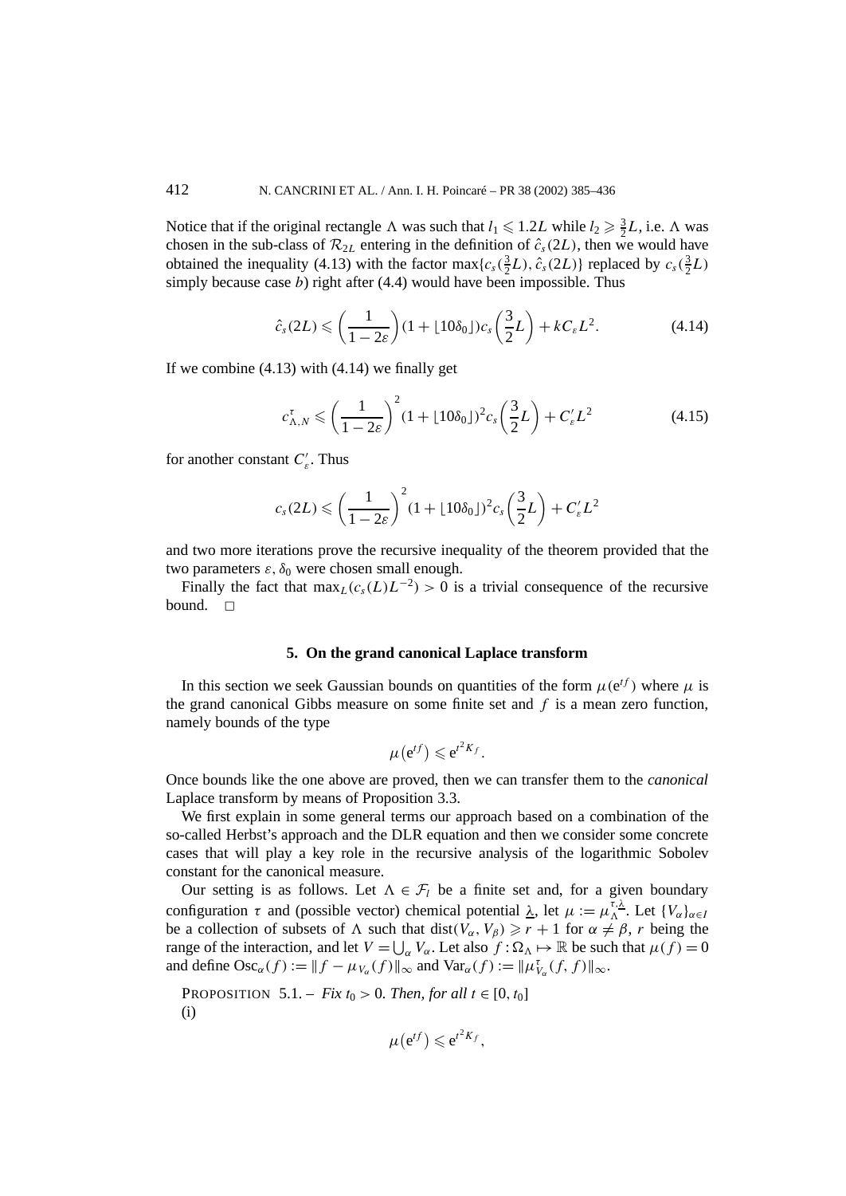Notice that if the original rectangle $\Lambda$ was such that $l_1 \leqslant 1.2L$ while $l_2 \geqslant \frac{3}{2}L$, i.e. $\Lambda$ was chosen in the sub-class of $\mathcal{R}_{2L}$ entering in the definition of $\hat{c}_s(2L)$, then we would have obtained the inequality (4.13) with the factor $\max\{c_s(\frac{3}{2}L), \hat{c}_s(2L)\}$ replaced by $c_s(\frac{3}{2}L)$ simply because case *b*) right after (4.4) would have been impossible. Thus

$$\hat{c}_s(2L) \leqslant \left(\frac{1}{1-2\varepsilon}\right)(1+\lfloor 10\delta_0 \rfloor) c_s\left(\frac{3}{2}L\right) + kC_\varepsilon L^2. \tag{4.14}$$

If we combine (4.13) with (4.14) we finally get

$$c^\tau_{\Lambda,N} \leqslant \left(\frac{1}{1-2\varepsilon}\right)^2 (1+\lfloor 10\delta_0 \rfloor)^2 c_s\left(\frac{3}{2}L\right) + C'_\varepsilon L^2 \tag{4.15}$$

for another constant $C'_\varepsilon$. Thus

$$c_s(2L) \leqslant \left(\frac{1}{1-2\varepsilon}\right)^2 (1+\lfloor 10\delta_0 \rfloor)^2 c_s\left(\frac{3}{2}L\right) + C'_\varepsilon L^2$$

and two more iterations prove the recursive inequality of the theorem provided that the two parameters $\varepsilon, \delta_0$ were chosen small enough.

Finally the fact that $\max_L(c_s(L)L^{-2}) > 0$ is a trivial consequence of the recursive bound. $\square$

## 5. On the grand canonical Laplace transform

In this section we seek Gaussian bounds on quantities of the form $\mu(\mathrm{e}^{tf})$ where $\mu$ is the grand canonical Gibbs measure on some finite set and $f$ is a mean zero function, namely bounds of the type

$$\mu\left(\mathrm{e}^{tf}\right) \leqslant \mathrm{e}^{t^2 K_f}.$$

Once bounds like the one above are proved, then we can transfer them to the *canonical* Laplace transform by means of Proposition 3.3.

We first explain in some general terms our approach based on a combination of the so-called Herbst's approach and the DLR equation and then we consider some concrete cases that will play a key role in the recursive analysis of the logarithmic Sobolev constant for the canonical measure.

Our setting is as follows. Let $\Lambda \in \mathcal{F}_l$ be a finite set and, for a given boundary configuration $\tau$ and (possible vector) chemical potential $\underline{\lambda}$, let $\mu := \mu^{\tau,\underline{\lambda}}_\Lambda$. Let $\{V_\alpha\}_{\alpha \in I}$ be a collection of subsets of $\Lambda$ such that $\operatorname{dist}(V_\alpha, V_\beta) \geqslant r+1$ for $\alpha \neq \beta$, $r$ being the range of the interaction, and let $V = \bigcup_\alpha V_\alpha$. Let also $f : \Omega_\Lambda \mapsto \mathbb{R}$ be such that $\mu(f) = 0$ and define $\operatorname{Osc}_\alpha(f) := \|f - \mu_{V_\alpha}(f)\|_\infty$ and $\operatorname{Var}_\alpha(f) := \|\mu^\tau_{V_\alpha}(f,f)\|_\infty$.

PROPOSITION 5.1. – *Fix $t_0 > 0$. Then, for all $t \in [0, t_0]$*

(i)

$$\mu\left(\mathrm{e}^{tf}\right) \leqslant \mathrm{e}^{t^2 K_f},$$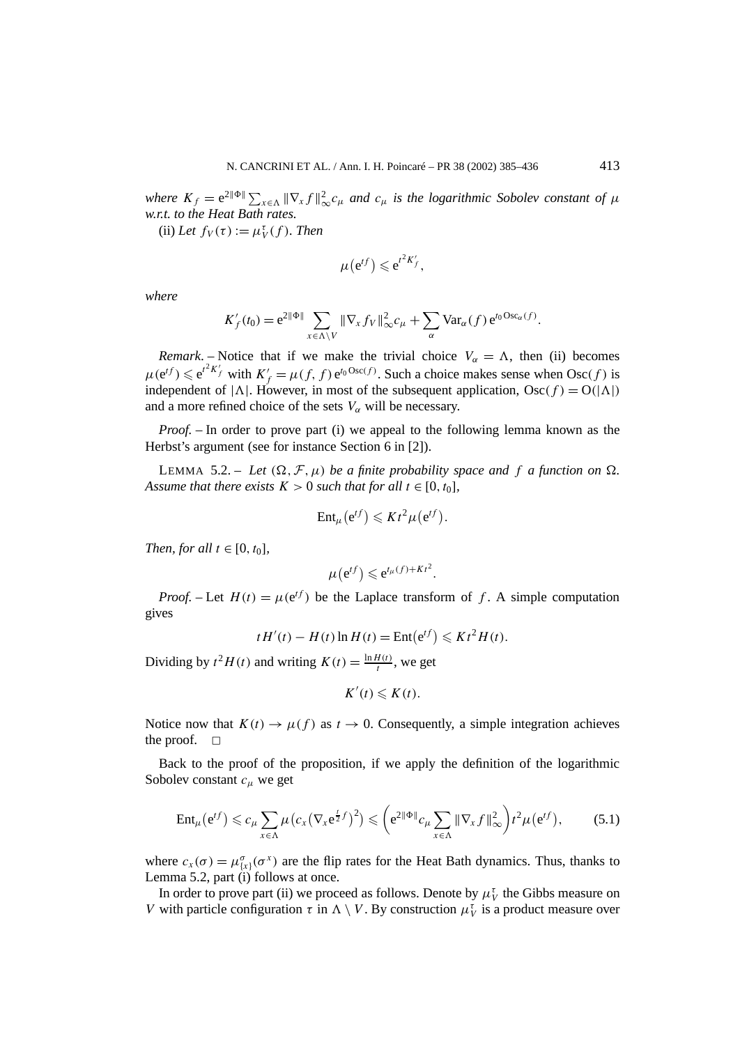*where* $K_f = \mathrm{e}^{2\|\Phi\|}\sum_{x\in\Lambda}\|\nabla_x f\|_\infty^2 c_\mu$ *and* $c_\mu$ *is the logarithmic Sobolev constant of* $\mu$ *w.r.t. to the Heat Bath rates.*

(ii) *Let* $f_V(\tau) := \mu_V^\tau(f)$. *Then*

$$\mu\big(\mathrm{e}^{tf}\big) \leqslant \mathrm{e}^{t^2 K_f'},$$

*where*

$$K_f'(t_0) = \mathrm{e}^{2\|\Phi\|}\sum_{x\in\Lambda\setminus V}\|\nabla_x f_V\|_\infty^2 c_\mu + \sum_\alpha \mathrm{Var}_\alpha(f)\,\mathrm{e}^{t_0\,\mathrm{Osc}_\alpha(f)}.$$

*Remark*. – Notice that if we make the trivial choice $V_\alpha = \Lambda$, then (ii) becomes $\mu(\mathrm{e}^{tf}) \leqslant \mathrm{e}^{t^2 K_f'}$ with $K_f' = \mu(f,f)\,\mathrm{e}^{t_0\,\mathrm{Osc}(f)}$. Such a choice makes sense when $\mathrm{Osc}(f)$ is independent of $|\Lambda|$. However, in most of the subsequent application, $\mathrm{Osc}(f) = O(|\Lambda|)$ and a more refined choice of the sets $V_\alpha$ will be necessary.

*Proof*. – In order to prove part (i) we appeal to the following lemma known as the Herbst's argument (see for instance Section 6 in [2]).

LEMMA 5.2. – *Let* $(\Omega,\mathcal{F},\mu)$ *be a finite probability space and* $f$ *a function on* $\Omega$. *Assume that there exists* $K > 0$ *such that for all* $t \in [0,t_0]$,

$$\mathrm{Ent}_\mu\big(\mathrm{e}^{tf}\big) \leqslant K t^2 \mu\big(\mathrm{e}^{tf}\big).$$

*Then, for all* $t \in [0,t_0]$,

$$\mu\big(\mathrm{e}^{tf}\big) \leqslant \mathrm{e}^{t\mu(f)+Kt^2}.$$

*Proof*. – Let $H(t) = \mu(\mathrm{e}^{tf})$ be the Laplace transform of $f$. A simple computation gives

$$tH'(t) - H(t)\ln H(t) = \mathrm{Ent}\big(\mathrm{e}^{tf}\big) \leqslant K t^2 H(t).$$

Dividing by $t^2 H(t)$ and writing $K(t) = \frac{\ln H(t)}{t}$, we get

$$K'(t) \leqslant K(t).$$

Notice now that $K(t) \to \mu(f)$ as $t \to 0$. Consequently, a simple integration achieves the proof. $\square$

Back to the proof of the proposition, if we apply the definition of the logarithmic Sobolev constant $c_\mu$ we get

$$\mathrm{Ent}_\mu\big(\mathrm{e}^{tf}\big) \leqslant c_\mu \sum_{x\in\Lambda}\mu\big(c_x\big(\nabla_x \mathrm{e}^{\frac{t}{2}f}\big)^2\big) \leqslant \bigg(\mathrm{e}^{2\|\Phi\|}c_\mu\sum_{x\in\Lambda}\|\nabla_x f\|_\infty^2\bigg)t^2\mu\big(\mathrm{e}^{tf}\big), \tag{5.1}$$

where $c_x(\sigma) = \mu_{\{x\}}^\sigma(\sigma^x)$ are the flip rates for the Heat Bath dynamics. Thus, thanks to Lemma 5.2, part (i) follows at once.

In order to prove part (ii) we proceed as follows. Denote by $\mu_V^\tau$ the Gibbs measure on $V$ with particle configuration $\tau$ in $\Lambda\setminus V$. By construction $\mu_V^\tau$ is a product measure over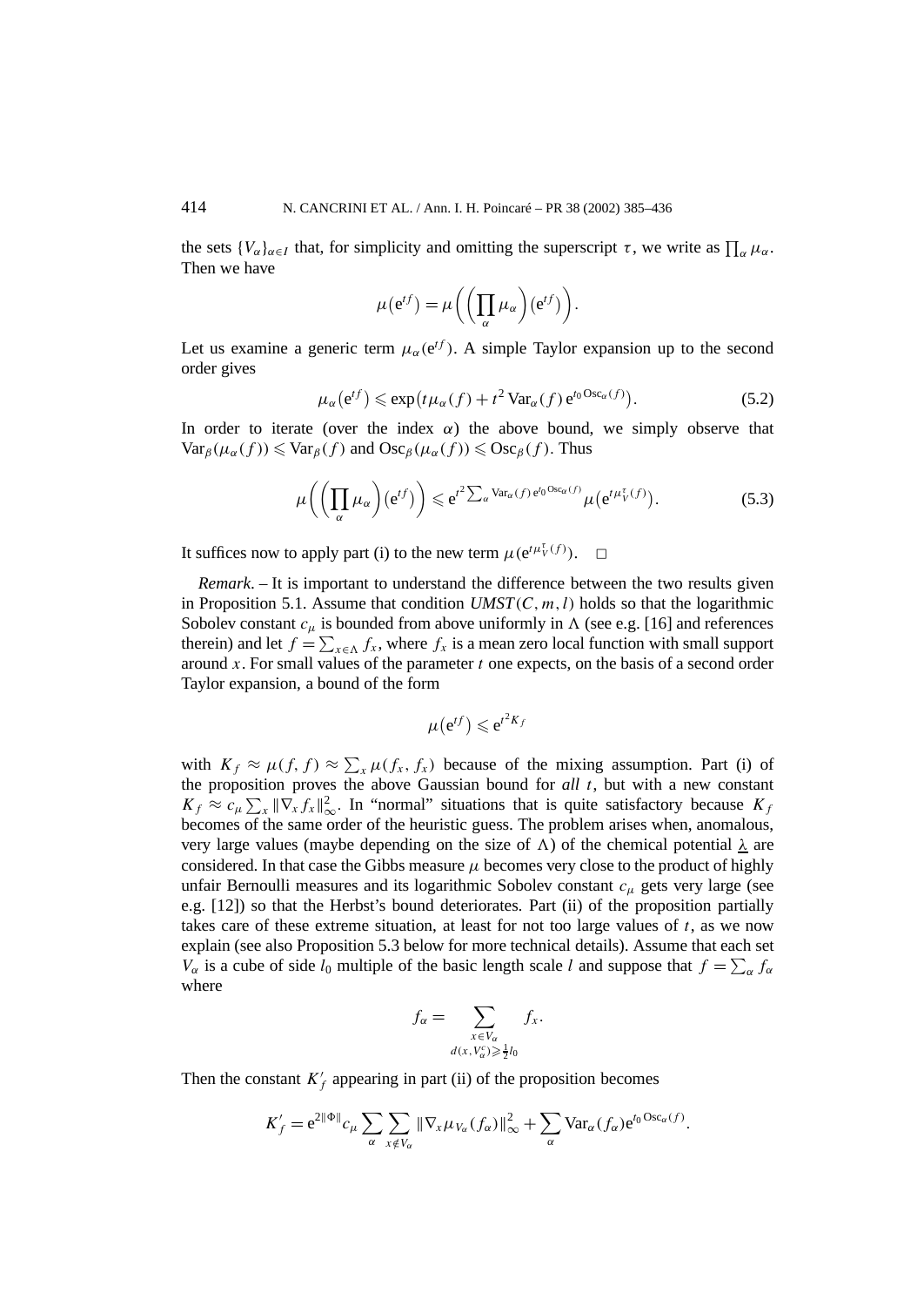the sets $\{V_\alpha\}_{\alpha\in I}$ that, for simplicity and omitting the superscript $\tau$, we write as $\prod_\alpha \mu_\alpha$. Then we have

$$\mu\big(\mathrm{e}^{tf}\big) = \mu\bigg(\bigg(\prod_\alpha \mu_\alpha\bigg)\big(\mathrm{e}^{tf}\big)\bigg).$$

Let us examine a generic term $\mu_\alpha(\mathrm{e}^{tf})$. A simple Taylor expansion up to the second order gives

$$\mu_\alpha\big(\mathrm{e}^{tf}\big) \leqslant \exp\big(t\mu_\alpha(f) + t^2\,\mathrm{Var}_\alpha(f)\,\mathrm{e}^{t_0\,\mathrm{Osc}_\alpha(f)}\big). \tag{5.2}$$

In order to iterate (over the index $\alpha$) the above bound, we simply observe that $\mathrm{Var}_\beta(\mu_\alpha(f)) \leqslant \mathrm{Var}_\beta(f)$ and $\mathrm{Osc}_\beta(\mu_\alpha(f)) \leqslant \mathrm{Osc}_\beta(f)$. Thus

$$\mu\bigg(\bigg(\prod_\alpha \mu_\alpha\bigg)\big(\mathrm{e}^{tf}\big)\bigg) \leqslant \mathrm{e}^{t^2\sum_\alpha \mathrm{Var}_\alpha(f)\,\mathrm{e}^{t_0\,\mathrm{Osc}_\alpha(f)}}\,\mu\big(\mathrm{e}^{t\mu_V^\tau(f)}\big). \tag{5.3}$$

It suffices now to apply part (i) to the new term $\mu(\mathrm{e}^{t\mu_V^\tau(f)})$. $\square$

*Remark.* – It is important to understand the difference between the two results given in Proposition 5.1. Assume that condition *UMST*$(C,m,l)$ holds so that the logarithmic Sobolev constant $c_\mu$ is bounded from above uniformly in $\Lambda$ (see e.g. [16] and references therein) and let $f = \sum_{x\in\Lambda} f_x$, where $f_x$ is a mean zero local function with small support around $x$. For small values of the parameter $t$ one expects, on the basis of a second order Taylor expansion, a bound of the form

$$\mu\big(\mathrm{e}^{tf}\big) \leqslant \mathrm{e}^{t^2 K_f}$$

with $K_f \approx \mu(f,f) \approx \sum_x \mu(f_x,f_x)$ because of the mixing assumption. Part (i) of the proposition proves the above Gaussian bound for *all* $t$, but with a new constant $K_f \approx c_\mu \sum_x \|\nabla_x f_x\|_\infty^2$. In "normal" situations that is quite satisfactory because $K_f$ becomes of the same order of the heuristic guess. The problem arises when, anomalous, very large values (maybe depending on the size of $\Lambda$) of the chemical potential $\underline{\lambda}$ are considered. In that case the Gibbs measure $\mu$ becomes very close to the product of highly unfair Bernoulli measures and its logarithmic Sobolev constant $c_\mu$ gets very large (see e.g. [12]) so that the Herbst's bound deteriorates. Part (ii) of the proposition partially takes care of these extreme situation, at least for not too large values of $t$, as we now explain (see also Proposition 5.3 below for more technical details). Assume that each set $V_\alpha$ is a cube of side $l_0$ multiple of the basic length scale $l$ and suppose that $f = \sum_\alpha f_\alpha$ where

$$f_\alpha = \sum_{\substack{x\in V_\alpha\\ d(x,V_\alpha^c)\geqslant \frac{1}{2}l_0}} f_x.$$

Then the constant $K_f'$ appearing in part (ii) of the proposition becomes

$$K_f' = \mathrm{e}^{2\|\Phi\|}c_\mu \sum_\alpha \sum_{x\notin V_\alpha} \|\nabla_x \mu_{V_\alpha}(f_\alpha)\|_\infty^2 + \sum_\alpha \mathrm{Var}_\alpha(f_\alpha)\mathrm{e}^{t_0\,\mathrm{Osc}_\alpha(f)}.$$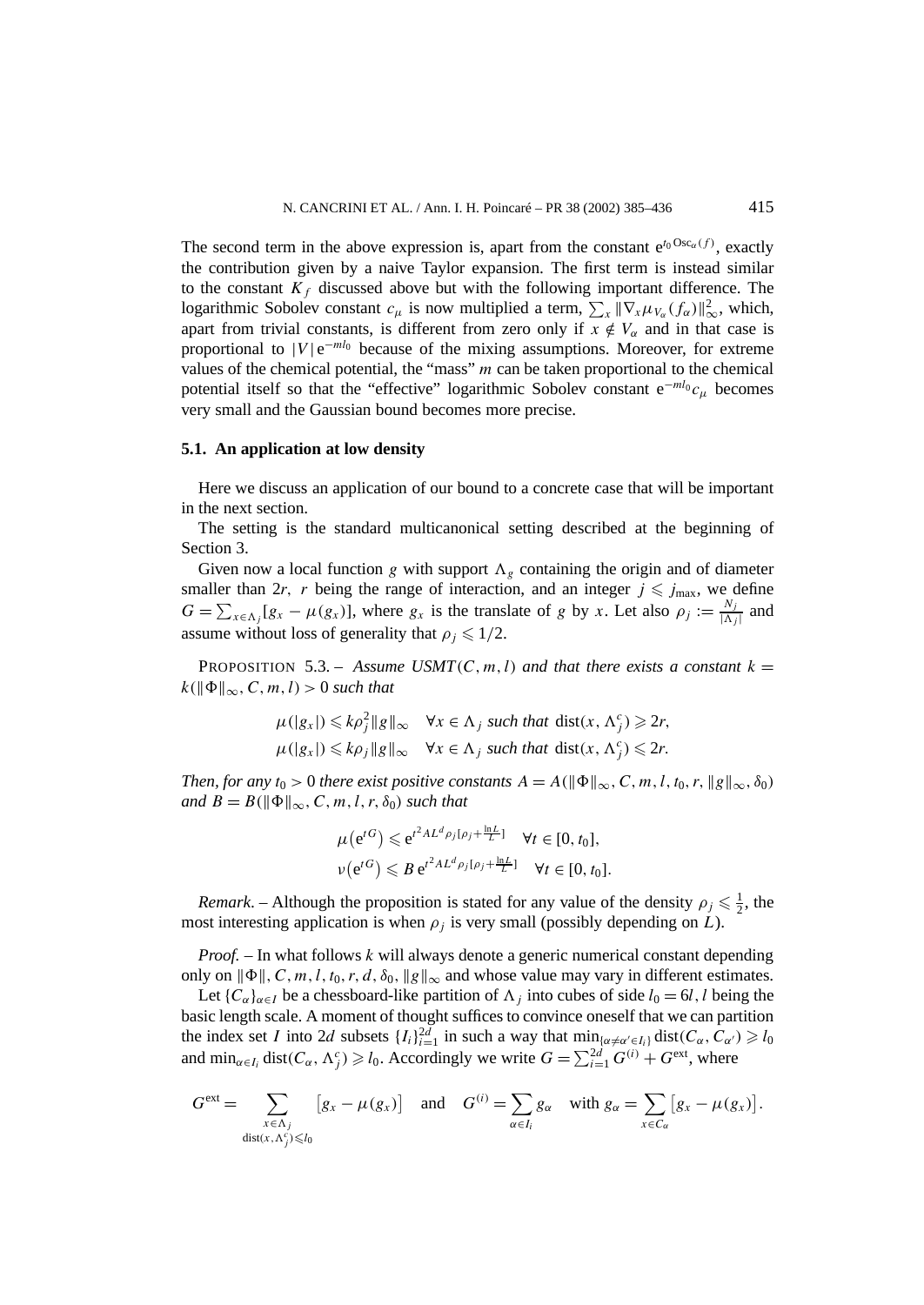The second term in the above expression is, apart from the constant $e^{t_0 \operatorname{Osc}_\alpha(f)}$, exactly the contribution given by a naive Taylor expansion. The first term is instead similar to the constant $K_f$ discussed above but with the following important difference. The logarithmic Sobolev constant $c_\mu$ is now multiplied a term, $\sum_x \|\nabla_x \mu_{V_\alpha}(f_\alpha)\|_\infty^2$, which, apart from trivial constants, is different from zero only if $x \notin V_\alpha$ and in that case is proportional to $|V| e^{-ml_0}$ because of the mixing assumptions. Moreover, for extreme values of the chemical potential, the "mass" $m$ can be taken proportional to the chemical potential itself so that the "effective" logarithmic Sobolev constant $e^{-ml_0} c_\mu$ becomes very small and the Gaussian bound becomes more precise.

### 5.1. An application at low density

Here we discuss an application of our bound to a concrete case that will be important in the next section.

The setting is the standard multicanonical setting described at the beginning of Section 3.

Given now a local function $g$ with support $\Lambda_g$ containing the origin and of diameter smaller than $2r$, $r$ being the range of interaction, and an integer $j \leqslant j_{\max}$, we define $G = \sum_{x \in \Lambda_j} [g_x - \mu(g_x)]$, where $g_x$ is the translate of $g$ by $x$. Let also $\rho_j := \frac{N_j}{|\Lambda_j|}$ and assume without loss of generality that $\rho_j \leqslant 1/2$.

PROPOSITION 5.3. – *Assume USMT$(C, m, l)$ and that there exists a constant $k = k(\|\Phi\|_\infty, C, m, l) > 0$ such that*

$$\mu(|g_x|) \leqslant k \rho_j^2 \|g\|_\infty \quad \forall x \in \Lambda_j \text{ such that } \operatorname{dist}(x, \Lambda_j^c) \geqslant 2r,$$
$$\mu(|g_x|) \leqslant k \rho_j \|g\|_\infty \quad \forall x \in \Lambda_j \text{ such that } \operatorname{dist}(x, \Lambda_j^c) \leqslant 2r.$$

*Then, for any $t_0 > 0$ there exist positive constants $A = A(\|\Phi\|_\infty, C, m, l, t_0, r, \|g\|_\infty, \delta_0)$ and $B = B(\|\Phi\|_\infty, C, m, l, r, \delta_0)$ such that*

$$\mu\left(e^{tG}\right) \leqslant e^{t^2 A L^d \rho_j [\rho_j + \frac{\ln L}{L}]} \quad \forall t \in [0, t_0],$$
$$\nu\left(e^{tG}\right) \leqslant B\, e^{t^2 A L^d \rho_j [\rho_j + \frac{\ln L}{L}]} \quad \forall t \in [0, t_0].$$

*Remark.* – Although the proposition is stated for any value of the density $\rho_j \leqslant \frac{1}{2}$, the most interesting application is when $\rho_j$ is very small (possibly depending on $L$).

*Proof.* – In what follows $k$ will always denote a generic numerical constant depending only on $\|\Phi\|, C, m, l, t_0, r, d, \delta_0, \|g\|_\infty$ and whose value may vary in different estimates.

Let $\{C_\alpha\}_{\alpha \in I}$ be a chessboard-like partition of $\Lambda_j$ into cubes of side $l_0 = 6l$, $l$ being the basic length scale. A moment of thought suffices to convince oneself that we can partition the index set $I$ into $2d$ subsets $\{I_i\}_{i=1}^{2d}$ in such a way that $\min_{\{\alpha \neq \alpha' \in I_i\}} \operatorname{dist}(C_\alpha, C_{\alpha'}) \geqslant l_0$ and $\min_{\alpha \in I_i} \operatorname{dist}(C_\alpha, \Lambda_j^c) \geqslant l_0$. Accordingly we write $G = \sum_{i=1}^{2d} G^{(i)} + G^{\text{ext}}$, where

$$G^{\text{ext}} = \sum_{\substack{x \in \Lambda_j \\ \operatorname{dist}(x, \Lambda_j^c) \leqslant l_0}} \left[g_x - \mu(g_x)\right] \quad \text{and} \quad G^{(i)} = \sum_{\alpha \in I_i} g_\alpha \quad \text{with } g_\alpha = \sum_{x \in C_\alpha} \left[g_x - \mu(g_x)\right].$$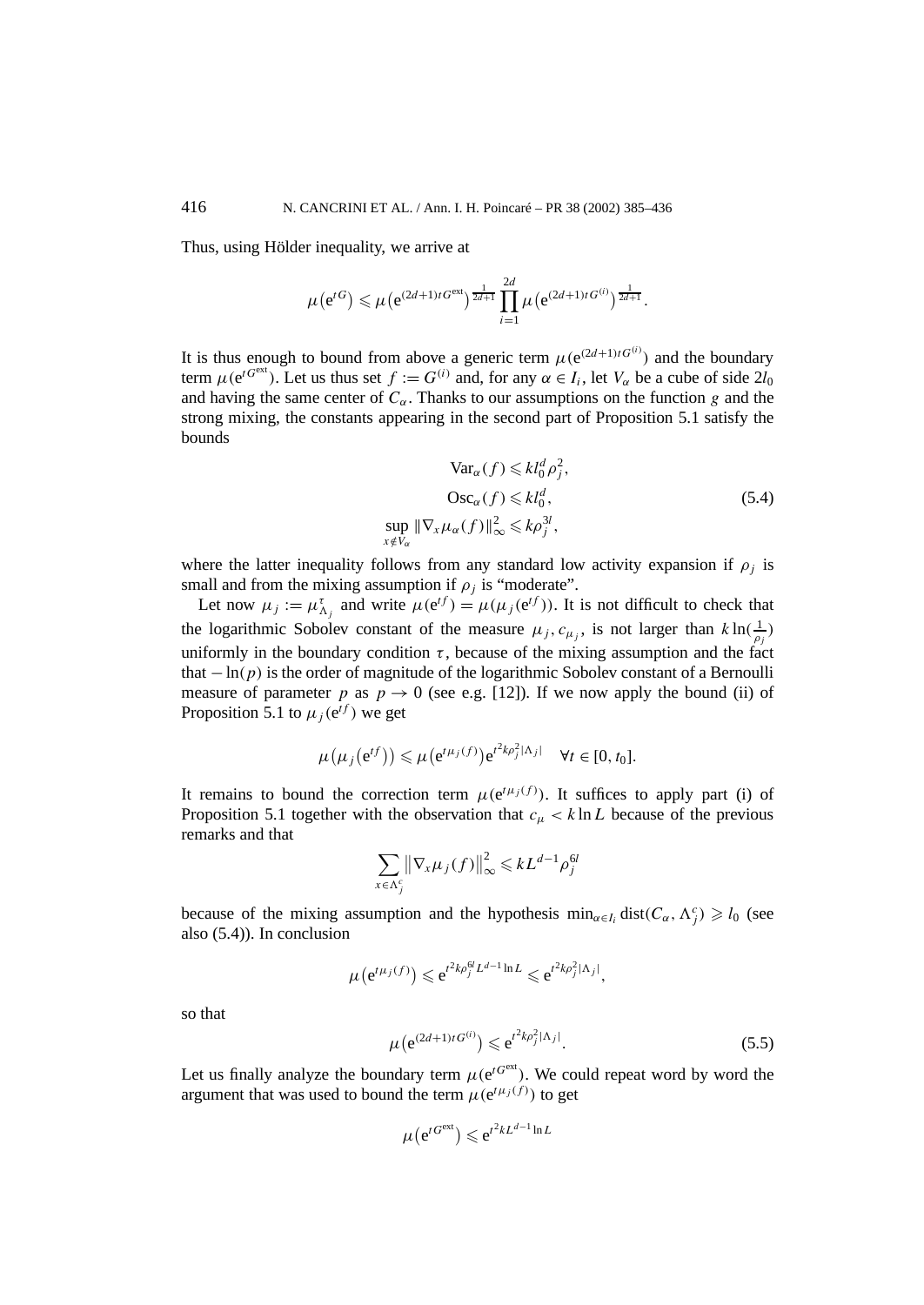Thus, using Hölder inequality, we arrive at

$$\mu\big(e^{tG}\big) \leqslant \mu\big(e^{(2d+1)tG^{\text{ext}}}\big)^{\frac{1}{2d+1}} \prod_{i=1}^{2d} \mu\big(e^{(2d+1)tG^{(i)}}\big)^{\frac{1}{2d+1}}.$$

It is thus enough to bound from above a generic term $\mu(e^{(2d+1)tG^{(i)}})$ and the boundary term $\mu(e^{tG^{\text{ext}}})$. Let us thus set $f := G^{(i)}$ and, for any $\alpha \in I_i$, let $V_\alpha$ be a cube of side $2l_0$ and having the same center of $C_\alpha$. Thanks to our assumptions on the function $g$ and the strong mixing, the constants appearing in the second part of Proposition 5.1 satisfy the bounds

$$\begin{aligned}
\operatorname{Var}_\alpha(f) &\leqslant k l_0^d \rho_j^2, \\
\operatorname{Osc}_\alpha(f) &\leqslant k l_0^d, \\
\sup_{x \notin V_\alpha} \|\nabla_x \mu_\alpha(f)\|_\infty^2 &\leqslant k \rho_j^{3l},
\end{aligned} \tag{5.4}$$

where the latter inequality follows from any standard low activity expansion if $\rho_j$ is small and from the mixing assumption if $\rho_j$ is "moderate".

Let now $\mu_j := \mu_{\Lambda_j}^\tau$ and write $\mu(e^{tf}) = \mu(\mu_j(e^{tf}))$. It is not difficult to check that the logarithmic Sobolev constant of the measure $\mu_j$, $c_{\mu_j}$, is not larger than $k \ln(\frac{1}{\rho_j})$ uniformly in the boundary condition $\tau$, because of the mixing assumption and the fact that $-\ln(p)$ is the order of magnitude of the logarithmic Sobolev constant of a Bernoulli measure of parameter $p$ as $p \to 0$ (see e.g. [12]). If we now apply the bound (ii) of Proposition 5.1 to $\mu_j(e^{tf})$ we get

$$\mu\big(\mu_j\big(e^{tf}\big)\big) \leqslant \mu\big(e^{t\mu_j(f)}\big) e^{t^2 k \rho_j^2 |\Lambda_j|} \quad \forall t \in [0, t_0].$$

It remains to bound the correction term $\mu(e^{t\mu_j(f)})$. It suffices to apply part (i) of Proposition 5.1 together with the observation that $c_\mu < k \ln L$ because of the previous remarks and that

$$\sum_{x \in \Lambda_j^c} \big\|\nabla_x \mu_j(f)\big\|_\infty^2 \leqslant k L^{d-1} \rho_j^{6l}$$

because of the mixing assumption and the hypothesis $\min_{\alpha \in I_i} \operatorname{dist}(C_\alpha, \Lambda_j^c) \geqslant l_0$ (see also (5.4)). In conclusion

$$\mu\big(e^{t\mu_j(f)}\big) \leqslant e^{t^2 k \rho_j^{6l} L^{d-1} \ln L} \leqslant e^{t^2 k \rho_j^2 |\Lambda_j|},$$

so that

$$\mu\big(e^{(2d+1)tG^{(i)}}\big) \leqslant e^{t^2 k \rho_j^2 |\Lambda_j|}. \tag{5.5}$$

Let us finally analyze the boundary term $\mu(e^{tG^{\text{ext}}})$. We could repeat word by word the argument that was used to bound the term $\mu(e^{t\mu_j(f)})$ to get

$$\mu\big(e^{tG^{\text{ext}}}\big) \leqslant e^{t^2 k L^{d-1} \ln L}$$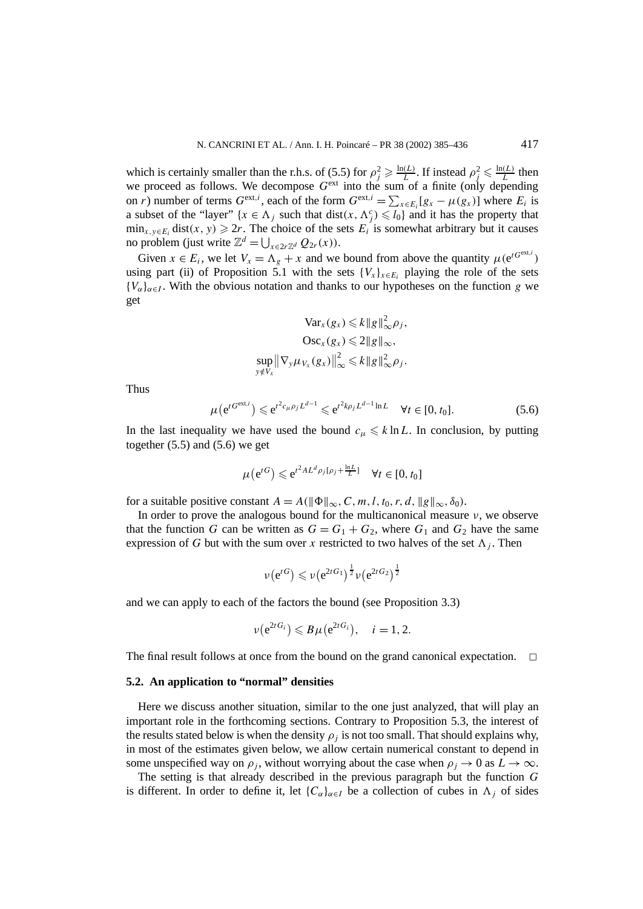which is certainly smaller than the r.h.s. of (5.5) for $\rho_j^2 \geqslant \frac{\ln(L)}{L}$. If instead $\rho_j^2 \leqslant \frac{\ln(L)}{L}$ then we proceed as follows. We decompose $G^{\text{ext}}$ into the sum of a finite (only depending on $r$) number of terms $G^{\text{ext},i}$, each of the form $G^{\text{ext},i} = \sum_{x \in E_i} [g_x - \mu(g_x)]$ where $E_i$ is a subset of the "layer" $\{x \in \Lambda_j$ such that $\text{dist}(x, \Lambda_j^c) \leqslant l_0\}$ and it has the property that $\min_{x,y \in E_i} \text{dist}(x, y) \geqslant 2r$. The choice of the sets $E_i$ is somewhat arbitrary but it causes no problem (just write $\mathbb{Z}^d = \bigcup_{x \in 2r\mathbb{Z}^d} Q_{2r}(x)$).

Given $x \in E_i$, we let $V_x = \Lambda_g + x$ and we bound from above the quantity $\mu(\mathrm{e}^{tG^{\text{ext},i}})$ using part (ii) of Proposition 5.1 with the sets $\{V_x\}_{x \in E_i}$ playing the role of the sets $\{V_\alpha\}_{\alpha \in I}$. With the obvious notation and thanks to our hypotheses on the function $g$ we get

$$
\begin{gathered}
\operatorname{Var}_x(g_x) \leqslant k \|g\|_\infty^2 \rho_j, \\
\operatorname{Osc}_x(g_x) \leqslant 2\|g\|_\infty, \\
\sup_{y \notin V_x} \left\| \nabla_y \mu_{V_x}(g_x) \right\|_\infty^2 \leqslant k \|g\|_\infty^2 \rho_j.
\end{gathered}
$$

Thus

$$
\mu\left(\mathrm{e}^{tG^{\text{ext},i}}\right) \leqslant \mathrm{e}^{t^2 c_\mu \rho_j L^{d-1}} \leqslant \mathrm{e}^{t^2 k \rho_j L^{d-1} \ln L} \quad \forall t \in [0, t_0]. \tag{5.6}
$$

In the last inequality we have used the bound $c_\mu \leqslant k \ln L$. In conclusion, by putting together (5.5) and (5.6) we get

$$
\mu\left(\mathrm{e}^{tG}\right) \leqslant \mathrm{e}^{t^2 A L^d \rho_j [\rho_j + \frac{\ln L}{L}]} \quad \forall t \in [0, t_0]
$$

for a suitable positive constant $A = A(\|\Phi\|_\infty, C, m, l, t_0, r, d, \|g\|_\infty, \delta_0)$.

In order to prove the analogous bound for the multicanonical measure $\nu$, we observe that the function $G$ can be written as $G = G_1 + G_2$, where $G_1$ and $G_2$ have the same expression of $G$ but with the sum over $x$ restricted to two halves of the set $\Lambda_j$. Then

$$
\nu\left(\mathrm{e}^{tG}\right) \leqslant \nu\left(\mathrm{e}^{2tG_1}\right)^{\frac{1}{2}} \nu\left(\mathrm{e}^{2tG_2}\right)^{\frac{1}{2}}
$$

and we can apply to each of the factors the bound (see Proposition 3.3)

$$
\nu\left(\mathrm{e}^{2tG_i}\right) \leqslant B \mu\left(\mathrm{e}^{2tG_i}\right), \quad i = 1, 2.
$$

The final result follows at once from the bound on the grand canonical expectation. $\square$

### 5.2. An application to "normal" densities

Here we discuss another situation, similar to the one just analyzed, that will play an important role in the forthcoming sections. Contrary to Proposition 5.3, the interest of the results stated below is when the density $\rho_j$ is not too small. That should explains why, in most of the estimates given below, we allow certain numerical constant to depend in some unspecified way on $\rho_j$, without worrying about the case when $\rho_j \to 0$ as $L \to \infty$.

The setting is that already described in the previous paragraph but the function $G$ is different. In order to define it, let $\{C_\alpha\}_{\alpha \in I}$ be a collection of cubes in $\Lambda_j$ of sides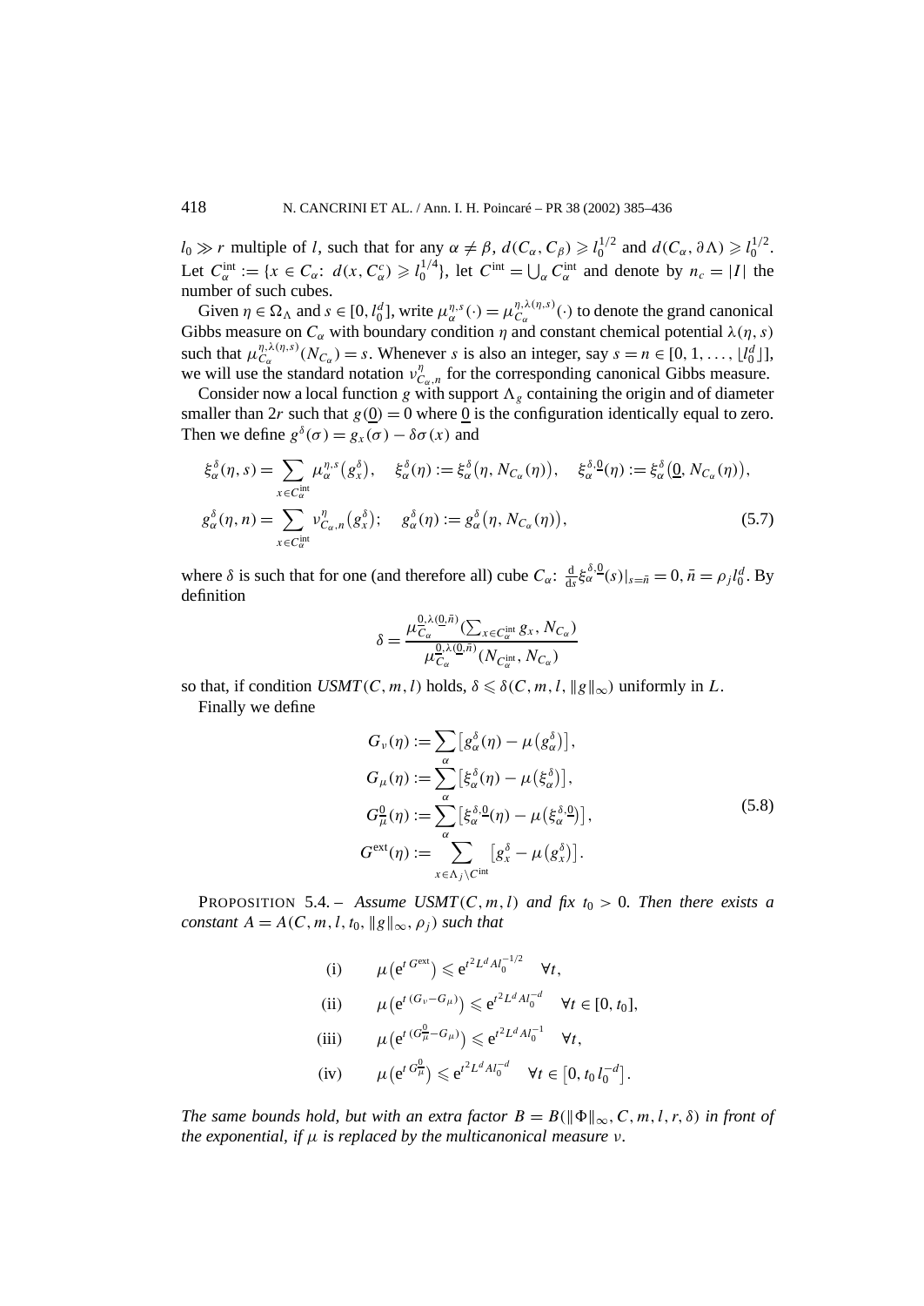$l_0 \gg r$ multiple of $l$, such that for any $\alpha \neq \beta$, $d(C_\alpha, C_\beta) \geqslant l_0^{1/2}$ and $d(C_\alpha, \partial\Lambda) \geqslant l_0^{1/2}$. Let $C_\alpha^{\text{int}} := \{x \in C_\alpha\colon\ d(x, C_\alpha^c) \geqslant l_0^{1/4}\}$, let $C^{\text{int}} = \bigcup_\alpha C_\alpha^{\text{int}}$ and denote by $n_c = |I|$ the number of such cubes.

Given $\eta \in \Omega_\Lambda$ and $s \in [0, l_0^d]$, write $\mu_\alpha^{\eta,s}(\cdot) = \mu_{C_\alpha}^{\eta,\lambda(\eta,s)}(\cdot)$ to denote the grand canonical Gibbs measure on $C_\alpha$ with boundary condition $\eta$ and constant chemical potential $\lambda(\eta, s)$ such that $\mu_{C_\alpha}^{\eta,\lambda(\eta,s)}(N_{C_\alpha}) = s$. Whenever $s$ is also an integer, say $s = n \in [0, 1, \ldots, \lfloor l_0^d \rfloor]$, we will use the standard notation $\nu_{C_\alpha,n}^\eta$ for the corresponding canonical Gibbs measure.

Consider now a local function $g$ with support $\Lambda_g$ containing the origin and of diameter smaller than $2r$ such that $g(\underline{0}) = 0$ where $\underline{0}$ is the configuration identically equal to zero. Then we define $g^\delta(\sigma) = g_x(\sigma) - \delta\sigma(x)$ and

$$
\begin{aligned}
&\xi_\alpha^\delta(\eta, s) = \sum_{x \in C_\alpha^{\text{int}}} \mu_\alpha^{\eta,s}\big(g_x^\delta\big), \quad \xi_\alpha^\delta(\eta) := \xi_\alpha^\delta\big(\eta, N_{C_\alpha}(\eta)\big), \quad \xi_\alpha^{\delta,\underline{0}}(\eta) := \xi_\alpha^\delta\big(\underline{0}, N_{C_\alpha}(\eta)\big), \\
&g_\alpha^\delta(\eta, n) = \sum_{x \in C_\alpha^{\text{int}}} \nu_{C_\alpha,n}^\eta\big(g_x^\delta\big); \quad g_\alpha^\delta(\eta) := g_\alpha^\delta\big(\eta, N_{C_\alpha}(\eta)\big),
\end{aligned}
\tag{5.7}
$$

where $\delta$ is such that for one (and therefore all) cube $C_\alpha$: $\frac{\mathrm{d}}{\mathrm{d}s}\xi_\alpha^{\delta,\underline{0}}(s)|_{s=\bar{n}} = 0, \bar{n} = \rho_j l_0^d$. By definition

$$
\delta = \frac{\mu_{C_\alpha}^{\underline{0},\lambda(\underline{0},\bar{n})}\big(\sum_{x \in C_\alpha^{\text{int}}} g_x, N_{C_\alpha}\big)}{\mu_{C_\alpha}^{\underline{0},\lambda(\underline{0},\bar{n})}\big(N_{C_\alpha^{\text{int}}}, N_{C_\alpha}\big)}
$$

so that, if condition $USMT(C, m, l)$ holds, $\delta \leqslant \delta(C, m, l, \|g\|_\infty)$ uniformly in $L$.

Finally we define

$$
\begin{aligned}
G_\nu(\eta) &:= \sum_\alpha \big[g_\alpha^\delta(\eta) - \mu\big(g_\alpha^\delta\big)\big], \\
G_\mu(\eta) &:= \sum_\alpha \big[\xi_\alpha^\delta(\eta) - \mu\big(\xi_\alpha^\delta\big)\big], \\
G_\mu^{\underline{0}}(\eta) &:= \sum_\alpha \big[\xi_\alpha^{\delta,\underline{0}}(\eta) - \mu\big(\xi_\alpha^{\delta,\underline{0}}\big)\big], \\
G^{\text{ext}}(\eta) &:= \sum_{x \in \Lambda_j \setminus C^{\text{int}}} \big[g_x^\delta - \mu\big(g_x^\delta\big)\big].
\end{aligned}
\tag{5.8}
$$

PROPOSITION 5.4. – *Assume $USMT(C, m, l)$ and fix $t_0 > 0$. Then there exists a constant $A = A(C, m, l, t_0, \|g\|_\infty, \rho_j)$ such that*

$$
\begin{aligned}
&\text{(i)} \qquad \mu\big(\mathrm{e}^{t\,G^{\text{ext}}}\big) \leqslant \mathrm{e}^{t^2 L^d A l_0^{-1/2}} \quad \forall t, \\
&\text{(ii)} \qquad \mu\big(\mathrm{e}^{t\,(G_\nu - G_\mu)}\big) \leqslant \mathrm{e}^{t^2 L^d A l_0^{-d}} \quad \forall t \in [0, t_0], \\
&\text{(iii)} \qquad \mu\big(\mathrm{e}^{t\,(G_\mu^{\underline{0}} - G_\mu)}\big) \leqslant \mathrm{e}^{t^2 L^d A l_0^{-1}} \quad \forall t, \\
&\text{(iv)} \qquad \mu\big(\mathrm{e}^{t\,G_\mu^{\underline{0}}}\big) \leqslant \mathrm{e}^{t^2 L^d A l_0^{-d}} \quad \forall t \in \big[0, t_0\, l_0^{-d}\big].
\end{aligned}
$$

*The same bounds hold, but with an extra factor $B = B(\|\Phi\|_\infty, C, m, l, r, \delta)$ in front of the exponential, if $\mu$ is replaced by the multicanonical measure $\nu$.*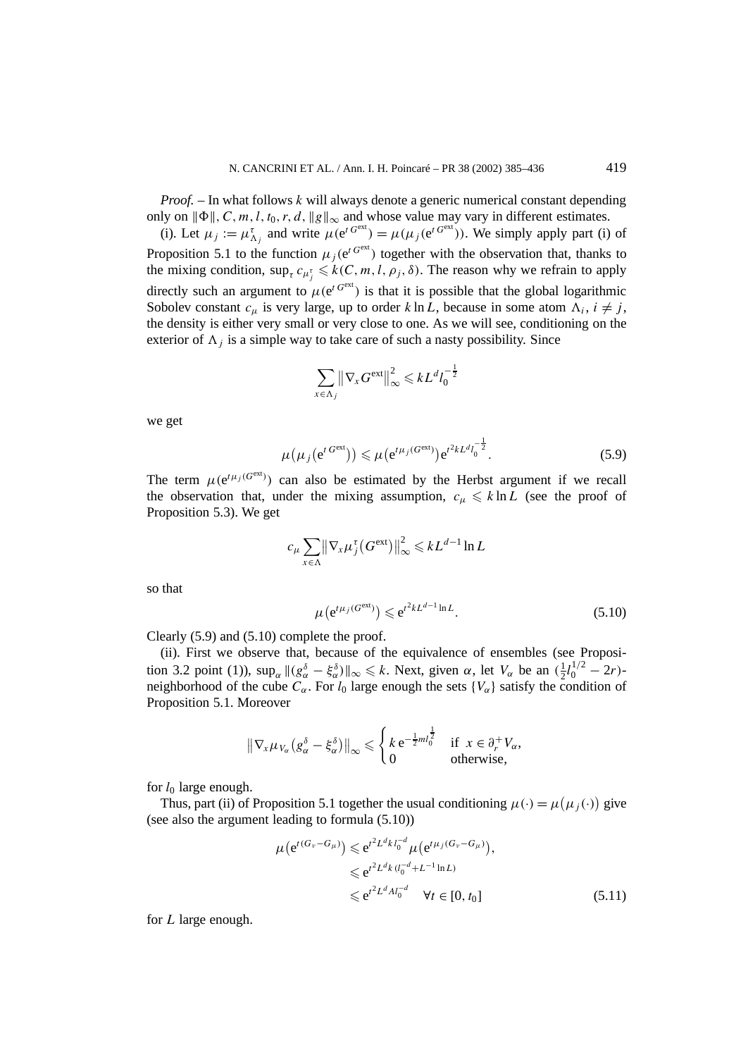*Proof.* – In what follows $k$ will always denote a generic numerical constant depending only on $\|\Phi\|, C, m, l, t_0, r, d, \|g\|_\infty$ and whose value may vary in different estimates.

(i). Let $\mu_j := \mu^\tau_{\Lambda_j}$ and write $\mu(\mathrm{e}^{t\,G^{\mathrm{ext}}}) = \mu(\mu_j(\mathrm{e}^{t\,G^{\mathrm{ext}}}))$. We simply apply part (i) of Proposition 5.1 to the function $\mu_j(\mathrm{e}^{t\,G^{\mathrm{ext}}})$ together with the observation that, thanks to the mixing condition, $\sup_\tau c_{\mu^\tau_j} \leqslant k(C, m, l, \rho_j, \delta)$. The reason why we refrain to apply directly such an argument to $\mu(\mathrm{e}^{t\,G^{\mathrm{ext}}})$ is that it is possible that the global logarithmic Sobolev constant $c_\mu$ is very large, up to order $k \ln L$, because in some atom $\Lambda_i$, $i \neq j$, the density is either very small or very close to one. As we will see, conditioning on the exterior of $\Lambda_j$ is a simple way to take care of such a nasty possibility. Since

$$\sum_{x\in\Lambda_j} \left\|\nabla_x G^{\mathrm{ext}}\right\|^2_\infty \leqslant kL^d l_0^{-\frac{1}{2}}$$

we get

$$\mu\big(\mu_j\big(\mathrm{e}^{t\,G^{\mathrm{ext}}}\big)\big) \leqslant \mu\big(\mathrm{e}^{t\mu_j(G^{\mathrm{ext}})}\big)\mathrm{e}^{t^2kL^d l_0^{-\frac{1}{2}}}. \tag{5.9}$$

The term $\mu(\mathrm{e}^{t\mu_j(G^{\mathrm{ext}})})$ can also be estimated by the Herbst argument if we recall the observation that, under the mixing assumption, $c_\mu \leqslant k \ln L$ (see the proof of Proposition 5.3). We get

$$c_\mu \sum_{x\in\Lambda} \left\|\nabla_x \mu^\tau_j\big(G^{\mathrm{ext}}\big)\right\|^2_\infty \leqslant kL^{d-1}\ln L$$

so that

$$\mu\big(\mathrm{e}^{t\mu_j(G^{\mathrm{ext}})}\big) \leqslant \mathrm{e}^{t^2kL^{d-1}\ln L}. \tag{5.10}$$

Clearly (5.9) and (5.10) complete the proof.

(ii). First we observe that, because of the equivalence of ensembles (see Proposition 3.2 point (1)), $\sup_\alpha \|(g^\delta_\alpha - \xi^\delta_\alpha)\|_\infty \leqslant k$. Next, given $\alpha$, let $V_\alpha$ be an $(\frac{1}{2}l_0^{1/2} - 2r)$-neighborhood of the cube $C_\alpha$. For $l_0$ large enough the sets $\{V_\alpha\}$ satisfy the condition of Proposition 5.1. Moreover

$$\left\|\nabla_x \mu_{V_\alpha}\big(g^\delta_\alpha - \xi^\delta_\alpha\big)\right\|_\infty \leqslant \begin{cases} k\,\mathrm{e}^{-\frac{1}{2}ml_0^{\frac{1}{2}}} & \text{if } x \in \partial^+_r V_\alpha, \\ 0 & \text{otherwise,} \end{cases}$$

for $l_0$ large enough.

Thus, part (ii) of Proposition 5.1 together the usual conditioning $\mu(\cdot) = \mu(\mu_j(\cdot))$ give (see also the argument leading to formula (5.10))

$$\begin{aligned}
\mu\big(\mathrm{e}^{t(G_\nu - G_\mu)}\big) &\leqslant \mathrm{e}^{t^2L^d k l_0^{-d}}\mu\big(\mathrm{e}^{t\mu_j(G_\nu - G_\mu)}\big), \\
&\leqslant \mathrm{e}^{t^2L^d k(l_0^{-d} + L^{-1}\ln L)} \\
&\leqslant \mathrm{e}^{t^2L^d A l_0^{-d}} \quad \forall t \in [0, t_0]
\end{aligned} \tag{5.11}$$

for $L$ large enough.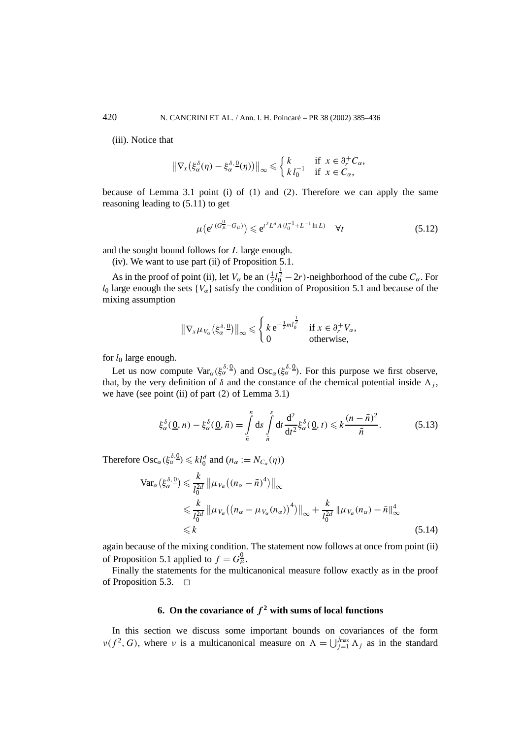(iii). Notice that

$$\left\|\nabla_x\left(\xi_\alpha^\delta(\eta)-\xi_\alpha^{\delta,\underline{0}}(\eta)\right)\right\|_\infty \leqslant \begin{cases} k & \text{if } x\in\partial_r^+ C_\alpha, \\ k\, l_0^{-1} & \text{if } x\in C_\alpha, \end{cases}$$

because of Lemma 3.1 point (i) of (1) and (2). Therefore we can apply the same reasoning leading to (5.11) to get

$$\mu\left(\mathrm{e}^{t\,(G_\mu^{\underline{0}}-G_\mu)}\right)\leqslant \mathrm{e}^{t^2L^dA\,(l_0^{-1}+L^{-1}\ln L)}\quad \forall t \tag{5.12}$$

and the sought bound follows for $L$ large enough.

(iv). We want to use part (ii) of Proposition 5.1.

As in the proof of point (ii), let $V_\alpha$ be an $(\frac{1}{2}l_0^{\frac{1}{2}}-2r)$-neighborhood of the cube $C_\alpha$. For $l_0$ large enough the sets $\{V_\alpha\}$ satisfy the condition of Proposition 5.1 and because of the mixing assumption

$$\left\|\nabla_x\mu_{V_\alpha}\left(\xi_\alpha^{\delta,\underline{0}}\right)\right\|_\infty \leqslant \begin{cases} k\,\mathrm{e}^{-\frac{1}{2}ml_0^{\frac{1}{2}}} & \text{if } x\in\partial_r^+ V_\alpha, \\ 0 & \text{otherwise,} \end{cases}$$

for $l_0$ large enough.

Let us now compute $\mathrm{Var}_\alpha(\xi_\alpha^{\delta,\underline{0}})$ and $\mathrm{Osc}_\alpha(\xi_\alpha^{\delta,\underline{0}})$. For this purpose we first observe, that, by the very definition of $\delta$ and the constance of the chemical potential inside $\Lambda_j$, we have (see point (ii) of part (2) of Lemma 3.1)

$$\xi_\alpha^\delta(\underline{0},n)-\xi_\alpha^\delta(\underline{0},\bar n)=\int_{\bar n}^{n}\mathrm{d}s\int_{\bar n}^{s}\mathrm{d}t\,\frac{\mathrm{d}^2}{\mathrm{d}t^2}\xi_\alpha^\delta(\underline{0},t)\leqslant k\frac{(n-\bar n)^2}{\bar n}. \tag{5.13}$$

Therefore $\mathrm{Osc}_\alpha(\xi_\alpha^{\delta,\underline{0}})\leqslant kl_0^d$ and $(n_\alpha := N_{C_\alpha}(\eta))$

$$\begin{aligned}\mathrm{Var}_\alpha\left(\xi_\alpha^{\delta,\underline{0}}\right)&\leqslant \frac{k}{l_0^{2d}}\left\|\mu_{V_\alpha}\left((n_\alpha-\bar n)^4\right)\right\|_\infty\\ &\leqslant \frac{k}{l_0^{2d}}\left\|\mu_{V_\alpha}\left(\left(n_\alpha-\mu_{V_\alpha}(n_\alpha)\right)^4\right)\right\|_\infty+\frac{k}{l_0^{2d}}\left\|\mu_{V_\alpha}(n_\alpha)-\bar n\right\|_\infty^4\\ &\leqslant k \end{aligned}\tag{5.14}$$

again because of the mixing condition. The statement now follows at once from point (ii) of Proposition 5.1 applied to $f=G_\mu^{\underline{0}}$.

Finally the statements for the multicanonical measure follow exactly as in the proof of Proposition 5.3. □

## 6. On the covariance of $f^2$ with sums of local functions

In this section we discuss some important bounds on covariances of the form $\nu(f^2,G)$, where $\nu$ is a multicanonical measure on $\Lambda=\bigcup_{j=1}^{j_{\max}}\Lambda_j$ as in the standard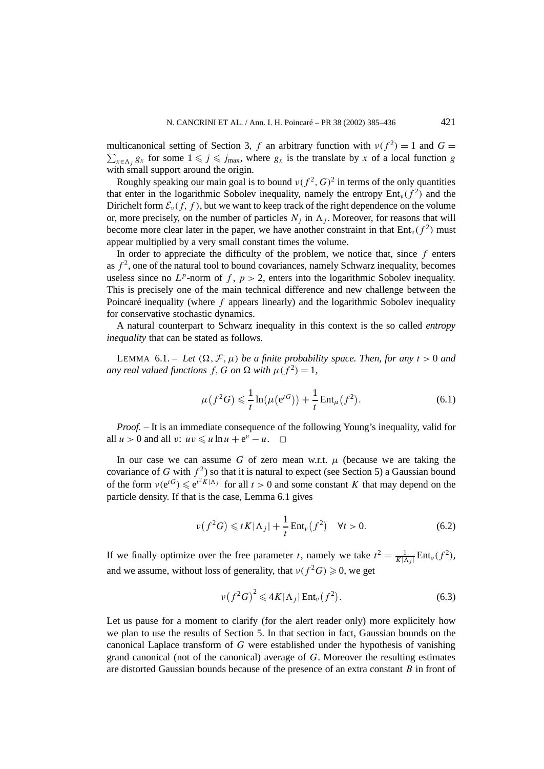multicanonical setting of Section 3, $f$ an arbitrary function with $\nu(f^2) = 1$ and $G = \sum_{x \in \Lambda_j} g_x$ for some $1 \leqslant j \leqslant j_{\max}$, where $g_x$ is the translate by $x$ of a local function $g$ with small support around the origin.

Roughly speaking our main goal is to bound $\nu(f^2, G)^2$ in terms of the only quantities that enter in the logarithmic Sobolev inequality, namely the entropy $\mathrm{Ent}_\nu(f^2)$ and the Dirichelt form $\mathcal{E}_\nu(f, f)$, but we want to keep track of the right dependence on the volume or, more precisely, on the number of particles $N_j$ in $\Lambda_j$. Moreover, for reasons that will become more clear later in the paper, we have another constraint in that $\mathrm{Ent}_\nu(f^2)$ must appear multiplied by a very small constant times the volume.

In order to appreciate the difficulty of the problem, we notice that, since $f$ enters as $f^2$, one of the natural tool to bound covariances, namely Schwarz inequality, becomes useless since no $L^p$-norm of $f$, $p > 2$, enters into the logarithmic Sobolev inequality. This is precisely one of the main technical difference and new challenge between the Poincaré inequality (where $f$ appears linearly) and the logarithmic Sobolev inequality for conservative stochastic dynamics.

A natural counterpart to Schwarz inequality in this context is the so called *entropy inequality* that can be stated as follows.

LEMMA 6.1. – *Let $(\Omega, \mathcal{F}, \mu)$ be a finite probability space. Then, for any $t > 0$ and any real valued functions $f, G$ on $\Omega$ with $\mu(f^2) = 1$,*

$$\mu(f^2 G) \leqslant \frac{1}{t} \ln\bigl(\mu(\mathrm{e}^{tG})\bigr) + \frac{1}{t} \mathrm{Ent}_\mu\bigl(f^2\bigr). \tag{6.1}$$

*Proof.* – It is an immediate consequence of the following Young's inequality, valid for all $u > 0$ and all $v$: $uv \leqslant u \ln u + \mathrm{e}^v - u$. $\square$

In our case we can assume $G$ of zero mean w.r.t. $\mu$ (because we are taking the covariance of $G$ with $f^2$) so that it is natural to expect (see Section 5) a Gaussian bound of the form $\nu(\mathrm{e}^{tG}) \leqslant \mathrm{e}^{t^2 K |\Lambda_j|}$ for all $t > 0$ and some constant $K$ that may depend on the particle density. If that is the case, Lemma 6.1 gives

$$\nu\bigl(f^2 G\bigr) \leqslant tK|\Lambda_j| + \frac{1}{t} \mathrm{Ent}_\nu\bigl(f^2\bigr) \quad \forall t > 0. \tag{6.2}$$

If we finally optimize over the free parameter $t$, namely we take $t^2 = \frac{1}{K|\Lambda_j|} \mathrm{Ent}_\nu(f^2)$, and we assume, without loss of generality, that $\nu(f^2 G) \geqslant 0$, we get

$$\nu\bigl(f^2 G\bigr)^2 \leqslant 4K|\Lambda_j| \, \mathrm{Ent}_\nu\bigl(f^2\bigr). \tag{6.3}$$

Let us pause for a moment to clarify (for the alert reader only) more explicitely how we plan to use the results of Section 5. In that section in fact, Gaussian bounds on the canonical Laplace transform of $G$ were established under the hypothesis of vanishing grand canonical (not of the canonical) average of $G$. Moreover the resulting estimates are distorted Gaussian bounds because of the presence of an extra constant $B$ in front of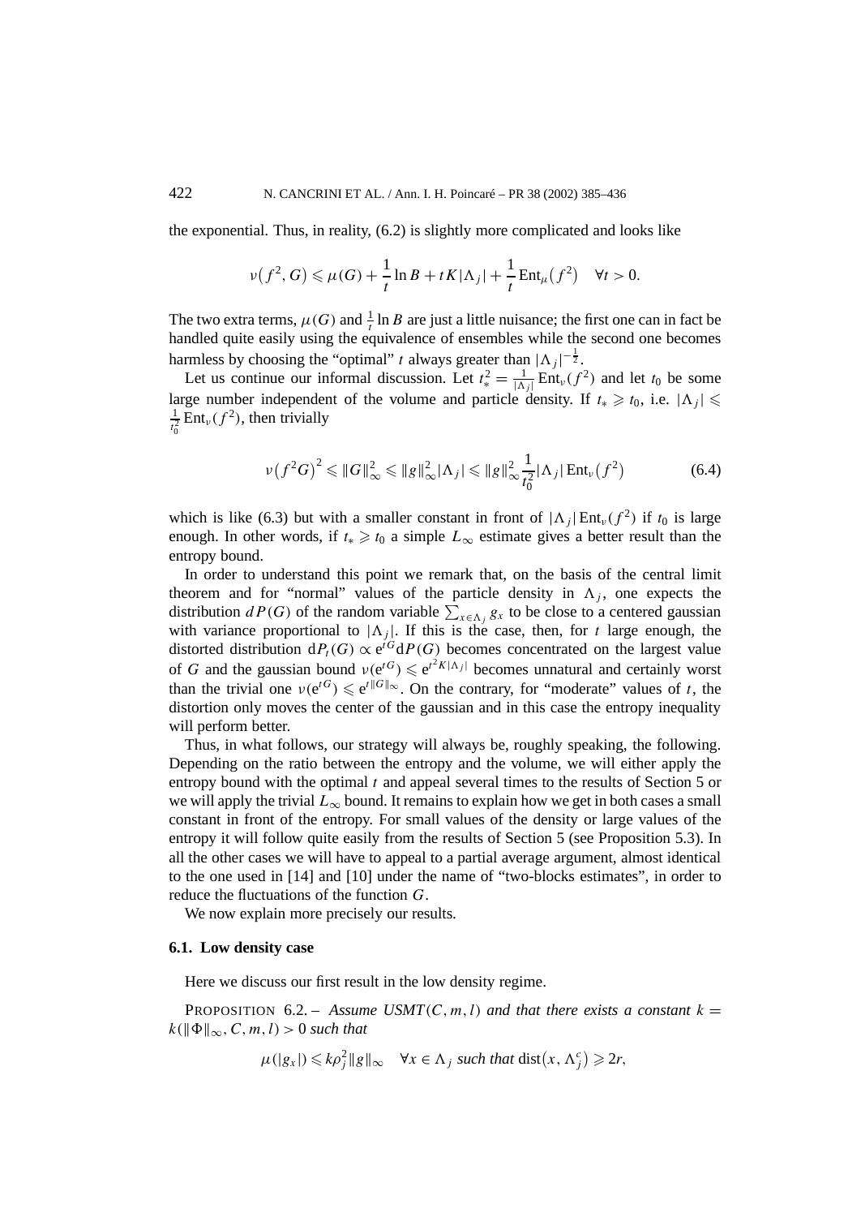the exponential. Thus, in reality, (6.2) is slightly more complicated and looks like

$$\nu\big(f^2, G\big) \leqslant \mu(G) + \frac{1}{t}\ln B + tK|\Lambda_j| + \frac{1}{t}\operatorname{Ent}_\mu\big(f^2\big) \quad \forall t > 0.$$

The two extra terms, $\mu(G)$ and $\frac{1}{t}\ln B$ are just a little nuisance; the first one can in fact be handled quite easily using the equivalence of ensembles while the second one becomes harmless by choosing the "optimal" $t$ always greater than $|\Lambda_j|^{-\frac{1}{2}}$.

Let us continue our informal discussion. Let $t_*^2 = \frac{1}{|\Lambda_j|}\operatorname{Ent}_\nu(f^2)$ and let $t_0$ be some large number independent of the volume and particle density. If $t_* \geqslant t_0$, i.e. $|\Lambda_j| \leqslant \frac{1}{t_0^2}\operatorname{Ent}_\nu(f^2)$, then trivially

$$\nu\big(f^2 G\big)^2 \leqslant \|G\|_\infty^2 \leqslant \|g\|_\infty^2 |\Lambda_j| \leqslant \|g\|_\infty^2 \frac{1}{t_0^2}|\Lambda_j|\operatorname{Ent}_\nu\big(f^2\big) \tag{6.4}$$

which is like (6.3) but with a smaller constant in front of $|\Lambda_j|\operatorname{Ent}_\nu(f^2)$ if $t_0$ is large enough. In other words, if $t_* \geqslant t_0$ a simple $L_\infty$ estimate gives a better result than the entropy bound.

In order to understand this point we remark that, on the basis of the central limit theorem and for "normal" values of the particle density in $\Lambda_j$, one expects the distribution $dP(G)$ of the random variable $\sum_{x\in\Lambda_j} g_x$ to be close to a centered gaussian with variance proportional to $|\Lambda_j|$. If this is the case, then, for $t$ large enough, the distorted distribution $dP_t(G) \propto e^{tG} dP(G)$ becomes concentrated on the largest value of $G$ and the gaussian bound $\nu(e^{tG}) \leqslant e^{t^2 K|\Lambda_j|}$ becomes unnatural and certainly worst than the trivial one $\nu(e^{tG}) \leqslant e^{t\|G\|_\infty}$. On the contrary, for "moderate" values of $t$, the distortion only moves the center of the gaussian and in this case the entropy inequality will perform better.

Thus, in what follows, our strategy will always be, roughly speaking, the following. Depending on the ratio between the entropy and the volume, we will either apply the entropy bound with the optimal $t$ and appeal several times to the results of Section 5 or we will apply the trivial $L_\infty$ bound. It remains to explain how we get in both cases a small constant in front of the entropy. For small values of the density or large values of the entropy it will follow quite easily from the results of Section 5 (see Proposition 5.3). In all the other cases we will have to appeal to a partial average argument, almost identical to the one used in [14] and [10] under the name of "two-blocks estimates", in order to reduce the fluctuations of the function $G$.

We now explain more precisely our results.

### 6.1. Low density case

Here we discuss our first result in the low density regime.

PROPOSITION 6.2. – *Assume USMT$(C, m, l)$ and that there exists a constant $k = k(\|\Phi\|_\infty, C, m, l) > 0$ such that*

$$\mu(|g_x|) \leqslant k\rho_j^2\|g\|_\infty \quad \forall x \in \Lambda_j \textit{ such that } \operatorname{dist}\big(x, \Lambda_j^c\big) \geqslant 2r,$$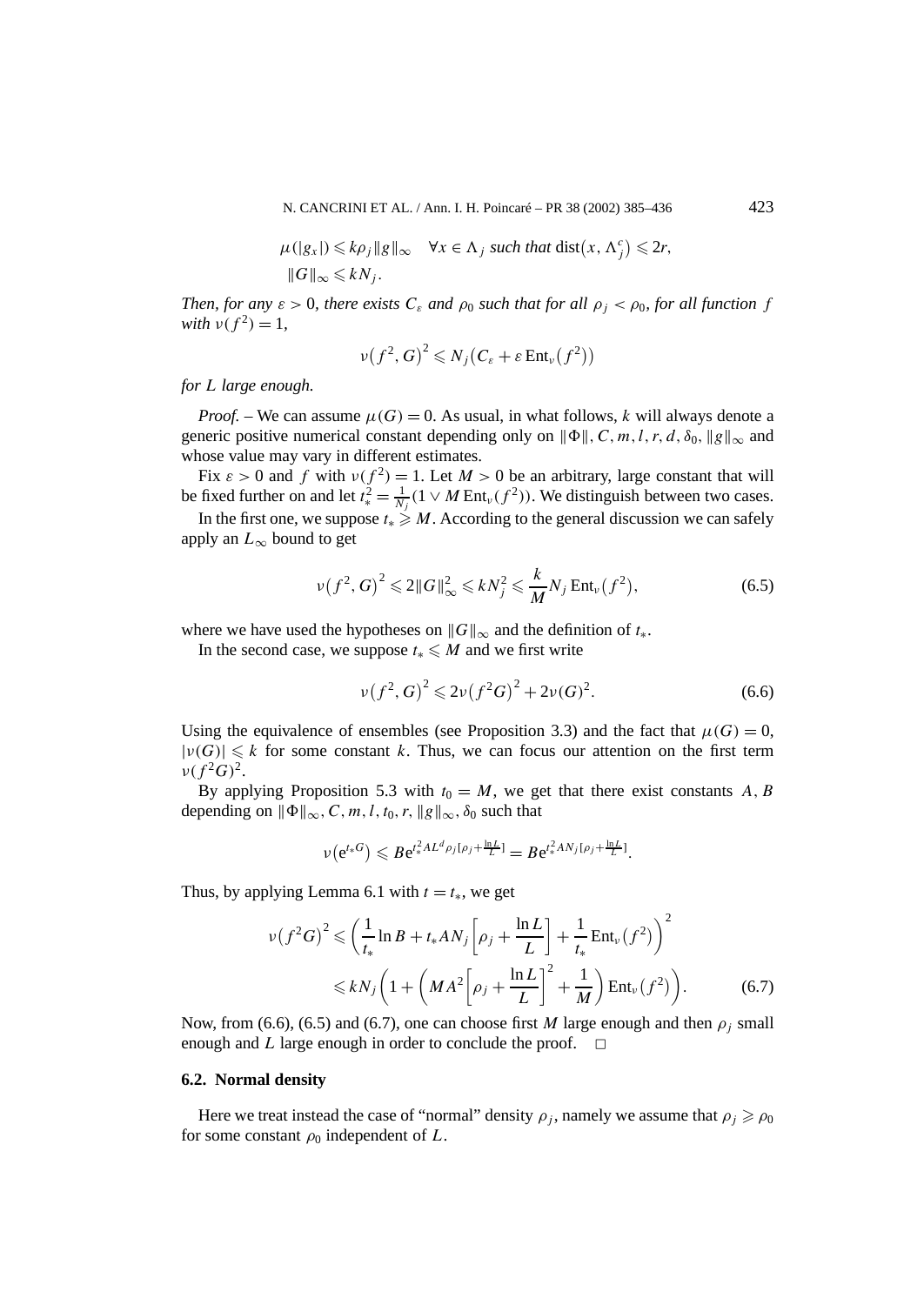$$\mu(|g_x|) \leqslant k\rho_j \|g\|_\infty \quad \forall x \in \Lambda_j \text{ such that } \operatorname{dist}(x, \Lambda_j^c) \leqslant 2r,$$

$$\|G\|_\infty \leqslant kN_j.$$

*Then, for any $\varepsilon > 0$, there exists $C_\varepsilon$ and $\rho_0$ such that for all $\rho_j < \rho_0$, for all function $f$ with $\nu(f^2) = 1$,*

$$\nu(f^2, G)^2 \leqslant N_j\big(C_\varepsilon + \varepsilon \operatorname{Ent}_\nu(f^2)\big)$$

*for $L$ large enough.*

*Proof.* – We can assume $\mu(G) = 0$. As usual, in what follows, $k$ will always denote a generic positive numerical constant depending only on $\|\Phi\|, C, m, l, r, d, \delta_0, \|g\|_\infty$ and whose value may vary in different estimates.

Fix $\varepsilon > 0$ and $f$ with $\nu(f^2) = 1$. Let $M > 0$ be an arbitrary, large constant that will be fixed further on and let $t_*^2 = \frac{1}{N_j}(1 \vee M \operatorname{Ent}_\nu(f^2))$. We distinguish between two cases.

In the first one, we suppose $t_* \geqslant M$. According to the general discussion we can safely apply an $L_\infty$ bound to get

$$\nu(f^2, G)^2 \leqslant 2\|G\|_\infty^2 \leqslant kN_j^2 \leqslant \frac{k}{M} N_j \operatorname{Ent}_\nu(f^2), \tag{6.5}$$

where we have used the hypotheses on $\|G\|_\infty$ and the definition of $t_*$.

In the second case, we suppose $t_* \leqslant M$ and we first write

$$\nu(f^2, G)^2 \leqslant 2\nu(f^2 G)^2 + 2\nu(G)^2. \tag{6.6}$$

Using the equivalence of ensembles (see Proposition 3.3) and the fact that $\mu(G) = 0$, $|\nu(G)| \leqslant k$ for some constant $k$. Thus, we can focus our attention on the first term $\nu(f^2 G)^2$.

By applying Proposition 5.3 with $t_0 = M$, we get that there exist constants $A, B$ depending on $\|\Phi\|_\infty, C, m, l, t_0, r, \|g\|_\infty, \delta_0$ such that

$$\nu(e^{t_* G}) \leqslant B e^{t_*^2 A L^d \rho_j [\rho_j + \frac{\ln L}{L}]} = B e^{t_*^2 A N_j [\rho_j + \frac{\ln L}{L}]}.$$

Thus, by applying Lemma 6.1 with $t = t_*$, we get

$$\begin{aligned}
\nu(f^2 G)^2 &\leqslant \left(\frac{1}{t_*}\ln B + t_* A N_j \left[\rho_j + \frac{\ln L}{L}\right] + \frac{1}{t_*}\operatorname{Ent}_\nu(f^2)\right)^2 \\
&\leqslant kN_j\left(1 + \left(MA^2\left[\rho_j + \frac{\ln L}{L}\right]^2 + \frac{1}{M}\right)\operatorname{Ent}_\nu(f^2)\right).
\end{aligned} \tag{6.7}$$

Now, from (6.6), (6.5) and (6.7), one can choose first $M$ large enough and then $\rho_j$ small enough and $L$ large enough in order to conclude the proof. □

### 6.2. Normal density

Here we treat instead the case of "normal" density $\rho_j$, namely we assume that $\rho_j \geqslant \rho_0$ for some constant $\rho_0$ independent of $L$.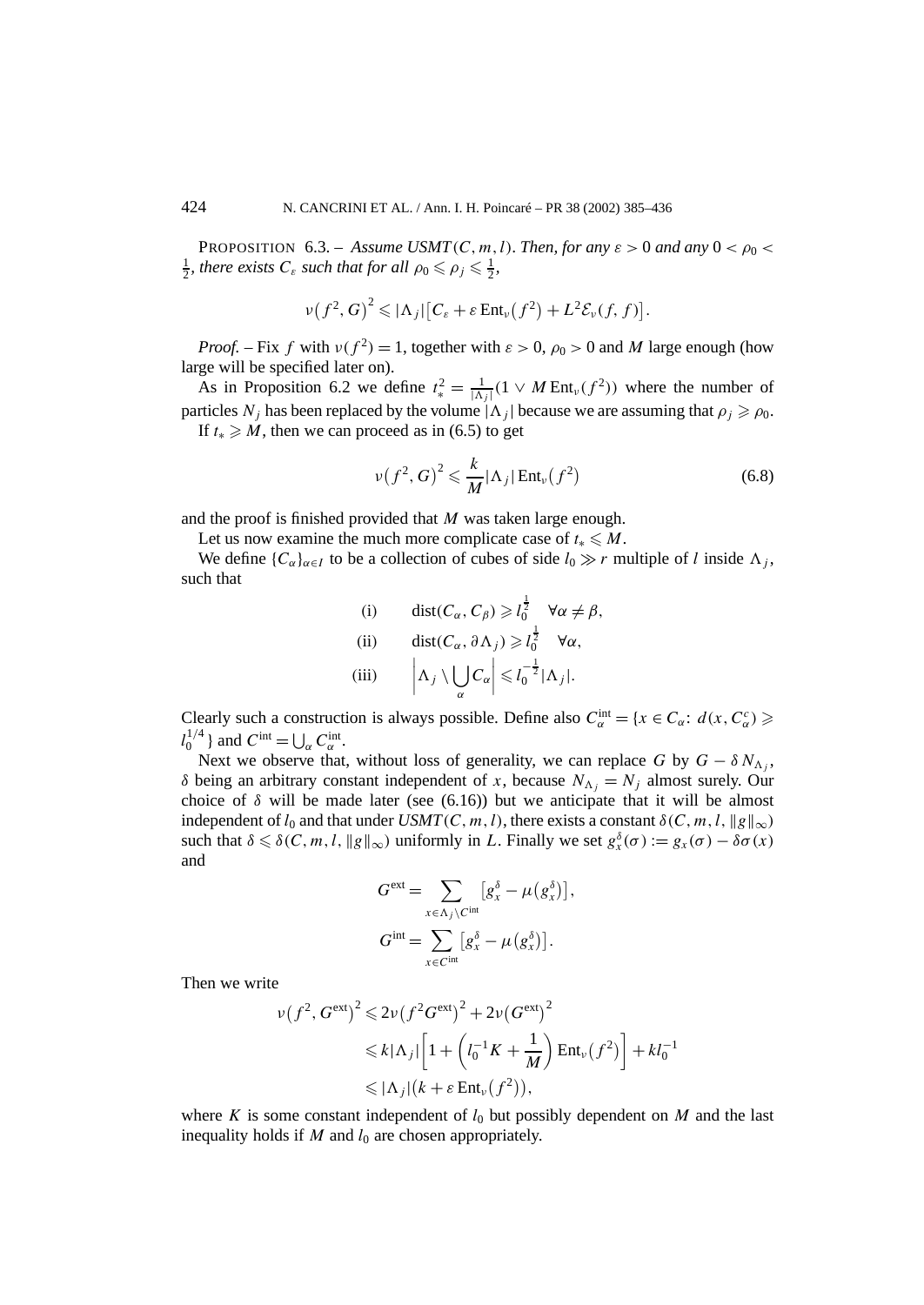PROPOSITION 6.3. – *Assume $USMT(C,m,l)$. Then, for any $\varepsilon > 0$ and any $0 < \rho_0 < \frac{1}{2}$, there exists $C_\varepsilon$ such that for all $\rho_0 \leqslant \rho_j \leqslant \frac{1}{2}$,*

$$\nu\big(f^2, G\big)^2 \leqslant |\Lambda_j|\big[C_\varepsilon + \varepsilon \operatorname{Ent}_\nu\big(f^2\big) + L^2 \mathcal{E}_\nu(f,f)\big].$$

*Proof.* – Fix $f$ with $\nu(f^2) = 1$, together with $\varepsilon > 0$, $\rho_0 > 0$ and $M$ large enough (how large will be specified later on).

As in Proposition 6.2 we define $t_*^2 = \frac{1}{|\Lambda_j|}(1 \vee M \operatorname{Ent}_\nu(f^2))$ where the number of particles $N_j$ has been replaced by the volume $|\Lambda_j|$ because we are assuming that $\rho_j \geqslant \rho_0$.

If $t_* \geqslant M$, then we can proceed as in (6.5) to get

$$\nu\big(f^2, G\big)^2 \leqslant \frac{k}{M}|\Lambda_j| \operatorname{Ent}_\nu\big(f^2\big) \tag{6.8}$$

and the proof is finished provided that $M$ was taken large enough.

Let us now examine the much more complicate case of $t_* \leqslant M$.

We define $\{C_\alpha\}_{\alpha \in I}$ to be a collection of cubes of side $l_0 \gg r$ multiple of $l$ inside $\Lambda_j$, such that

$$\begin{aligned}
&\text{(i)} \qquad \operatorname{dist}(C_\alpha, C_\beta) \geqslant l_0^{\frac{1}{2}} \quad \forall \alpha \neq \beta,\\
&\text{(ii)} \qquad \operatorname{dist}(C_\alpha, \partial\Lambda_j) \geqslant l_0^{\frac{1}{2}} \quad \forall \alpha,\\
&\text{(iii)} \qquad \Big|\Lambda_j \setminus \bigcup_\alpha C_\alpha\Big| \leqslant l_0^{-\frac{1}{2}}|\Lambda_j|.
\end{aligned}$$

Clearly such a construction is always possible. Define also $C_\alpha^{\text{int}} = \{x \in C_\alpha:\ d(x, C_\alpha^c) \geqslant l_0^{1/4}\}$ and $C^{\text{int}} = \bigcup_\alpha C_\alpha^{\text{int}}$.

Next we observe that, without loss of generality, we can replace $G$ by $G - \delta N_{\Lambda_j}$, $\delta$ being an arbitrary constant independent of $x$, because $N_{\Lambda_j} = N_j$ almost surely. Our choice of $\delta$ will be made later (see (6.16)) but we anticipate that it will be almost independent of $l_0$ and that under $USMT(C,m,l)$, there exists a constant $\delta(C,m,l,\|g\|_\infty)$ such that $\delta \leqslant \delta(C,m,l,\|g\|_\infty)$ uniformly in $L$. Finally we set $g_x^\delta(\sigma) := g_x(\sigma) - \delta\sigma(x)$ and

$$\begin{aligned}
G^{\text{ext}} &= \sum_{x \in \Lambda_j \setminus C^{\text{int}}} \big[g_x^\delta - \mu\big(g_x^\delta\big)\big],\\
G^{\text{int}} &= \sum_{x \in C^{\text{int}}} \big[g_x^\delta - \mu\big(g_x^\delta\big)\big].
\end{aligned}$$

Then we write

$$\begin{aligned}
\nu\big(f^2, G^{\text{ext}}\big)^2 &\leqslant 2\nu\big(f^2 G^{\text{ext}}\big)^2 + 2\nu\big(G^{\text{ext}}\big)^2\\
&\leqslant k|\Lambda_j|\left[1 + \left(l_0^{-1}K + \frac{1}{M}\right)\operatorname{Ent}_\nu\big(f^2\big)\right] + k l_0^{-1}\\
&\leqslant |\Lambda_j|\big(k + \varepsilon \operatorname{Ent}_\nu\big(f^2\big)\big),
\end{aligned}$$

where $K$ is some constant independent of $l_0$ but possibly dependent on $M$ and the last inequality holds if $M$ and $l_0$ are chosen appropriately.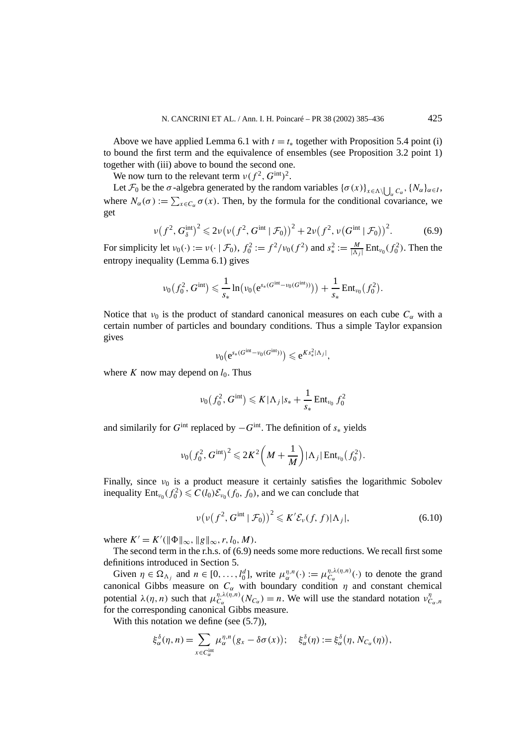Above we have applied Lemma 6.1 with $t = t_*$ together with Proposition 5.4 point (i) to bound the first term and the equivalence of ensembles (see Proposition 3.2 point 1) together with (iii) above to bound the second one.

We now turn to the relevant term $\nu(f^2, G^{\text{int}})^2$.

Let $\mathcal{F}_0$ be the $\sigma$-algebra generated by the random variables $\{\sigma(x)\}_{x\in\Lambda\setminus\bigcup_\alpha C_\alpha}, \{N_\alpha\}_{\alpha\in I}$, where $N_\alpha(\sigma) := \sum_{x\in C_\alpha}\sigma(x)$. Then, by the formula for the conditional covariance, we get

$$\nu\big(f^2, G_\delta^{\text{int}}\big)^2 \leqslant 2\nu\big(\nu\big(f^2, G^{\text{int}} \mid \mathcal{F}_0\big)\big)^2 + 2\nu\big(f^2, \nu\big(G^{\text{int}} \mid \mathcal{F}_0\big)\big)^2. \tag{6.9}$$

For simplicity let $\nu_0(\cdot) := \nu(\cdot \mid \mathcal{F}_0)$, $f_0^2 := f^2/\nu_0(f^2)$ and $s_*^2 := \frac{M}{|\Lambda_j|}\operatorname{Ent}_{\nu_0}(f_0^2)$. Then the entropy inequality (Lemma 6.1) gives

$$\nu_0\big(f_0^2, G^{\text{int}}\big) \leqslant \frac{1}{s_*}\ln\big(\nu_0\big(\mathrm{e}^{s_*(G^{\text{int}}-\nu_0(G^{\text{int}}))}\big)\big) + \frac{1}{s_*}\operatorname{Ent}_{\nu_0}\big(f_0^2\big).$$

Notice that $\nu_0$ is the product of standard canonical measures on each cube $C_\alpha$ with a certain number of particles and boundary conditions. Thus a simple Taylor expansion gives

$$\nu_0\big(\mathrm{e}^{s_*(G^{\text{int}}-\nu_0(G^{\text{int}}))}\big) \leqslant \mathrm{e}^{Ks_*^2|\Lambda_j|},$$

where $K$ now may depend on $l_0$. Thus

$$\nu_0\big(f_0^2, G^{\text{int}}\big) \leqslant K|\Lambda_j|s_* + \frac{1}{s_*}\operatorname{Ent}_{\nu_0} f_0^2$$

and similarily for $G^{\text{int}}$ replaced by $-G^{\text{int}}$. The definition of $s_*$ yields

$$\nu_0\big(f_0^2, G^{\text{int}}\big)^2 \leqslant 2K^2\bigg(M + \frac{1}{M}\bigg)|\Lambda_j|\operatorname{Ent}_{\nu_0}\big(f_0^2\big).$$

Finally, since $\nu_0$ is a product measure it certainly satisfies the logarithmic Sobolev inequality $\operatorname{Ent}_{\nu_0}(f_0^2) \leqslant C(l_0)\mathcal{E}_{\nu_0}(f_0, f_0)$, and we can conclude that

$$\nu\big(\nu\big(f^2, G^{\text{int}} \mid \mathcal{F}_0\big)\big)^2 \leqslant K'\mathcal{E}_\nu(f, f)|\Lambda_j|, \tag{6.10}$$

where $K' = K'(\|\Phi\|_\infty, \|g\|_\infty, r, l_0, M)$.

The second term in the r.h.s. of (6.9) needs some more reductions. We recall first some definitions introduced in Section 5.

Given $\eta \in \Omega_{\Lambda_j}$ and $n \in [0, \ldots, l_0^d]$, write $\mu_\alpha^{\eta,n}(\cdot) := \mu_{C_\alpha}^{\eta,\lambda(\eta,n)}(\cdot)$ to denote the grand canonical Gibbs measure on $C_\alpha$ with boundary condition $\eta$ and constant chemical potential $\lambda(\eta, n)$ such that $\mu_{C_\alpha}^{\eta,\lambda(\eta,n)}(N_{C_\alpha}) = n$. We will use the standard notation $\nu_{C_\alpha,n}^\eta$ for the corresponding canonical Gibbs measure.

With this notation we define (see (5.7)),

$$\xi_\alpha^\delta(\eta, n) = \sum_{x\in C_\alpha^{\text{int}}}\mu_\alpha^{\eta,n}\big(g_x - \delta\sigma(x)\big); \quad \xi_\alpha^\delta(\eta) := \xi_\alpha^\delta\big(\eta, N_{C_\alpha}(\eta)\big),$$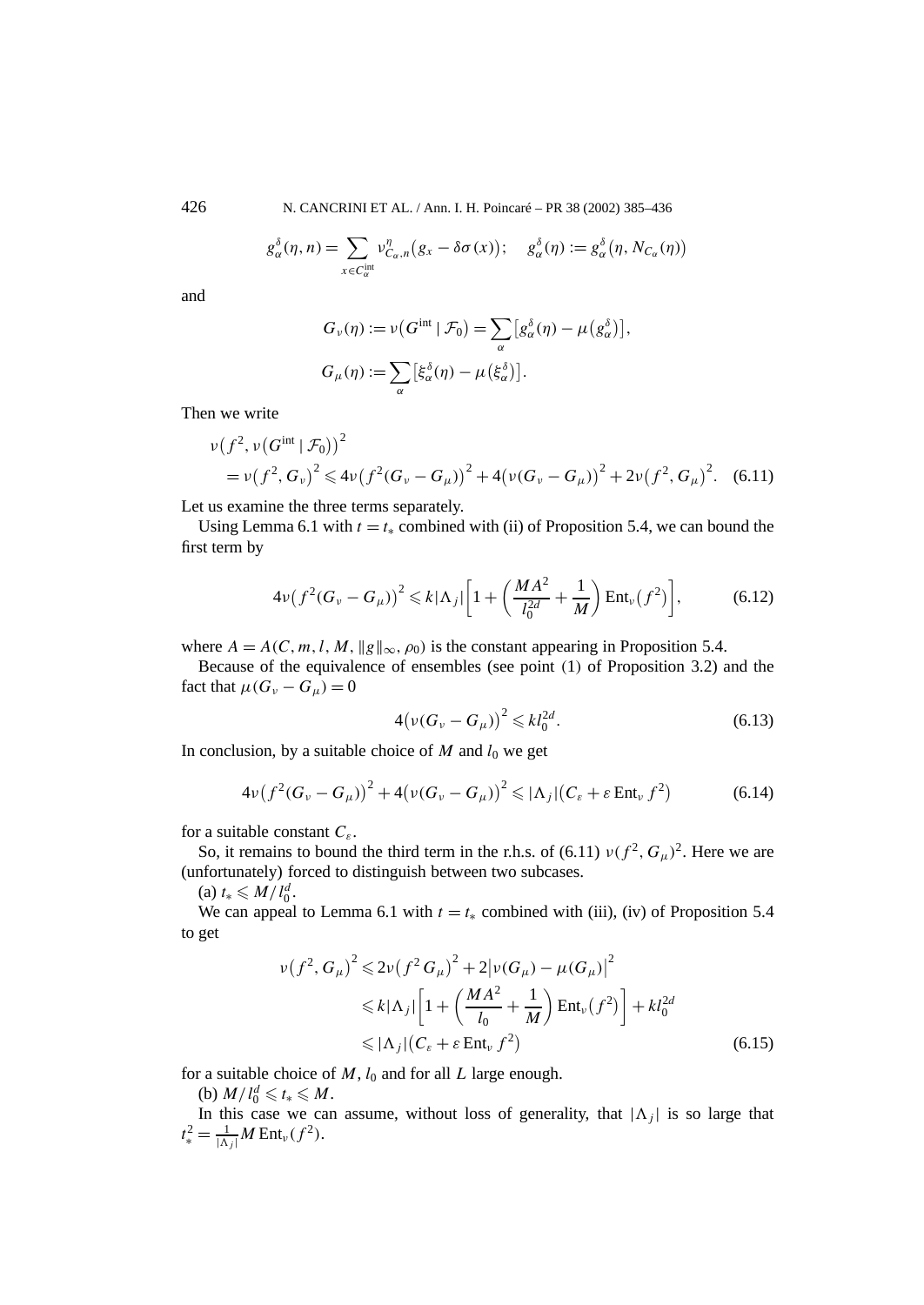$$g_\alpha^\delta(\eta, n) = \sum_{x \in C_\alpha^{\rm int}} \nu_{C_\alpha, n}^\eta\big(g_x - \delta\sigma(x)\big); \quad g_\alpha^\delta(\eta) := g_\alpha^\delta\big(\eta, N_{C_\alpha}(\eta)\big)$$

and

$$G_\nu(\eta) := \nu\big(G^{\rm int} \mid \mathcal{F}_0\big) = \sum_\alpha \big[g_\alpha^\delta(\eta) - \mu\big(g_\alpha^\delta\big)\big],$$

$$G_\mu(\eta) := \sum_\alpha \big[\xi_\alpha^\delta(\eta) - \mu\big(\xi_\alpha^\delta\big)\big].$$

Then we write

$$\begin{aligned}
&\nu\big(f^2, \nu\big(G^{\rm int} \mid \mathcal{F}_0\big)\big)^2 \\
&\quad = \nu\big(f^2, G_\nu\big)^2 \leqslant 4\nu\big(f^2(G_\nu - G_\mu)\big)^2 + 4\big(\nu(G_\nu - G_\mu)\big)^2 + 2\nu\big(f^2, G_\mu\big)^2. \quad (6.11)
\end{aligned}$$

Let us examine the three terms separately.

Using Lemma 6.1 with $t = t_*$ combined with (ii) of Proposition 5.4, we can bound the first term by

$$4\nu\big(f^2(G_\nu - G_\mu)\big)^2 \leqslant k|\Lambda_j|\left[1 + \left(\frac{MA^2}{l_0^{2d}} + \frac{1}{M}\right) \operatorname{Ent}_\nu\big(f^2\big)\right], \qquad (6.12)$$

where $A = A(C, m, l, M, \|g\|_\infty, \rho_0)$ is the constant appearing in Proposition 5.4.

Because of the equivalence of ensembles (see point (1) of Proposition 3.2) and the fact that $\mu(G_\nu - G_\mu) = 0$

$$4\big(\nu(G_\nu - G_\mu)\big)^2 \leqslant k l_0^{2d}. \qquad (6.13)$$

In conclusion, by a suitable choice of $M$ and $l_0$ we get

$$4\nu\big(f^2(G_\nu - G_\mu)\big)^2 + 4\big(\nu(G_\nu - G_\mu)\big)^2 \leqslant |\Lambda_j|\big(C_\varepsilon + \varepsilon \operatorname{Ent}_\nu f^2\big) \qquad (6.14)$$

for a suitable constant $C_\varepsilon$.

So, it remains to bound the third term in the r.h.s. of (6.11) $\nu(f^2, G_\mu)^2$. Here we are (unfortunately) forced to distinguish between two subcases.

(a) $t_* \leqslant M/l_0^d$.

We can appeal to Lemma 6.1 with $t = t_*$ combined with (iii), (iv) of Proposition 5.4 to get

$$\begin{aligned}
\nu\big(f^2, G_\mu\big)^2 &\leqslant 2\nu\big(f^2 G_\mu\big)^2 + 2\big|\nu(G_\mu) - \mu(G_\mu)\big|^2 \\
&\leqslant k|\Lambda_j|\left[1 + \left(\frac{MA^2}{l_0} + \frac{1}{M}\right) \operatorname{Ent}_\nu\big(f^2\big)\right] + k l_0^{2d} \\
&\leqslant |\Lambda_j|\big(C_\varepsilon + \varepsilon \operatorname{Ent}_\nu f^2\big) \qquad (6.15)
\end{aligned}$$

for a suitable choice of $M$, $l_0$ and for all $L$ large enough.

(b) $M/l_0^d \leqslant t_* \leqslant M$.

In this case we can assume, without loss of generality, that $|\Lambda_j|$ is so large that $t_*^2 = \frac{1}{|\Lambda_j|} M \operatorname{Ent}_\nu(f^2)$.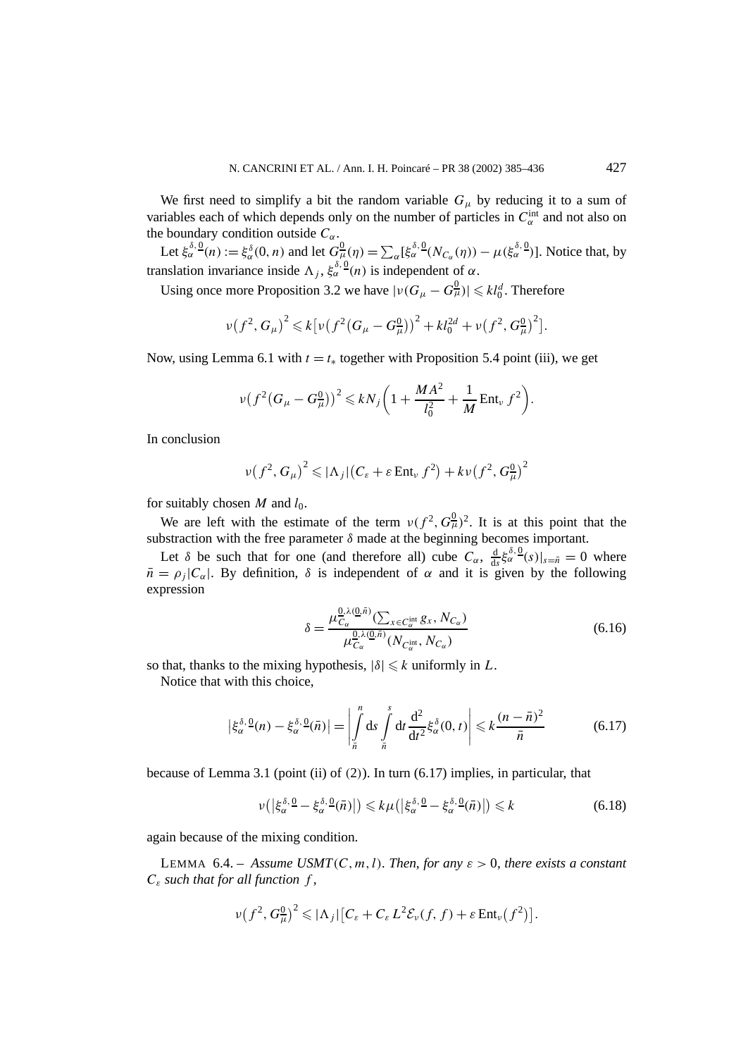We first need to simplify a bit the random variable $G_\mu$ by reducing it to a sum of variables each of which depends only on the number of particles in $C_\alpha^{\text{int}}$ and not also on the boundary condition outside $C_\alpha$.

Let $\xi_\alpha^{\delta,\underline{0}}(n) := \xi_\alpha^\delta(0,n)$ and let $G_{\overline{\mu}}^{\underline{0}}(\eta) = \sum_\alpha [\xi_\alpha^{\delta,\underline{0}}(N_{C_\alpha}(\eta)) - \mu(\xi_\alpha^{\delta,\underline{0}})]$. Notice that, by translation invariance inside $\Lambda_j$, $\xi_\alpha^{\delta,\underline{0}}(n)$ is independent of $\alpha$.

Using once more Proposition 3.2 we have $|\nu(G_\mu - G_{\overline{\mu}}^{\underline{0}})| \leqslant k l_0^d$. Therefore

$$\nu\big(f^2, G_\mu\big)^2 \leqslant k\big[\nu\big(f^2\big(G_\mu - G_{\overline{\mu}}^{\underline{0}}\big)\big)^2 + k l_0^{2d} + \nu\big(f^2, G_{\overline{\mu}}^{\underline{0}}\big)^2\big].$$

Now, using Lemma 6.1 with $t = t_*$ together with Proposition 5.4 point (iii), we get

$$\nu\big(f^2\big(G_\mu - G_{\overline{\mu}}^{\underline{0}}\big)\big)^2 \leqslant k N_j \bigg(1 + \frac{MA^2}{l_0^2} + \frac{1}{M}\operatorname{Ent}_\nu f^2\bigg).$$

In conclusion

$$\nu\big(f^2, G_\mu\big)^2 \leqslant |\Lambda_j|\big(C_\varepsilon + \varepsilon \operatorname{Ent}_\nu f^2\big) + k\nu\big(f^2, G_{\overline{\mu}}^{\underline{0}}\big)^2$$

for suitably chosen $M$ and $l_0$.

We are left with the estimate of the term $\nu(f^2, G_{\overline{\mu}}^{\underline{0}})^2$. It is at this point that the substraction with the free parameter $\delta$ made at the beginning becomes important.

Let $\delta$ be such that for one (and therefore all) cube $C_\alpha$, $\frac{d}{ds}\xi_\alpha^{\delta,\underline{0}}(s)|_{s=\bar{n}} = 0$ where $\bar{n} = \rho_j |C_\alpha|$. By definition, $\delta$ is independent of $\alpha$ and it is given by the following expression

$$\delta = \frac{\mu_{C_\alpha}^{\underline{0},\lambda(\underline{0},\bar{n})}\big(\sum_{x\in C_\alpha^{\text{int}}} g_x, N_{C_\alpha}\big)}{\mu_{C_\alpha}^{\underline{0},\lambda(\underline{0},\bar{n})}\big(N_{C_\alpha^{\text{int}}}, N_{C_\alpha}\big)} \tag{6.16}$$

so that, thanks to the mixing hypothesis, $|\delta| \leqslant k$ uniformly in $L$.

Notice that with this choice,

$$\big|\xi_\alpha^{\delta,\underline{0}}(n) - \xi_\alpha^{\delta,\underline{0}}(\bar{n})\big| = \left|\int_{\bar{n}}^{n} ds \int_{\bar{n}}^{s} dt \frac{d^2}{dt^2}\xi_\alpha^\delta(0,t)\right| \leqslant k\frac{(n-\bar{n})^2}{\bar{n}} \tag{6.17}$$

because of Lemma 3.1 (point (ii) of (2)). In turn (6.17) implies, in particular, that

$$\nu\big(\big|\xi_\alpha^{\delta,\underline{0}} - \xi_\alpha^{\delta,\underline{0}}(\bar{n})\big|\big) \leqslant k\mu\big(\big|\xi_\alpha^{\delta,\underline{0}} - \xi_\alpha^{\delta,\underline{0}}(\bar{n})\big|\big) \leqslant k \tag{6.18}$$

again because of the mixing condition.

LEMMA 6.4. – *Assume USMT$(C, m, l)$. Then, for any $\varepsilon > 0$, there exists a constant $C_\varepsilon$ such that for all function $f$,*

$$\nu\big(f^2, G_{\overline{\mu}}^{\underline{0}}\big)^2 \leqslant |\Lambda_j|\big[C_\varepsilon + C_\varepsilon L^2 \mathcal{E}_\nu(f,f) + \varepsilon \operatorname{Ent}_\nu\big(f^2\big)\big].$$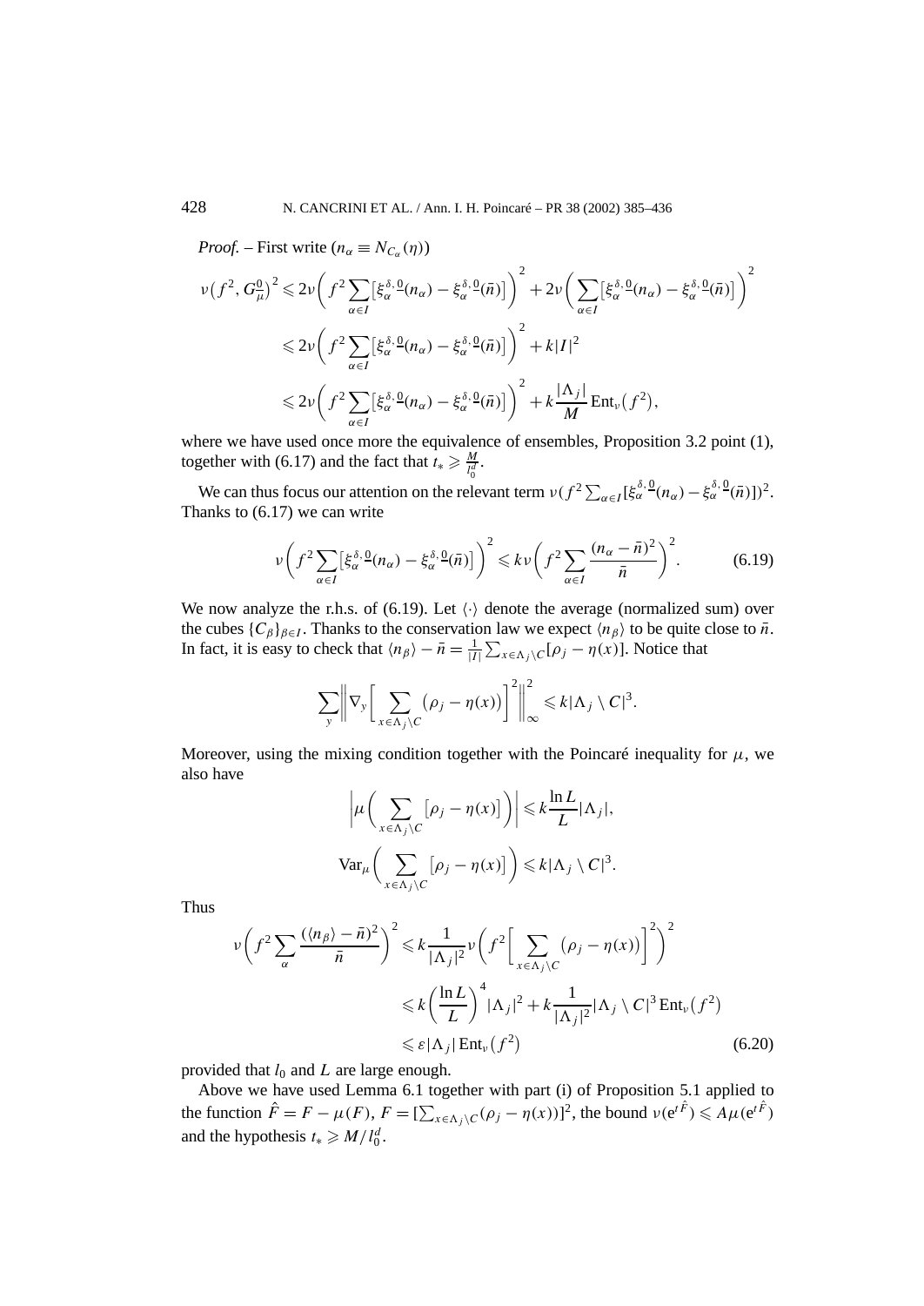*Proof.* – First write ($n_\alpha \equiv N_{C_\alpha}(\eta)$)

$$
\begin{aligned}
\nu\left(f^2, G_{\underline{\mu}}^{\underline{0}}\right)^2 &\leqslant 2\nu\left(f^2 \sum_{\alpha \in I}\left[\xi_\alpha^{\delta,\underline{0}}(n_\alpha) - \xi_\alpha^{\delta,\underline{0}}(\bar{n})\right]\right)^2 + 2\nu\left(\sum_{\alpha \in I}\left[\xi_\alpha^{\delta,\underline{0}}(n_\alpha) - \xi_\alpha^{\delta,\underline{0}}(\bar{n})\right]\right)^2 \\
&\leqslant 2\nu\left(f^2 \sum_{\alpha \in I}\left[\xi_\alpha^{\delta,\underline{0}}(n_\alpha) - \xi_\alpha^{\delta,\underline{0}}(\bar{n})\right]\right)^2 + k|I|^2 \\
&\leqslant 2\nu\left(f^2 \sum_{\alpha \in I}\left[\xi_\alpha^{\delta,\underline{0}}(n_\alpha) - \xi_\alpha^{\delta,\underline{0}}(\bar{n})\right]\right)^2 + k\frac{|\Lambda_j|}{M}\operatorname{Ent}_\nu\left(f^2\right),
\end{aligned}
$$

where we have used once more the equivalence of ensembles, Proposition 3.2 point (1), together with (6.17) and the fact that $t_* \geqslant \frac{M}{l_0^d}$.

We can thus focus our attention on the relevant term $\nu(f^2 \sum_{\alpha \in I}[\xi_\alpha^{\delta,\underline{0}}(n_\alpha) - \xi_\alpha^{\delta,\underline{0}}(\bar{n})])^2$. Thanks to (6.17) we can write

$$
\nu\left(f^2 \sum_{\alpha \in I}\left[\xi_\alpha^{\delta,\underline{0}}(n_\alpha) - \xi_\alpha^{\delta,\underline{0}}(\bar{n})\right]\right)^2 \leqslant k\nu\left(f^2 \sum_{\alpha \in I}\frac{(n_\alpha - \bar{n})^2}{\bar{n}}\right)^2. \tag{6.19}
$$

We now analyze the r.h.s. of (6.19). Let $\langle\cdot\rangle$ denote the average (normalized sum) over the cubes $\{C_\beta\}_{\beta \in I}$. Thanks to the conservation law we expect $\langle n_\beta\rangle$ to be quite close to $\bar{n}$. In fact, it is easy to check that $\langle n_\beta\rangle - \bar{n} = \frac{1}{|I|}\sum_{x \in \Lambda_j \setminus C}[\rho_j - \eta(x)]$. Notice that

$$
\sum_y \left\|\nabla_y\left[\sum_{x \in \Lambda_j \setminus C}\left(\rho_j - \eta(x)\right)\right]^2\right\|_\infty^2 \leqslant k|\Lambda_j \setminus C|^3.
$$

Moreover, using the mixing condition together with the Poincaré inequality for $\mu$, we also have

$$
\left|\mu\left(\sum_{x \in \Lambda_j \setminus C}\left[\rho_j - \eta(x)\right]\right)\right| \leqslant k\frac{\ln L}{L}|\Lambda_j|,
$$

$$
\operatorname{Var}_\mu\left(\sum_{x \in \Lambda_j \setminus C}\left[\rho_j - \eta(x)\right]\right) \leqslant k|\Lambda_j \setminus C|^3.
$$

Thus

$$
\begin{aligned}
\nu\left(f^2 \sum_\alpha \frac{(\langle n_\beta\rangle - \bar{n})^2}{\bar{n}}\right)^2 &\leqslant k\frac{1}{|\Lambda_j|^2}\nu\left(f^2\left[\sum_{x \in \Lambda_j \setminus C}\left(\rho_j - \eta(x)\right)\right]^2\right)^2 \\
&\leqslant k\left(\frac{\ln L}{L}\right)^4|\Lambda_j|^2 + k\frac{1}{|\Lambda_j|^2}|\Lambda_j \setminus C|^3\operatorname{Ent}_\nu\left(f^2\right) \\
&\leqslant \varepsilon|\Lambda_j|\operatorname{Ent}_\nu\left(f^2\right)
\end{aligned} \tag{6.20}
$$

provided that $l_0$ and $L$ are large enough.

Above we have used Lemma 6.1 together with part (i) of Proposition 5.1 applied to the function $\hat{F} = F - \mu(F)$, $F = [\sum_{x \in \Lambda_j \setminus C}(\rho_j - \eta(x))]^2$, the bound $\nu(\mathrm{e}^{t\hat{F}}) \leqslant A\mu(\mathrm{e}^{t\hat{F}})$ and the hypothesis $t_* \geqslant M/l_0^d$.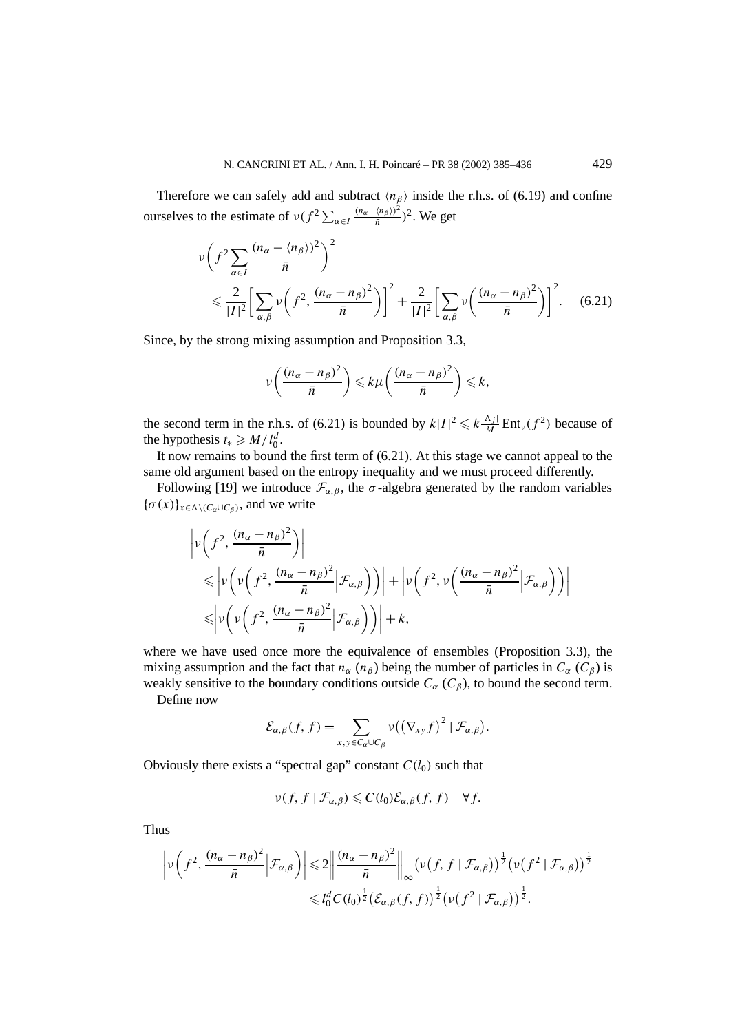Therefore we can safely add and subtract $\langle n_\beta \rangle$ inside the r.h.s. of (6.19) and confine ourselves to the estimate of $\nu(f^2 \sum_{\alpha\in I} \frac{(n_\alpha - \langle n_\beta\rangle)^2}{\bar n})^2$. We get

$$\nu\left(f^2 \sum_{\alpha\in I} \frac{(n_\alpha - \langle n_\beta\rangle)^2}{\bar n}\right)^2 \leqslant \frac{2}{|I|^2}\left[\sum_{\alpha,\beta} \nu\left(f^2, \frac{(n_\alpha - n_\beta)^2}{\bar n}\right)\right]^2 + \frac{2}{|I|^2}\left[\sum_{\alpha,\beta} \nu\left(\frac{(n_\alpha - n_\beta)^2}{\bar n}\right)\right]^2. \quad (6.21)$$

Since, by the strong mixing assumption and Proposition 3.3,

$$\nu\left(\frac{(n_\alpha - n_\beta)^2}{\bar n}\right) \leqslant k\mu\left(\frac{(n_\alpha - n_\beta)^2}{\bar n}\right) \leqslant k,$$

the second term in the r.h.s. of (6.21) is bounded by $k|I|^2 \leqslant k\frac{|\Lambda_j|}{M}\,\mathrm{Ent}_\nu(f^2)$ because of the hypothesis $t_* \geqslant M/l_0^d$.

It now remains to bound the first term of (6.21). At this stage we cannot appeal to the same old argument based on the entropy inequality and we must proceed differently.

Following [19] we introduce $\mathcal{F}_{\alpha,\beta}$, the $\sigma$-algebra generated by the random variables $\{\sigma(x)\}_{x\in\Lambda\setminus(C_\alpha\cup C_\beta)}$, and we write

$$\begin{aligned}
\left|\nu\left(f^2, \frac{(n_\alpha - n_\beta)^2}{\bar n}\right)\right|
&\leqslant \left|\nu\left(\nu\left(f^2, \frac{(n_\alpha - n_\beta)^2}{\bar n}\Big|\mathcal{F}_{\alpha,\beta}\right)\right)\right| + \left|\nu\left(f^2, \nu\left(\frac{(n_\alpha - n_\beta)^2}{\bar n}\Big|\mathcal{F}_{\alpha,\beta}\right)\right)\right| \\
&\leqslant \left|\nu\left(\nu\left(f^2, \frac{(n_\alpha - n_\beta)^2}{\bar n}\Big|\mathcal{F}_{\alpha,\beta}\right)\right)\right| + k,
\end{aligned}$$

where we have used once more the equivalence of ensembles (Proposition 3.3), the mixing assumption and the fact that $n_\alpha$ ($n_\beta$) being the number of particles in $C_\alpha$ ($C_\beta$) is weakly sensitive to the boundary conditions outside $C_\alpha$ ($C_\beta$), to bound the second term.

Define now

$$\mathcal{E}_{\alpha,\beta}(f,f) = \sum_{x,y\in C_\alpha\cup C_\beta} \nu\big((\nabla_{xy} f)^2 \mid \mathcal{F}_{\alpha,\beta}\big).$$

Obviously there exists a "spectral gap" constant $C(l_0)$ such that

$$\nu(f,f \mid \mathcal{F}_{\alpha,\beta}) \leqslant C(l_0)\mathcal{E}_{\alpha,\beta}(f,f) \quad \forall f.$$

Thus

$$\begin{aligned}
\left|\nu\left(f^2, \frac{(n_\alpha - n_\beta)^2}{\bar n}\Big|\mathcal{F}_{\alpha,\beta}\right)\right| &\leqslant 2\left\|\frac{(n_\alpha - n_\beta)^2}{\bar n}\right\|_\infty \big(\nu(f,f\mid\mathcal{F}_{\alpha,\beta})\big)^{\frac12}\big(\nu(f^2\mid\mathcal{F}_{\alpha,\beta})\big)^{\frac12} \\
&\leqslant l_0^d C(l_0)^{\frac12}\big(\mathcal{E}_{\alpha,\beta}(f,f)\big)^{\frac12}\big(\nu(f^2\mid\mathcal{F}_{\alpha,\beta})\big)^{\frac12}.
\end{aligned}$$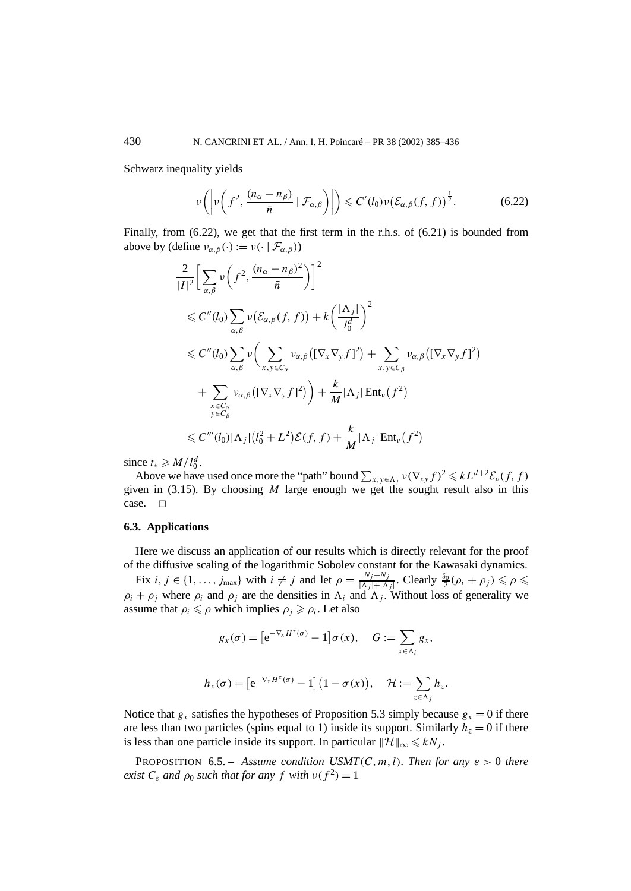Schwarz inequality yields

$$\nu\left(\left|\nu\left(f^2, \frac{(n_\alpha - n_\beta)}{\bar{n}} \mid \mathcal{F}_{\alpha,\beta}\right)\right|\right) \leqslant C'(l_0)\nu\left(\mathcal{E}_{\alpha,\beta}(f,f)\right)^{\frac{1}{2}}. \tag{6.22}$$

Finally, from (6.22), we get that the first term in the r.h.s. of (6.21) is bounded from above by (define $\nu_{\alpha,\beta}(\cdot) := \nu(\cdot \mid \mathcal{F}_{\alpha,\beta})$)

$$\begin{aligned}
&\frac{2}{|I|^2}\left[\sum_{\alpha,\beta} \nu\left(f^2, \frac{(n_\alpha - n_\beta)^2}{\bar{n}}\right)\right]^2 \\
&\leqslant C''(l_0)\sum_{\alpha,\beta} \nu\left(\mathcal{E}_{\alpha,\beta}(f,f)\right) + k\left(\frac{|\Lambda_j|}{l_0^d}\right)^2 \\
&\leqslant C''(l_0)\sum_{\alpha,\beta} \nu\left(\sum_{x,y\in C_\alpha} \nu_{\alpha,\beta}\left([\nabla_x \nabla_y f]^2\right) + \sum_{x,y\in C_\beta} \nu_{\alpha,\beta}\left([\nabla_x \nabla_y f]^2\right)\right. \\
&\quad \left. + \sum_{\substack{x\in C_\alpha \\ y\in C_\beta}} \nu_{\alpha,\beta}\left([\nabla_x \nabla_y f]^2\right)\right) + \frac{k}{M}|\Lambda_j| \operatorname{Ent}_\nu\left(f^2\right) \\
&\leqslant C'''(l_0)|\Lambda_j|\left(l_0^2 + L^2\right)\mathcal{E}(f,f) + \frac{k}{M}|\Lambda_j| \operatorname{Ent}_\nu\left(f^2\right)
\end{aligned}$$

since $t_* \geqslant M/l_0^d$.

Above we have used once more the "path" bound $\sum_{x,y\in\Lambda_j} \nu(\nabla_{xy} f)^2 \leqslant kL^{d+2}\mathcal{E}_\nu(f,f)$ given in (3.15). By choosing $M$ large enough we get the sought result also in this case. □

### 6.3. Applications

Here we discuss an application of our results which is directly relevant for the proof of the diffusive scaling of the logarithmic Sobolev constant for the Kawasaki dynamics.

Fix $i, j \in \{1, \ldots, j_{\max}\}$ with $i \neq j$ and let $\rho = \frac{N_j + N_j}{|\Lambda_j| + |\Lambda_j|}$. Clearly $\frac{\delta_0}{2}(\rho_i + \rho_j) \leqslant \rho \leqslant \rho_i + \rho_j$ where $\rho_i$ and $\rho_j$ are the densities in $\Lambda_i$ and $\Lambda_j$. Without loss of generality we assume that $\rho_i \leqslant \rho$ which implies $\rho_j \geqslant \rho_i$. Let also

$$g_x(\sigma) = \left[\mathrm{e}^{-\nabla_x H^\tau(\sigma)} - 1\right]\sigma(x), \quad G := \sum_{x\in\Lambda_i} g_x,$$

$$h_x(\sigma) = \left[\mathrm{e}^{-\nabla_x H^\tau(\sigma)} - 1\right]\left(1 - \sigma(x)\right), \quad \mathcal{H} := \sum_{z\in\Lambda_j} h_z.$$

Notice that $g_x$ satisfies the hypotheses of Proposition 5.3 simply because $g_x = 0$ if there are less than two particles (spins equal to 1) inside its support. Similarly $h_z = 0$ if there is less than one particle inside its support. In particular $\|\mathcal{H}\|_\infty \leqslant kN_j$.

PROPOSITION 6.5. – *Assume condition USMT$(C, m, l)$. Then for any $\varepsilon > 0$ there exist $C_\varepsilon$ and $\rho_0$ such that for any $f$ with $\nu(f^2) = 1$*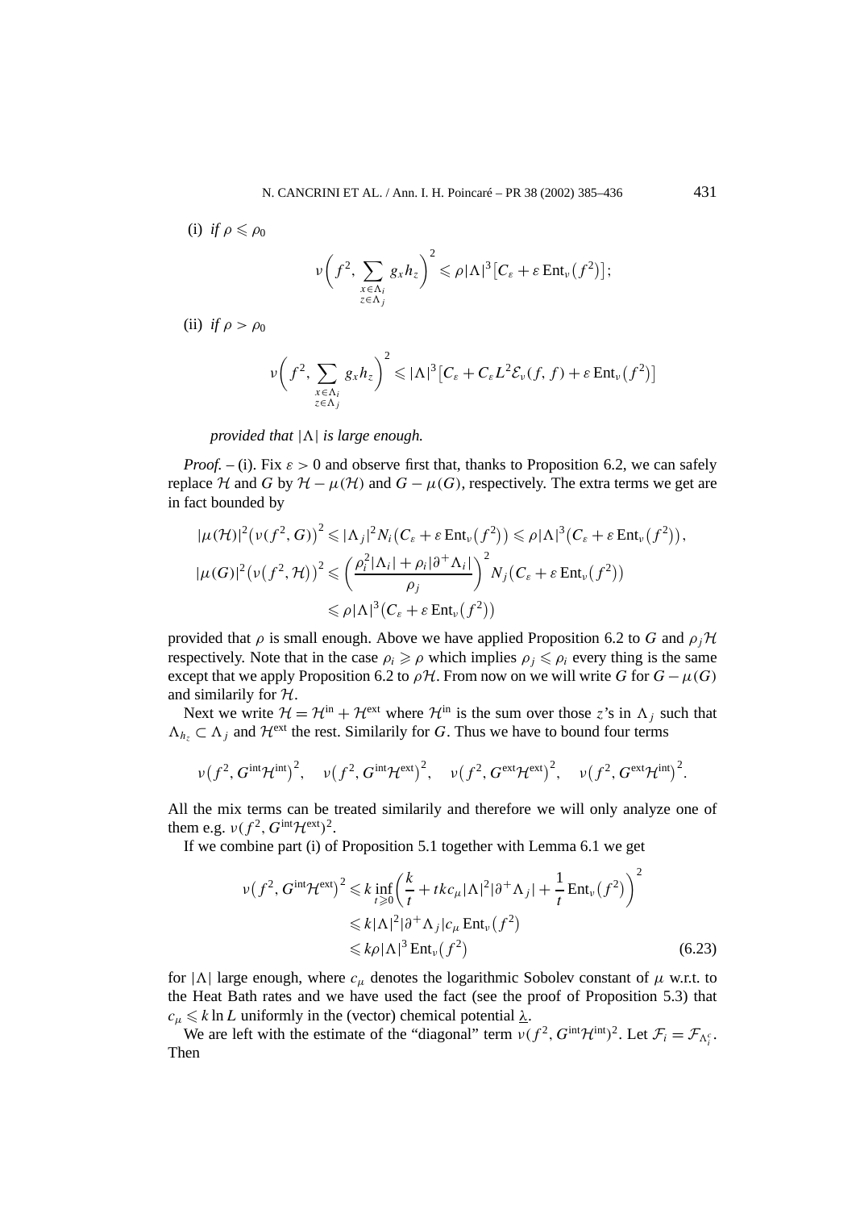(i) *if* $\rho \leqslant \rho_0$

$$\nu\left(f^2, \sum_{\substack{x\in\Lambda_i\\ z\in\Lambda_j}} g_x h_z\right)^2 \leqslant \rho|\Lambda|^3\left[C_\varepsilon + \varepsilon \operatorname{Ent}_\nu\left(f^2\right)\right];$$

(ii) *if* $\rho > \rho_0$

$$\nu\left(f^2, \sum_{\substack{x\in\Lambda_i\\ z\in\Lambda_j}} g_x h_z\right)^2 \leqslant |\Lambda|^3\left[C_\varepsilon + C_\varepsilon L^2 \mathcal{E}_\nu(f,f) + \varepsilon \operatorname{Ent}_\nu\left(f^2\right)\right]$$

*provided that* $|\Lambda|$ *is large enough.*

*Proof.* – (i). Fix $\varepsilon > 0$ and observe first that, thanks to Proposition 6.2, we can safely replace $\mathcal{H}$ and $G$ by $\mathcal{H} - \mu(\mathcal{H})$ and $G - \mu(G)$, respectively. The extra terms we get are in fact bounded by

$$\begin{aligned}
|\mu(\mathcal{H})|^2\left(\nu(f^2, G)\right)^2 &\leqslant |\Lambda_j|^2 N_i\left(C_\varepsilon + \varepsilon \operatorname{Ent}_\nu\left(f^2\right)\right) \leqslant \rho|\Lambda|^3\left(C_\varepsilon + \varepsilon \operatorname{Ent}_\nu\left(f^2\right)\right),\\
|\mu(G)|^2\left(\nu(f^2, \mathcal{H})\right)^2 &\leqslant \left(\frac{\rho_i^2|\Lambda_i| + \rho_i|\partial^+\Lambda_i|}{\rho_j}\right)^2 N_j\left(C_\varepsilon + \varepsilon \operatorname{Ent}_\nu\left(f^2\right)\right)\\
&\leqslant \rho|\Lambda|^3\left(C_\varepsilon + \varepsilon \operatorname{Ent}_\nu\left(f^2\right)\right)
\end{aligned}$$

provided that $\rho$ is small enough. Above we have applied Proposition 6.2 to $G$ and $\rho_j\mathcal{H}$ respectively. Note that in the case $\rho_i \geqslant \rho$ which implies $\rho_j \leqslant \rho_i$ every thing is the same except that we apply Proposition 6.2 to $\rho\mathcal{H}$. From now on we will write $G$ for $G - \mu(G)$ and similarily for $\mathcal{H}$.

Next we write $\mathcal{H} = \mathcal{H}^{\text{in}} + \mathcal{H}^{\text{ext}}$ where $\mathcal{H}^{\text{in}}$ is the sum over those $z$'s in $\Lambda_j$ such that $\Lambda_{h_z} \subset \Lambda_j$ and $\mathcal{H}^{\text{ext}}$ the rest. Similarly for $G$. Thus we have to bound four terms

$$\nu\left(f^2, G^{\text{int}}\mathcal{H}^{\text{int}}\right)^2, \quad \nu\left(f^2, G^{\text{int}}\mathcal{H}^{\text{ext}}\right)^2, \quad \nu\left(f^2, G^{\text{ext}}\mathcal{H}^{\text{ext}}\right)^2, \quad \nu\left(f^2, G^{\text{ext}}\mathcal{H}^{\text{int}}\right)^2.$$

All the mix terms can be treated similarily and therefore we will only analyze one of them e.g. $\nu(f^2, G^{\text{int}}\mathcal{H}^{\text{ext}})^2$.

If we combine part (i) of Proposition 5.1 together with Lemma 6.1 we get

$$\begin{aligned}
\nu\left(f^2, G^{\text{int}}\mathcal{H}^{\text{ext}}\right)^2 &\leqslant k \inf_{t\geqslant 0}\left(\frac{k}{t} + tkc_\mu|\Lambda|^2|\partial^+\Lambda_j| + \frac{1}{t}\operatorname{Ent}_\nu\left(f^2\right)\right)^2\\
&\leqslant k|\Lambda|^2|\partial^+\Lambda_j| c_\mu \operatorname{Ent}_\nu\left(f^2\right)\\
&\leqslant k\rho|\Lambda|^3 \operatorname{Ent}_\nu\left(f^2\right)
\end{aligned} \tag{6.23}$$

for $|\Lambda|$ large enough, where $c_\mu$ denotes the logarithmic Sobolev constant of $\mu$ w.r.t. to the Heat Bath rates and we have used the fact (see the proof of Proposition 5.3) that $c_\mu \leqslant k \ln L$ uniformly in the (vector) chemical potential $\underline{\lambda}$.

We are left with the estimate of the "diagonal" term $\nu(f^2, G^{\text{int}}\mathcal{H}^{\text{int}})^2$. Let $\mathcal{F}_i = \mathcal{F}_{\Lambda_i^c}$. Then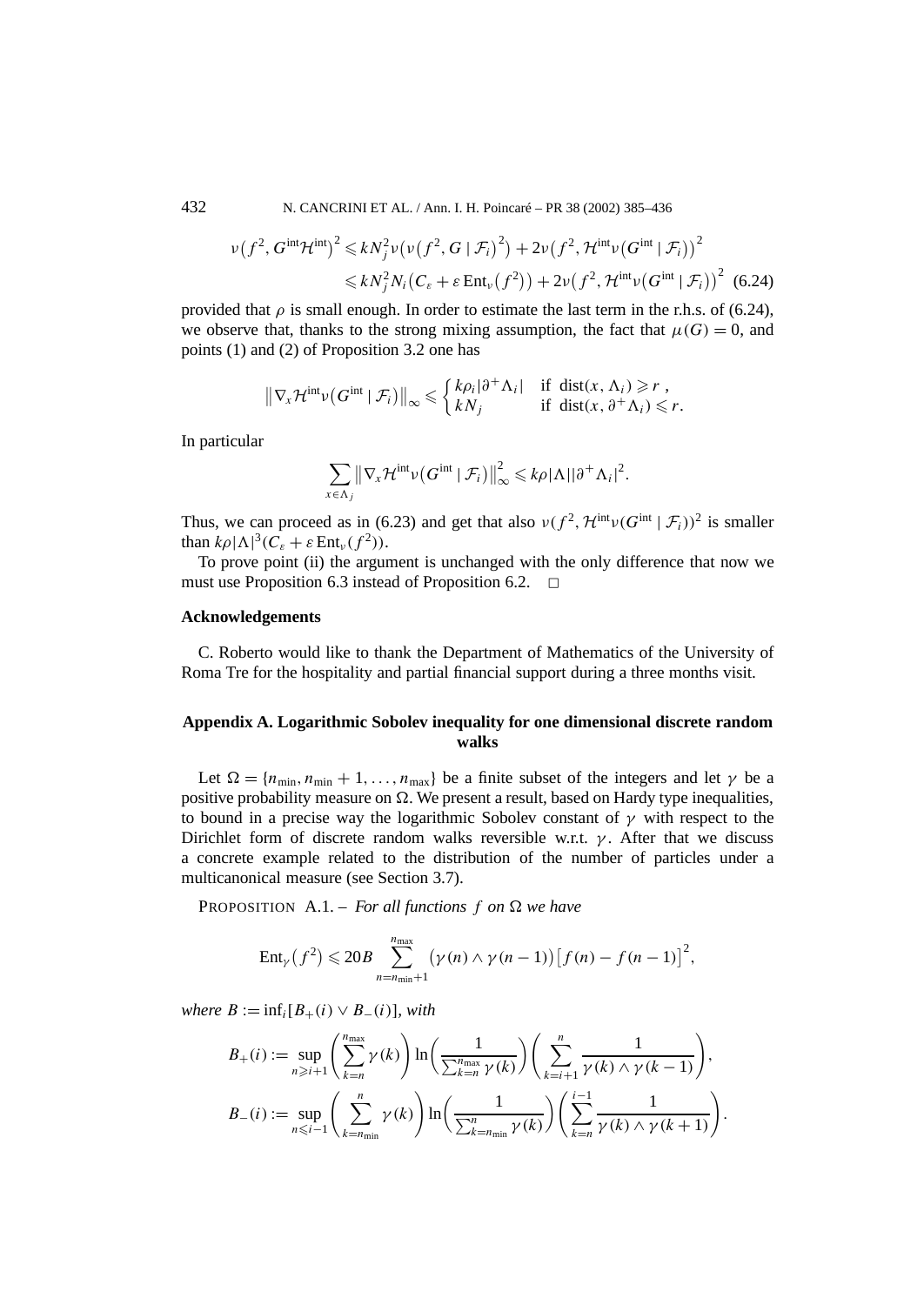$$\nu\left(f^2, G^{\text{int}}\mathcal{H}^{\text{int}}\right)^2 \leqslant k N_j^2 \nu\left(\nu\left(f^2, G \mid \mathcal{F}_i\right)^2\right) + 2\nu\left(f^2, \mathcal{H}^{\text{int}}\nu\left(G^{\text{int}} \mid \mathcal{F}_i\right)\right)^2$$
$$\leqslant k N_j^2 N_i\left(C_\varepsilon + \varepsilon \operatorname{Ent}_\nu\left(f^2\right)\right) + 2\nu\left(f^2, \mathcal{H}^{\text{int}}\nu\left(G^{\text{int}} \mid \mathcal{F}_i\right)\right)^2 \quad (6.24)$$

provided that $\rho$ is small enough. In order to estimate the last term in the r.h.s. of (6.24), we observe that, thanks to the strong mixing assumption, the fact that $\mu(G) = 0$, and points (1) and (2) of Proposition 3.2 one has

$$\left\|\nabla_x \mathcal{H}^{\text{int}}\nu\left(G^{\text{int}} \mid \mathcal{F}_i\right)\right\|_\infty \leqslant \begin{cases} k\rho_i|\partial^+\Lambda_i| & \text{if } \operatorname{dist}(x, \Lambda_i) \geqslant r, \\ k N_j & \text{if } \operatorname{dist}(x, \partial^+\Lambda_i) \leqslant r. \end{cases}$$

In particular

$$\sum_{x \in \Lambda_j} \left\|\nabla_x \mathcal{H}^{\text{int}}\nu\left(G^{\text{int}} \mid \mathcal{F}_i\right)\right\|_\infty^2 \leqslant k\rho|\Lambda||\partial^+\Lambda_i|^2.$$

Thus, we can proceed as in (6.23) and get that also $\nu(f^2, \mathcal{H}^{\text{int}}\nu(G^{\text{int}} \mid \mathcal{F}_i))^2$ is smaller than $k\rho|\Lambda|^3(C_\varepsilon + \varepsilon \operatorname{Ent}_\nu(f^2))$.

To prove point (ii) the argument is unchanged with the only difference that now we must use Proposition 6.3 instead of Proposition 6.2. $\square$

## Acknowledgements

C. Roberto would like to thank the Department of Mathematics of the University of Roma Tre for the hospitality and partial financial support during a three months visit.

## Appendix A. Logarithmic Sobolev inequality for one dimensional discrete random walks

Let $\Omega = \{n_{\min}, n_{\min} + 1, \ldots, n_{\max}\}$ be a finite subset of the integers and let $\gamma$ be a positive probability measure on $\Omega$. We present a result, based on Hardy type inequalities, to bound in a precise way the logarithmic Sobolev constant of $\gamma$ with respect to the Dirichlet form of discrete random walks reversible w.r.t. $\gamma$. After that we discuss a concrete example related to the distribution of the number of particles under a multicanonical measure (see Section 3.7).

PROPOSITION A.1. – *For all functions $f$ on $\Omega$ we have*

$$\operatorname{Ent}_\gamma\left(f^2\right) \leqslant 20B \sum_{n=n_{\min}+1}^{n_{\max}} \left(\gamma(n) \wedge \gamma(n-1)\right)\left[f(n) - f(n-1)\right]^2,$$

*where $B := \inf_i [B_+(i) \vee B_-(i)]$, with*

$$B_+(i) := \sup_{n \geqslant i+1} \left(\sum_{k=n}^{n_{\max}} \gamma(k)\right) \ln\left(\frac{1}{\sum_{k=n}^{n_{\max}} \gamma(k)}\right) \left(\sum_{k=i+1}^{n} \frac{1}{\gamma(k) \wedge \gamma(k-1)}\right),$$

$$B_-(i) := \sup_{n \leqslant i-1} \left(\sum_{k=n_{\min}}^{n} \gamma(k)\right) \ln\left(\frac{1}{\sum_{k=n_{\min}}^{n} \gamma(k)}\right) \left(\sum_{k=n}^{i-1} \frac{1}{\gamma(k) \wedge \gamma(k+1)}\right).$$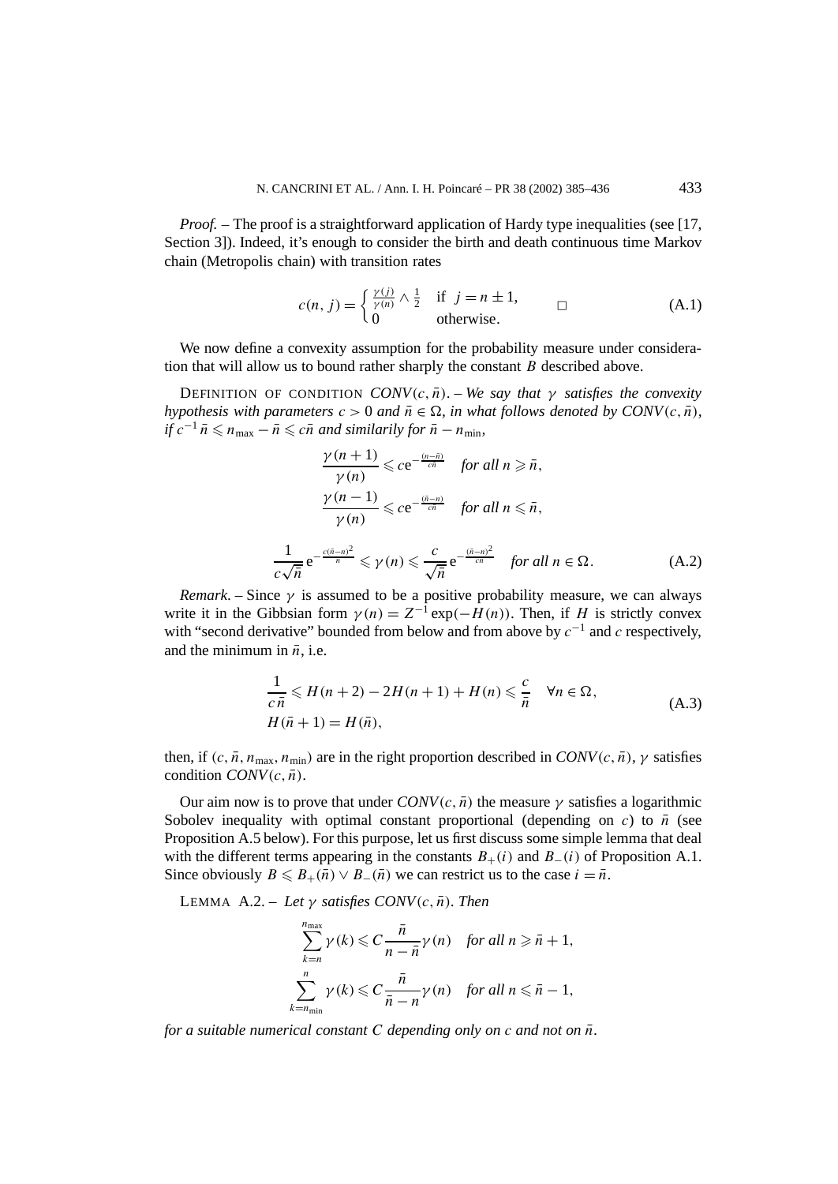*Proof.* – The proof is a straightforward application of Hardy type inequalities (see [17, Section 3]). Indeed, it's enough to consider the birth and death continuous time Markov chain (Metropolis chain) with transition rates

$$c(n,j) = \begin{cases} \frac{\gamma(j)}{\gamma(n)} \wedge \frac{1}{2} & \text{if } j = n \pm 1, \\ 0 & \text{otherwise.} \end{cases} \qquad \square \tag{A.1}$$

We now define a convexity assumption for the probability measure under consideration that will allow us to bound rather sharply the constant $B$ described above.

DEFINITION OF CONDITION $CONV(c, \bar{n})$. – *We say that $\gamma$ satisfies the convexity hypothesis with parameters $c > 0$ and $\bar{n} \in \Omega$, in what follows denoted by $CONV(c, \bar{n})$, if $c^{-1}\bar{n} \leqslant n_{\max} - \bar{n} \leqslant c\bar{n}$ and similarily for $\bar{n} - n_{\min}$,*

$$\frac{\gamma(n+1)}{\gamma(n)} \leqslant c\mathrm{e}^{-\frac{(n-\bar{n})}{c\bar{n}}} \quad \textit{for all } n \geqslant \bar{n},$$

$$\frac{\gamma(n-1)}{\gamma(n)} \leqslant c\mathrm{e}^{-\frac{(\bar{n}-n)}{c\bar{n}}} \quad \textit{for all } n \leqslant \bar{n},$$

$$\frac{1}{c\sqrt{\bar{n}}}\mathrm{e}^{-\frac{c(\bar{n}-n)^2}{\bar{n}}} \leqslant \gamma(n) \leqslant \frac{c}{\sqrt{\bar{n}}}\mathrm{e}^{-\frac{(\bar{n}-n)^2}{c\bar{n}}} \quad \textit{for all } n \in \Omega. \tag{A.2}$$

*Remark.* – Since $\gamma$ is assumed to be a positive probability measure, we can always write it in the Gibbsian form $\gamma(n) = Z^{-1}\exp(-H(n))$. Then, if $H$ is strictly convex with "second derivative" bounded from below and from above by $c^{-1}$ and $c$ respectively, and the minimum in $\bar{n}$, i.e.

$$\begin{aligned} &\frac{1}{c\bar{n}} \leqslant H(n+2) - 2H(n+1) + H(n) \leqslant \frac{c}{\bar{n}} \quad \forall n \in \Omega, \\ &H(\bar{n}+1) = H(\bar{n}), \end{aligned} \tag{A.3}$$

then, if $(c, \bar{n}, n_{\max}, n_{\min})$ are in the right proportion described in $CONV(c, \bar{n})$, $\gamma$ satisfies condition $CONV(c, \bar{n})$.

Our aim now is to prove that under $CONV(c, \bar{n})$ the measure $\gamma$ satisfies a logarithmic Sobolev inequality with optimal constant proportional (depending on $c$) to $\bar{n}$ (see Proposition A.5 below). For this purpose, let us first discuss some simple lemma that deal with the different terms appearing in the constants $B_+(i)$ and $B_-(i)$ of Proposition A.1. Since obviously $B \leqslant B_+(\bar{n}) \vee B_-(\bar{n})$ we can restrict us to the case $i = \bar{n}$.

LEMMA A.2. – *Let $\gamma$ satisfies $CONV(c, \bar{n})$. Then*

$$\sum_{k=n}^{n_{\max}} \gamma(k) \leqslant C\frac{\bar{n}}{n-\bar{n}}\gamma(n) \quad \textit{for all } n \geqslant \bar{n}+1,$$

$$\sum_{k=n_{\min}}^{n} \gamma(k) \leqslant C\frac{\bar{n}}{\bar{n}-n}\gamma(n) \quad \textit{for all } n \leqslant \bar{n}-1,$$

*for a suitable numerical constant $C$ depending only on $c$ and not on $\bar{n}$.*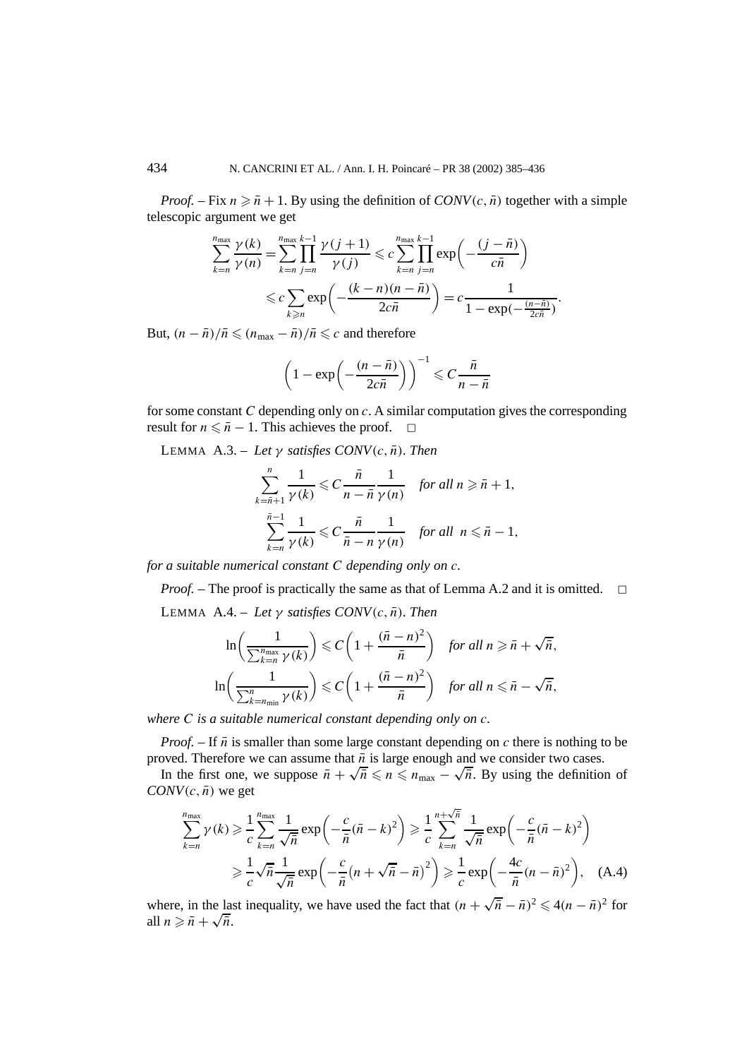*Proof.* – Fix $n \geqslant \bar{n}+1$. By using the definition of $CONV(c,\bar{n})$ together with a simple telescopic argument we get

$$\sum_{k=n}^{n_{\max}} \frac{\gamma(k)}{\gamma(n)} = \sum_{k=n}^{n_{\max}} \prod_{j=n}^{k-1} \frac{\gamma(j+1)}{\gamma(j)} \leqslant c \sum_{k=n}^{n_{\max}} \prod_{j=n}^{k-1} \exp\left(-\frac{(j-\bar{n})}{c\bar{n}}\right)$$

$$\leqslant c \sum_{k\geqslant n} \exp\left(-\frac{(k-n)(n-\bar{n})}{2c\bar{n}}\right) = c\frac{1}{1-\exp(-\frac{(n-\bar{n})}{2c\bar{n}})}.$$

But, $(n-\bar{n})/\bar{n} \leqslant (n_{\max}-\bar{n})/\bar{n} \leqslant c$ and therefore

$$\left(1-\exp\left(-\frac{(n-\bar{n})}{2c\bar{n}}\right)\right)^{-1} \leqslant C\frac{\bar{n}}{n-\bar{n}}$$

for some constant $C$ depending only on $c$. A similar computation gives the corresponding result for $n \leqslant \bar{n}-1$. This achieves the proof. □

LEMMA A.3. – *Let $\gamma$ satisfies $CONV(c,\bar{n})$. Then*

$$\sum_{k=\bar{n}+1}^{n} \frac{1}{\gamma(k)} \leqslant C\frac{\bar{n}}{n-\bar{n}}\frac{1}{\gamma(n)} \quad \textit{for all } n \geqslant \bar{n}+1,$$

$$\sum_{k=n}^{\bar{n}-1} \frac{1}{\gamma(k)} \leqslant C\frac{\bar{n}}{\bar{n}-n}\frac{1}{\gamma(n)} \quad \textit{for all } n \leqslant \bar{n}-1,$$

*for a suitable numerical constant $C$ depending only on $c$.*

*Proof.* – The proof is practically the same as that of Lemma A.2 and it is omitted. □

LEMMA A.4. – *Let $\gamma$ satisfies $CONV(c,\bar{n})$. Then*

$$\ln\left(\frac{1}{\sum_{k=n}^{n_{\max}} \gamma(k)}\right) \leqslant C\left(1+\frac{(\bar{n}-n)^2}{\bar{n}}\right) \quad \textit{for all } n \geqslant \bar{n}+\sqrt{\bar{n}},$$

$$\ln\left(\frac{1}{\sum_{k=n_{\min}}^{n} \gamma(k)}\right) \leqslant C\left(1+\frac{(\bar{n}-n)^2}{\bar{n}}\right) \quad \textit{for all } n \leqslant \bar{n}-\sqrt{\bar{n}},$$

*where $C$ is a suitable numerical constant depending only on $c$.*

*Proof.* – If $\bar{n}$ is smaller than some large constant depending on $c$ there is nothing to be proved. Therefore we can assume that $\bar{n}$ is large enough and we consider two cases.

In the first one, we suppose $\bar{n}+\sqrt{\bar{n}} \leqslant n \leqslant n_{\max}-\sqrt{\bar{n}}$. By using the definition of $CONV(c,\bar{n})$ we get

$$\sum_{k=n}^{n_{\max}} \gamma(k) \geqslant \frac{1}{c}\sum_{k=n}^{n_{\max}} \frac{1}{\sqrt{\bar{n}}}\exp\left(-\frac{c}{\bar{n}}(\bar{n}-k)^2\right) \geqslant \frac{1}{c}\sum_{k=n}^{n+\sqrt{\bar{n}}} \frac{1}{\sqrt{\bar{n}}}\exp\left(-\frac{c}{\bar{n}}(\bar{n}-k)^2\right)$$

$$\geqslant \frac{1}{c}\sqrt{\bar{n}}\frac{1}{\sqrt{\bar{n}}}\exp\left(-\frac{c}{\bar{n}}\left(n+\sqrt{\bar{n}}-\bar{n}\right)^2\right) \geqslant \frac{1}{c}\exp\left(-\frac{4c}{\bar{n}}(n-\bar{n})^2\right), \quad \text{(A.4)}$$

where, in the last inequality, we have used the fact that $(n+\sqrt{\bar{n}}-\bar{n})^2 \leqslant 4(n-\bar{n})^2$ for all $n \geqslant \bar{n}+\sqrt{\bar{n}}$.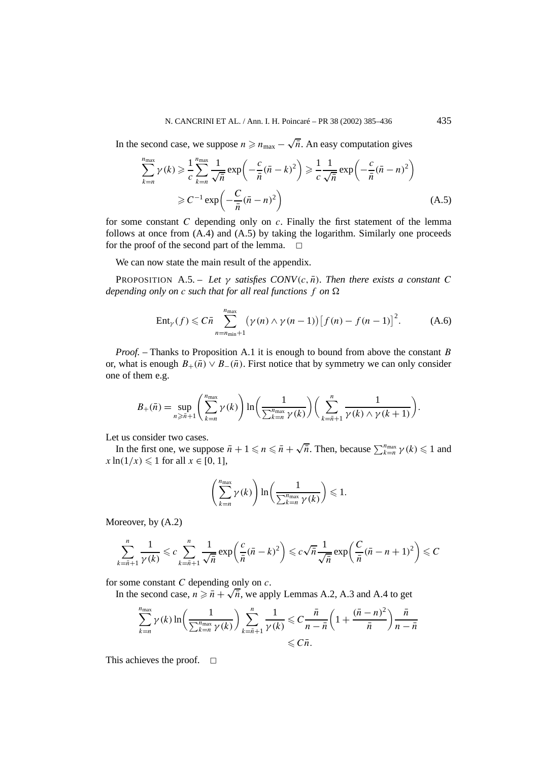In the second case, we suppose $n \geqslant n_{\max} - \sqrt{\bar{n}}$. An easy computation gives

$$\sum_{k=n}^{n_{\max}} \gamma(k) \geqslant \frac{1}{c} \sum_{k=n}^{n_{\max}} \frac{1}{\sqrt{\bar{n}}} \exp\left(-\frac{c}{\bar{n}}(\bar{n}-k)^2\right) \geqslant \frac{1}{c} \frac{1}{\sqrt{\bar{n}}} \exp\left(-\frac{c}{\bar{n}}(\bar{n}-n)^2\right)$$
$$\geqslant C^{-1} \exp\left(-\frac{C}{\bar{n}}(\bar{n}-n)^2\right) \tag{A.5}$$

for some constant $C$ depending only on $c$. Finally the first statement of the lemma follows at once from (A.4) and (A.5) by taking the logarithm. Similarly one proceeds for the proof of the second part of the lemma. $\square$

We can now state the main result of the appendix.

PROPOSITION A.5. – *Let $\gamma$ satisfies CONV$(c, \bar{n})$. Then there exists a constant $C$ depending only on $c$ such that for all real functions $f$ on $\Omega$*

$$\operatorname{Ent}_\gamma(f) \leqslant C\bar{n} \sum_{n=n_{\min}+1}^{n_{\max}} \big(\gamma(n) \wedge \gamma(n-1)\big)\big[f(n) - f(n-1)\big]^2. \tag{A.6}$$

*Proof.* – Thanks to Proposition A.1 it is enough to bound from above the constant $B$ or, what is enough $B_+(\bar{n}) \vee B_-(\bar{n})$. First notice that by symmetry we can only consider one of them e.g.

$$B_+(\bar{n}) = \sup_{n \geqslant \bar{n}+1} \left(\sum_{k=n}^{n_{\max}} \gamma(k)\right) \ln\left(\frac{1}{\sum_{k=n}^{n_{\max}} \gamma(k)}\right) \left(\sum_{k=\bar{n}+1}^{n} \frac{1}{\gamma(k) \wedge \gamma(k+1)}\right).$$

Let us consider two cases.

In the first one, we suppose $\bar{n} + 1 \leqslant n \leqslant \bar{n} + \sqrt{\bar{n}}$. Then, because $\sum_{k=n}^{n_{\max}} \gamma(k) \leqslant 1$ and $x \ln(1/x) \leqslant 1$ for all $x \in [0, 1]$,

$$\left(\sum_{k=n}^{n_{\max}} \gamma(k)\right) \ln\left(\frac{1}{\sum_{k=n}^{n_{\max}} \gamma(k)}\right) \leqslant 1.$$

Moreover, by (A.2)

$$\sum_{k=\bar{n}+1}^{n} \frac{1}{\gamma(k)} \leqslant c \sum_{k=\bar{n}+1}^{n} \frac{1}{\sqrt{\bar{n}}} \exp\left(\frac{c}{\bar{n}}(\bar{n}-k)^2\right) \leqslant c\sqrt{\bar{n}} \frac{1}{\sqrt{\bar{n}}} \exp\left(\frac{C}{\bar{n}}(\bar{n}-n+1)^2\right) \leqslant C$$

for some constant $C$ depending only on $c$.

In the second case, $n \geqslant \bar{n} + \sqrt{\bar{n}}$, we apply Lemmas A.2, A.3 and A.4 to get

$$\sum_{k=n}^{n_{\max}} \gamma(k) \ln\left(\frac{1}{\sum_{k=n}^{n_{\max}} \gamma(k)}\right) \sum_{k=\bar{n}+1}^{n} \frac{1}{\gamma(k)} \leqslant C \frac{\bar{n}}{n-\bar{n}} \left(1 + \frac{(\bar{n}-n)^2}{\bar{n}}\right) \frac{\bar{n}}{n-\bar{n}}$$
$$\leqslant C\bar{n}.$$

This achieves the proof. $\square$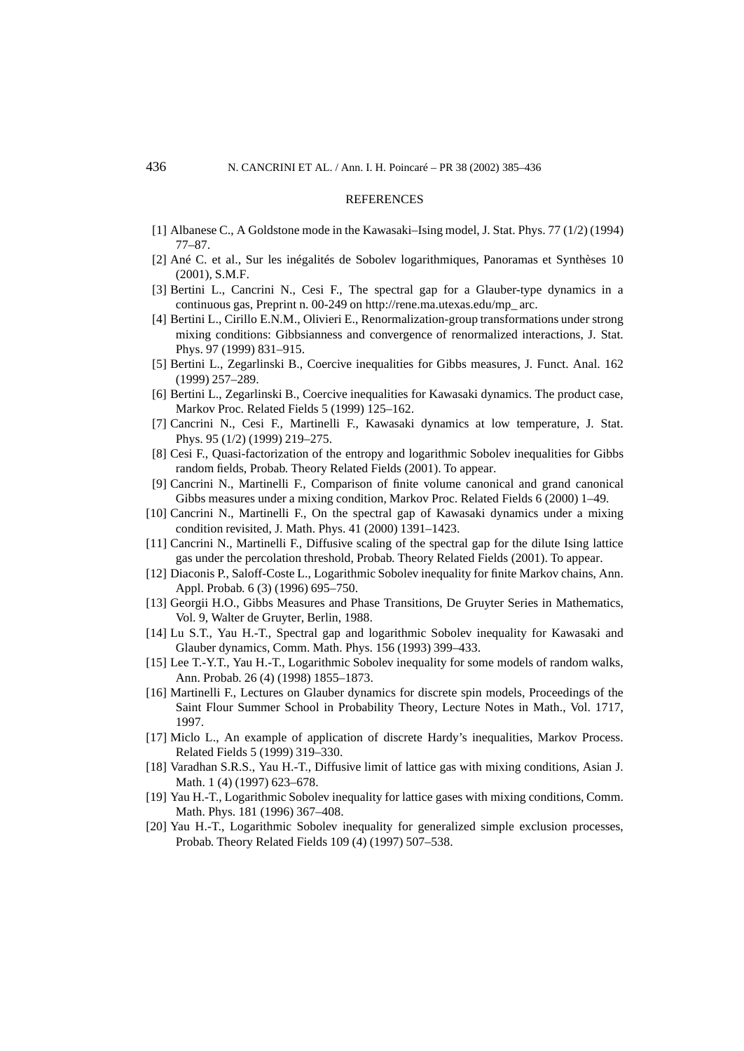## REFERENCES

[1] Albanese C., A Goldstone mode in the Kawasaki–Ising model, J. Stat. Phys. 77 (1/2) (1994) 77–87.

[2] Ané C. et al., Sur les inégalités de Sobolev logarithmiques, Panoramas et Synthèses 10 (2001), S.M.F.

[3] Bertini L., Cancrini N., Cesi F., The spectral gap for a Glauber-type dynamics in a continuous gas, Preprint n. 00-249 on http://rene.ma.utexas.edu/mp_ arc.

[4] Bertini L., Cirillo E.N.M., Olivieri E., Renormalization-group transformations under strong mixing conditions: Gibbsianness and convergence of renormalized interactions, J. Stat. Phys. 97 (1999) 831–915.

[5] Bertini L., Zegarlinski B., Coercive inequalities for Gibbs measures, J. Funct. Anal. 162 (1999) 257–289.

[6] Bertini L., Zegarlinski B., Coercive inequalities for Kawasaki dynamics. The product case, Markov Proc. Related Fields 5 (1999) 125–162.

[7] Cancrini N., Cesi F., Martinelli F., Kawasaki dynamics at low temperature, J. Stat. Phys. 95 (1/2) (1999) 219–275.

[8] Cesi F., Quasi-factorization of the entropy and logarithmic Sobolev inequalities for Gibbs random fields, Probab. Theory Related Fields (2001). To appear.

[9] Cancrini N., Martinelli F., Comparison of finite volume canonical and grand canonical Gibbs measures under a mixing condition, Markov Proc. Related Fields 6 (2000) 1–49.

[10] Cancrini N., Martinelli F., On the spectral gap of Kawasaki dynamics under a mixing condition revisited, J. Math. Phys. 41 (2000) 1391–1423.

[11] Cancrini N., Martinelli F., Diffusive scaling of the spectral gap for the dilute Ising lattice gas under the percolation threshold, Probab. Theory Related Fields (2001). To appear.

[12] Diaconis P., Saloff-Coste L., Logarithmic Sobolev inequality for finite Markov chains, Ann. Appl. Probab. 6 (3) (1996) 695–750.

[13] Georgii H.O., Gibbs Measures and Phase Transitions, De Gruyter Series in Mathematics, Vol. 9, Walter de Gruyter, Berlin, 1988.

[14] Lu S.T., Yau H.-T., Spectral gap and logarithmic Sobolev inequality for Kawasaki and Glauber dynamics, Comm. Math. Phys. 156 (1993) 399–433.

[15] Lee T.-Y.T., Yau H.-T., Logarithmic Sobolev inequality for some models of random walks, Ann. Probab. 26 (4) (1998) 1855–1873.

[16] Martinelli F., Lectures on Glauber dynamics for discrete spin models, Proceedings of the Saint Flour Summer School in Probability Theory, Lecture Notes in Math., Vol. 1717, 1997.

[17] Miclo L., An example of application of discrete Hardy's inequalities, Markov Process. Related Fields 5 (1999) 319–330.

[18] Varadhan S.R.S., Yau H.-T., Diffusive limit of lattice gas with mixing conditions, Asian J. Math. 1 (4) (1997) 623–678.

[19] Yau H.-T., Logarithmic Sobolev inequality for lattice gases with mixing conditions, Comm. Math. Phys. 181 (1996) 367–408.

[20] Yau H.-T., Logarithmic Sobolev inequality for generalized simple exclusion processes, Probab. Theory Related Fields 109 (4) (1997) 507–538.